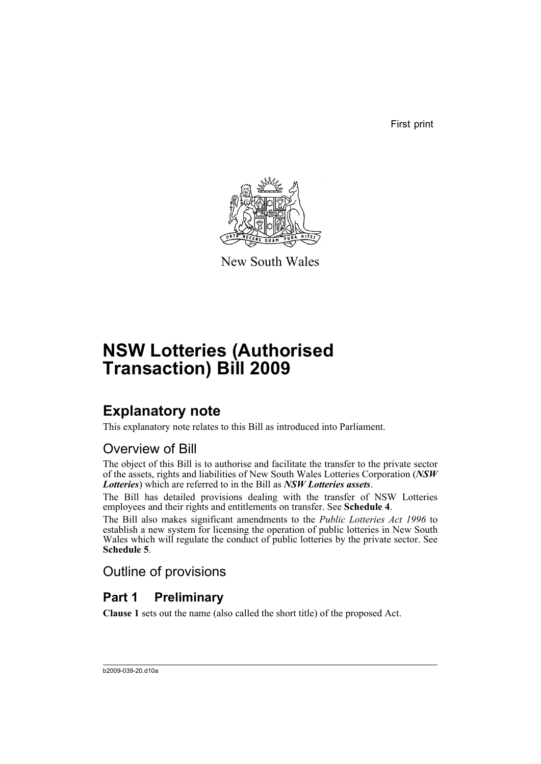First print

New South Wales

# NSW Lotteries (Authorised Transaction) Bill 2009

## Explanatory note

This explanatory note relates to this Bill as introduced into Parliament.

### Overview of Bill

The object of this Bill is to authorise and facilitate the transfer to the private sector of the assets, rights and liabilities of New South Wales Lotteries Corporation (***NSW Lotteries***) which are referred to in the Bill as ***NSW Lotteries assets***.

The Bill has detailed provisions dealing with the transfer of NSW Lotteries employees and their rights and entitlements on transfer. See **Schedule 4**.

The Bill also makes significant amendments to the *Public Lotteries Act 1996* to establish a new system for licensing the operation of public lotteries in New South Wales which will regulate the conduct of public lotteries by the private sector. See **Schedule 5**.

### Outline of provisions

## Part 1 Preliminary

**Clause 1** sets out the name (also called the short title) of the proposed Act.

b2009-039-20.d10a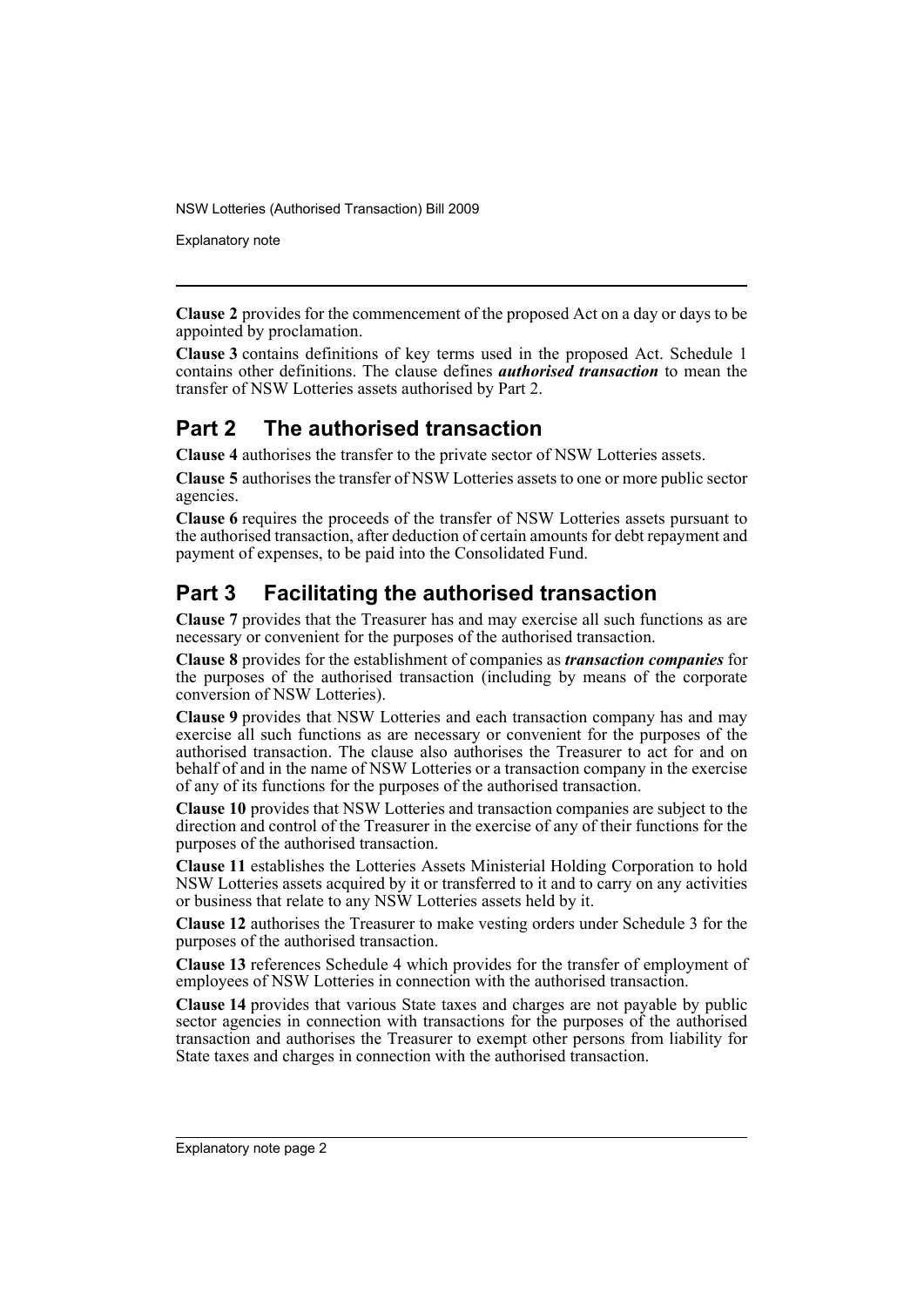**Clause 2** provides for the commencement of the proposed Act on a day or days to be appointed by proclamation.

**Clause 3** contains definitions of key terms used in the proposed Act. Schedule 1 contains other definitions. The clause defines ***authorised transaction*** to mean the transfer of NSW Lotteries assets authorised by Part 2.

## Part 2 The authorised transaction

**Clause 4** authorises the transfer to the private sector of NSW Lotteries assets.

**Clause 5** authorises the transfer of NSW Lotteries assets to one or more public sector agencies.

**Clause 6** requires the proceeds of the transfer of NSW Lotteries assets pursuant to the authorised transaction, after deduction of certain amounts for debt repayment and payment of expenses, to be paid into the Consolidated Fund.

## Part 3 Facilitating the authorised transaction

**Clause 7** provides that the Treasurer has and may exercise all such functions as are necessary or convenient for the purposes of the authorised transaction.

**Clause 8** provides for the establishment of companies as ***transaction companies*** for the purposes of the authorised transaction (including by means of the corporate conversion of NSW Lotteries).

**Clause 9** provides that NSW Lotteries and each transaction company has and may exercise all such functions as are necessary or convenient for the purposes of the authorised transaction. The clause also authorises the Treasurer to act for and on behalf of and in the name of NSW Lotteries or a transaction company in the exercise of any of its functions for the purposes of the authorised transaction.

**Clause 10** provides that NSW Lotteries and transaction companies are subject to the direction and control of the Treasurer in the exercise of any of their functions for the purposes of the authorised transaction.

**Clause 11** establishes the Lotteries Assets Ministerial Holding Corporation to hold NSW Lotteries assets acquired by it or transferred to it and to carry on any activities or business that relate to any NSW Lotteries assets held by it.

**Clause 12** authorises the Treasurer to make vesting orders under Schedule 3 for the purposes of the authorised transaction.

**Clause 13** references Schedule 4 which provides for the transfer of employment of employees of NSW Lotteries in connection with the authorised transaction.

**Clause 14** provides that various State taxes and charges are not payable by public sector agencies in connection with transactions for the purposes of the authorised transaction and authorises the Treasurer to exempt other persons from liability for State taxes and charges in connection with the authorised transaction.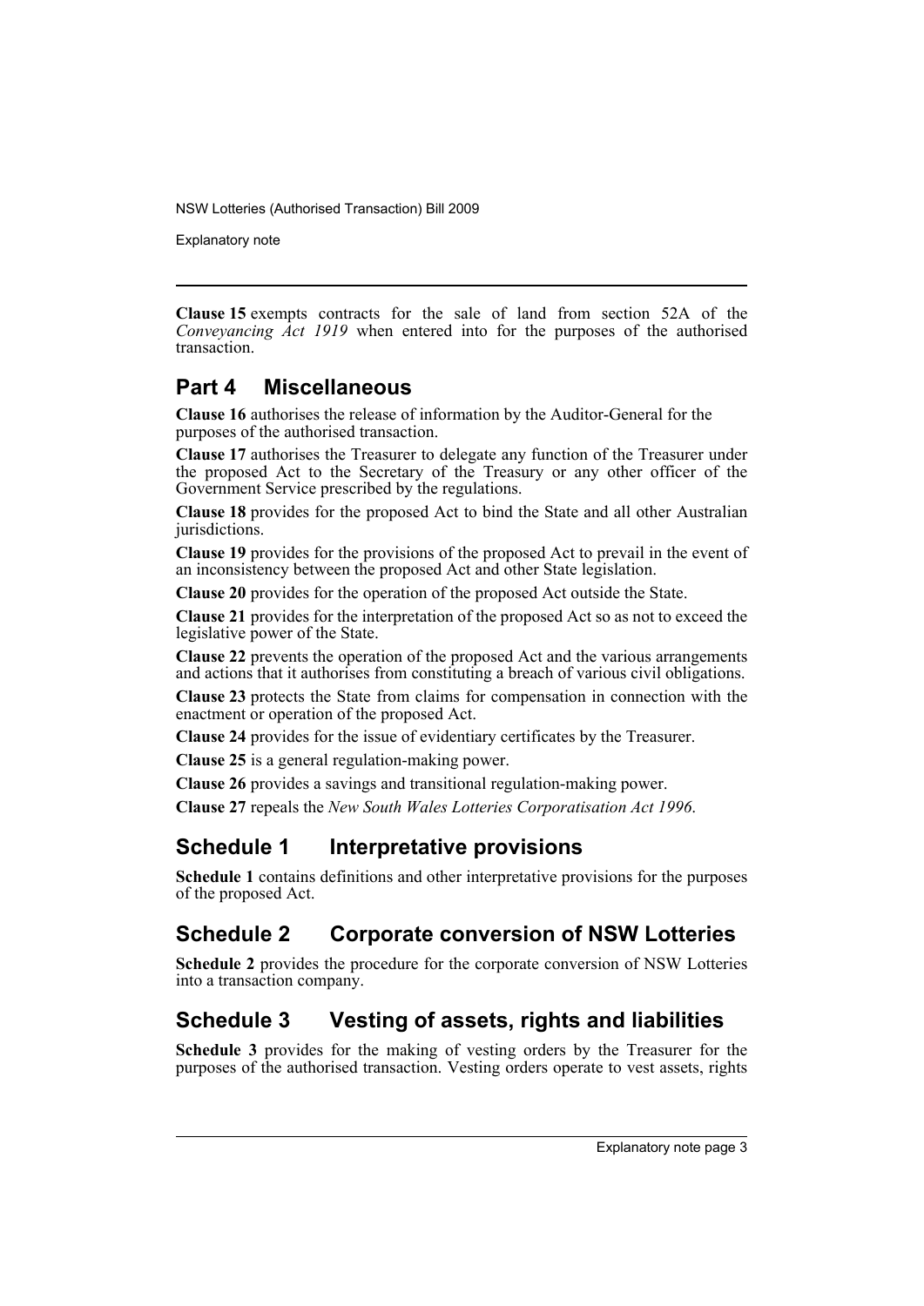**Clause 15** exempts contracts for the sale of land from section 52A of the *Conveyancing Act 1919* when entered into for the purposes of the authorised transaction.

## Part 4 Miscellaneous

**Clause 16** authorises the release of information by the Auditor-General for the purposes of the authorised transaction.

**Clause 17** authorises the Treasurer to delegate any function of the Treasurer under the proposed Act to the Secretary of the Treasury or any other officer of the Government Service prescribed by the regulations.

**Clause 18** provides for the proposed Act to bind the State and all other Australian jurisdictions.

**Clause 19** provides for the provisions of the proposed Act to prevail in the event of an inconsistency between the proposed Act and other State legislation.

**Clause 20** provides for the operation of the proposed Act outside the State.

**Clause 21** provides for the interpretation of the proposed Act so as not to exceed the legislative power of the State.

**Clause 22** prevents the operation of the proposed Act and the various arrangements and actions that it authorises from constituting a breach of various civil obligations.

**Clause 23** protects the State from claims for compensation in connection with the enactment or operation of the proposed Act.

**Clause 24** provides for the issue of evidentiary certificates by the Treasurer.

**Clause 25** is a general regulation-making power.

**Clause 26** provides a savings and transitional regulation-making power.

**Clause 27** repeals the *New South Wales Lotteries Corporatisation Act 1996*.

## Schedule 1 Interpretative provisions

**Schedule 1** contains definitions and other interpretative provisions for the purposes of the proposed Act.

## Schedule 2 Corporate conversion of NSW Lotteries

**Schedule 2** provides the procedure for the corporate conversion of NSW Lotteries into a transaction company.

## Schedule 3 Vesting of assets, rights and liabilities

**Schedule 3** provides for the making of vesting orders by the Treasurer for the purposes of the authorised transaction. Vesting orders operate to vest assets, rights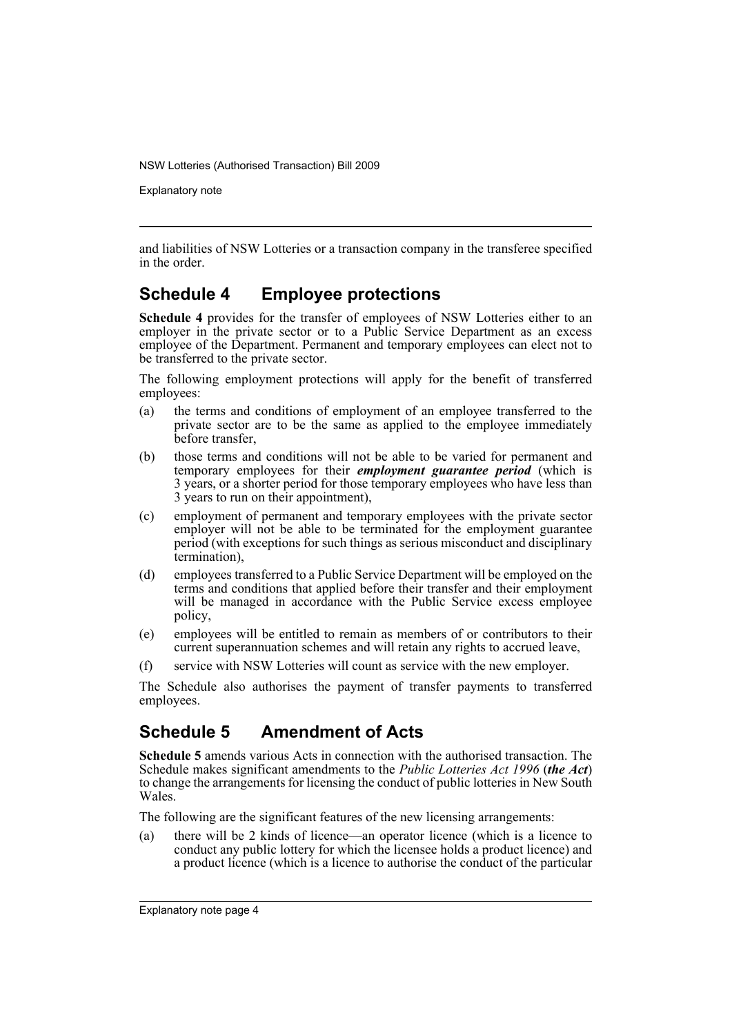and liabilities of NSW Lotteries or a transaction company in the transferee specified in the order.

## Schedule 4 Employee protections

**Schedule 4** provides for the transfer of employees of NSW Lotteries either to an employer in the private sector or to a Public Service Department as an excess employee of the Department. Permanent and temporary employees can elect not to be transferred to the private sector.

The following employment protections will apply for the benefit of transferred employees:

(a) the terms and conditions of employment of an employee transferred to the private sector are to be the same as applied to the employee immediately before transfer,

(b) those terms and conditions will not be able to be varied for permanent and temporary employees for their ***employment guarantee period*** (which is 3 years, or a shorter period for those temporary employees who have less than 3 years to run on their appointment),

(c) employment of permanent and temporary employees with the private sector employer will not be able to be terminated for the employment guarantee period (with exceptions for such things as serious misconduct and disciplinary termination),

(d) employees transferred to a Public Service Department will be employed on the terms and conditions that applied before their transfer and their employment will be managed in accordance with the Public Service excess employee policy,

(e) employees will be entitled to remain as members of or contributors to their current superannuation schemes and will retain any rights to accrued leave,

(f) service with NSW Lotteries will count as service with the new employer.

The Schedule also authorises the payment of transfer payments to transferred employees.

## Schedule 5 Amendment of Acts

**Schedule 5** amends various Acts in connection with the authorised transaction. The Schedule makes significant amendments to the *Public Lotteries Act 1996* (***the Act***) to change the arrangements for licensing the conduct of public lotteries in New South Wales.

The following are the significant features of the new licensing arrangements:

(a) there will be 2 kinds of licence—an operator licence (which is a licence to conduct any public lottery for which the licensee holds a product licence) and a product licence (which is a licence to authorise the conduct of the particular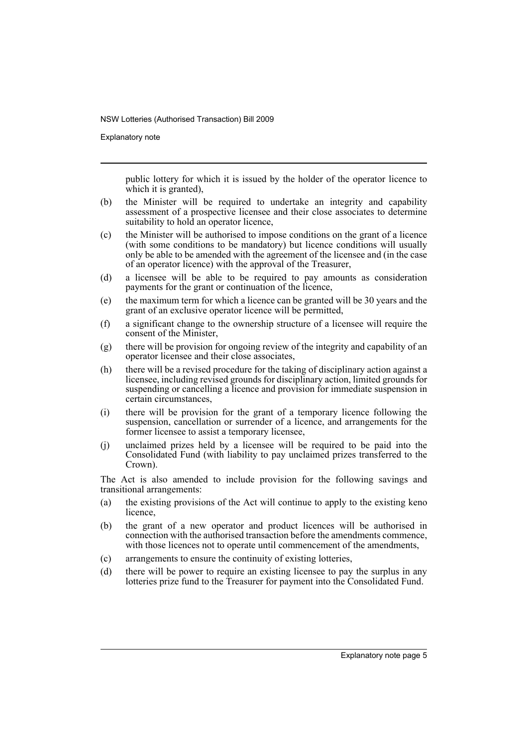public lottery for which it is issued by the holder of the operator licence to which it is granted),

(b) the Minister will be required to undertake an integrity and capability assessment of a prospective licensee and their close associates to determine suitability to hold an operator licence,

(c) the Minister will be authorised to impose conditions on the grant of a licence (with some conditions to be mandatory) but licence conditions will usually only be able to be amended with the agreement of the licensee and (in the case of an operator licence) with the approval of the Treasurer,

(d) a licensee will be able to be required to pay amounts as consideration payments for the grant or continuation of the licence,

(e) the maximum term for which a licence can be granted will be 30 years and the grant of an exclusive operator licence will be permitted,

(f) a significant change to the ownership structure of a licensee will require the consent of the Minister,

(g) there will be provision for ongoing review of the integrity and capability of an operator licensee and their close associates,

(h) there will be a revised procedure for the taking of disciplinary action against a licensee, including revised grounds for disciplinary action, limited grounds for suspending or cancelling a licence and provision for immediate suspension in certain circumstances,

(i) there will be provision for the grant of a temporary licence following the suspension, cancellation or surrender of a licence, and arrangements for the former licensee to assist a temporary licensee,

(j) unclaimed prizes held by a licensee will be required to be paid into the Consolidated Fund (with liability to pay unclaimed prizes transferred to the Crown).

The Act is also amended to include provision for the following savings and transitional arrangements:

(a) the existing provisions of the Act will continue to apply to the existing keno licence,

(b) the grant of a new operator and product licences will be authorised in connection with the authorised transaction before the amendments commence, with those licences not to operate until commencement of the amendments,

(c) arrangements to ensure the continuity of existing lotteries,

(d) there will be power to require an existing licensee to pay the surplus in any lotteries prize fund to the Treasurer for payment into the Consolidated Fund.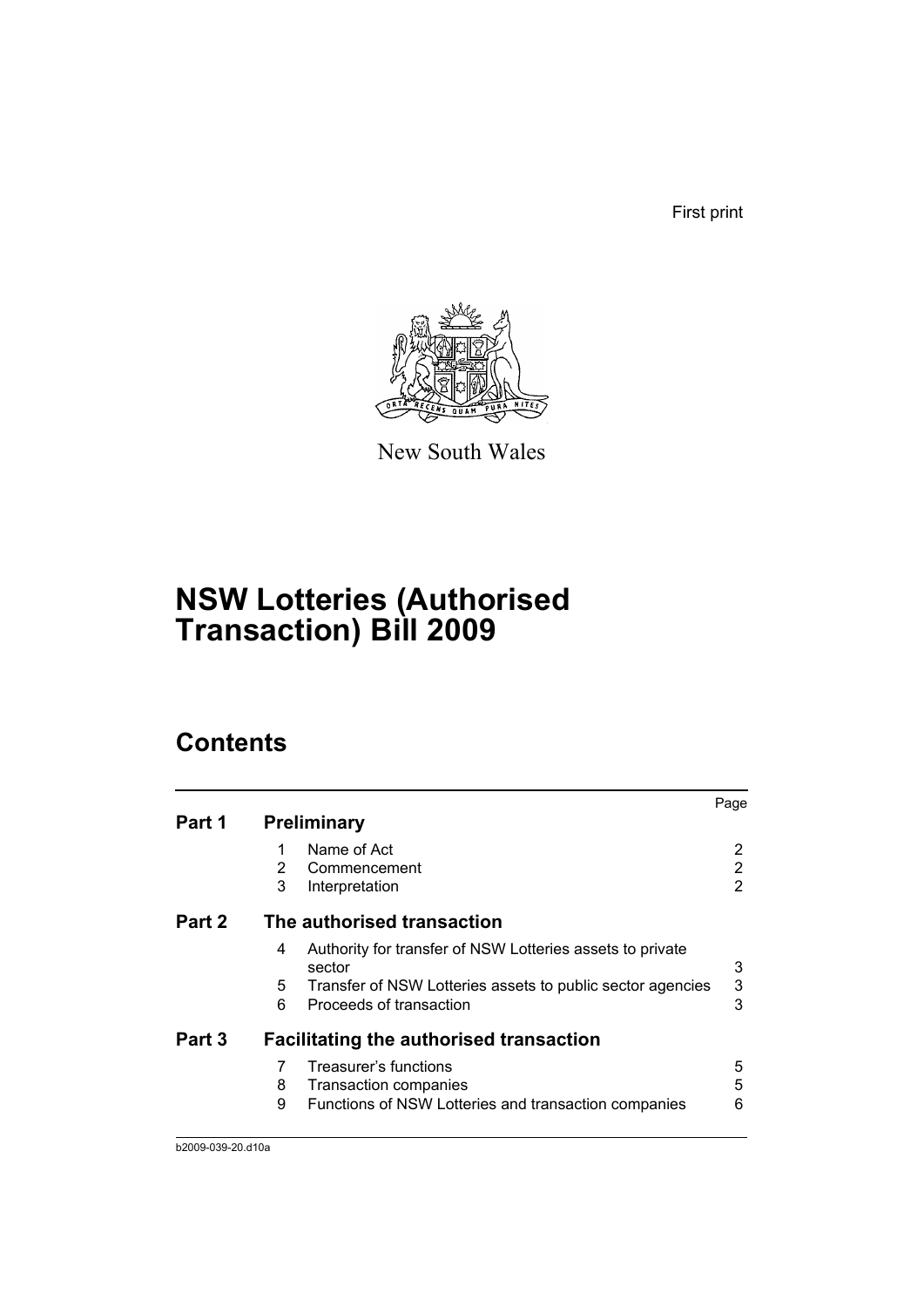First print

New South Wales

# NSW Lotteries (Authorised Transaction) Bill 2009

## Contents

| | | | Page |
|---|---|---|---|
| **Part 1** | **Preliminary** | | |
| | 1 | Name of Act | 2 |
| | 2 | Commencement | 2 |
| | 3 | Interpretation | 2 |
| **Part 2** | **The authorised transaction** | | |
| | 4 | Authority for transfer of NSW Lotteries assets to private sector | 3 |
| | 5 | Transfer of NSW Lotteries assets to public sector agencies | 3 |
| | 6 | Proceeds of transaction | 3 |
| **Part 3** | **Facilitating the authorised transaction** | | |
| | 7 | Treasurer's functions | 5 |
| | 8 | Transaction companies | 5 |
| | 9 | Functions of NSW Lotteries and transaction companies | 6 |

b2009-039-20.d10a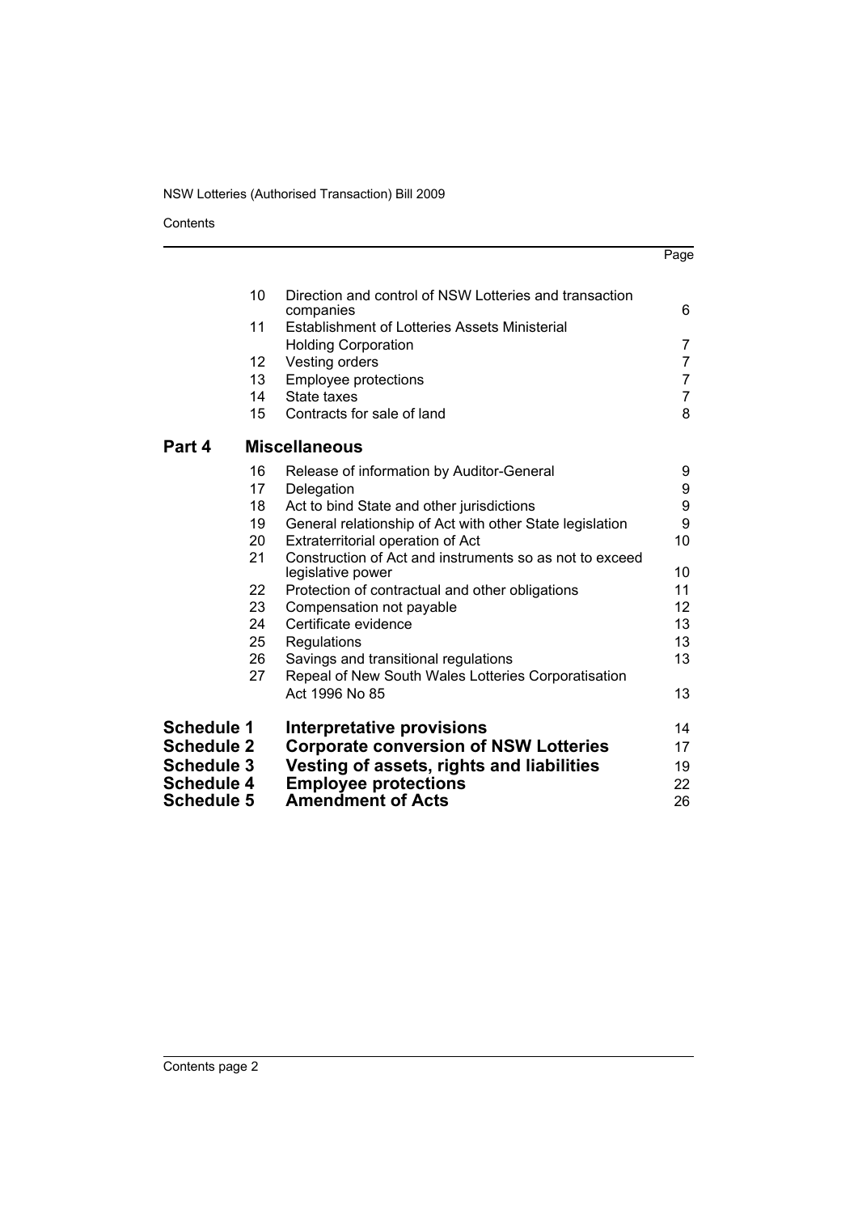| | | | Page |
|---|---|---|---|
| | 10 | Direction and control of NSW Lotteries and transaction companies | 6 |
| | 11 | Establishment of Lotteries Assets Ministerial Holding Corporation | 7 |
| | 12 | Vesting orders | 7 |
| | 13 | Employee protections | 7 |
| | 14 | State taxes | 7 |
| | 15 | Contracts for sale of land | 8 |
| **Part 4** | | **Miscellaneous** | |
| | 16 | Release of information by Auditor-General | 9 |
| | 17 | Delegation | 9 |
| | 18 | Act to bind State and other jurisdictions | 9 |
| | 19 | General relationship of Act with other State legislation | 9 |
| | 20 | Extraterritorial operation of Act | 10 |
| | 21 | Construction of Act and instruments so as not to exceed legislative power | 10 |
| | 22 | Protection of contractual and other obligations | 11 |
| | 23 | Compensation not payable | 12 |
| | 24 | Certificate evidence | 13 |
| | 25 | Regulations | 13 |
| | 26 | Savings and transitional regulations | 13 |
| | 27 | Repeal of New South Wales Lotteries Corporatisation Act 1996 No 85 | 13 |
| **Schedule 1** | | **Interpretative provisions** | 14 |
| **Schedule 2** | | **Corporate conversion of NSW Lotteries** | 17 |
| **Schedule 3** | | **Vesting of assets, rights and liabilities** | 19 |
| **Schedule 4** | | **Employee protections** | 22 |
| **Schedule 5** | | **Amendment of Acts** | 26 |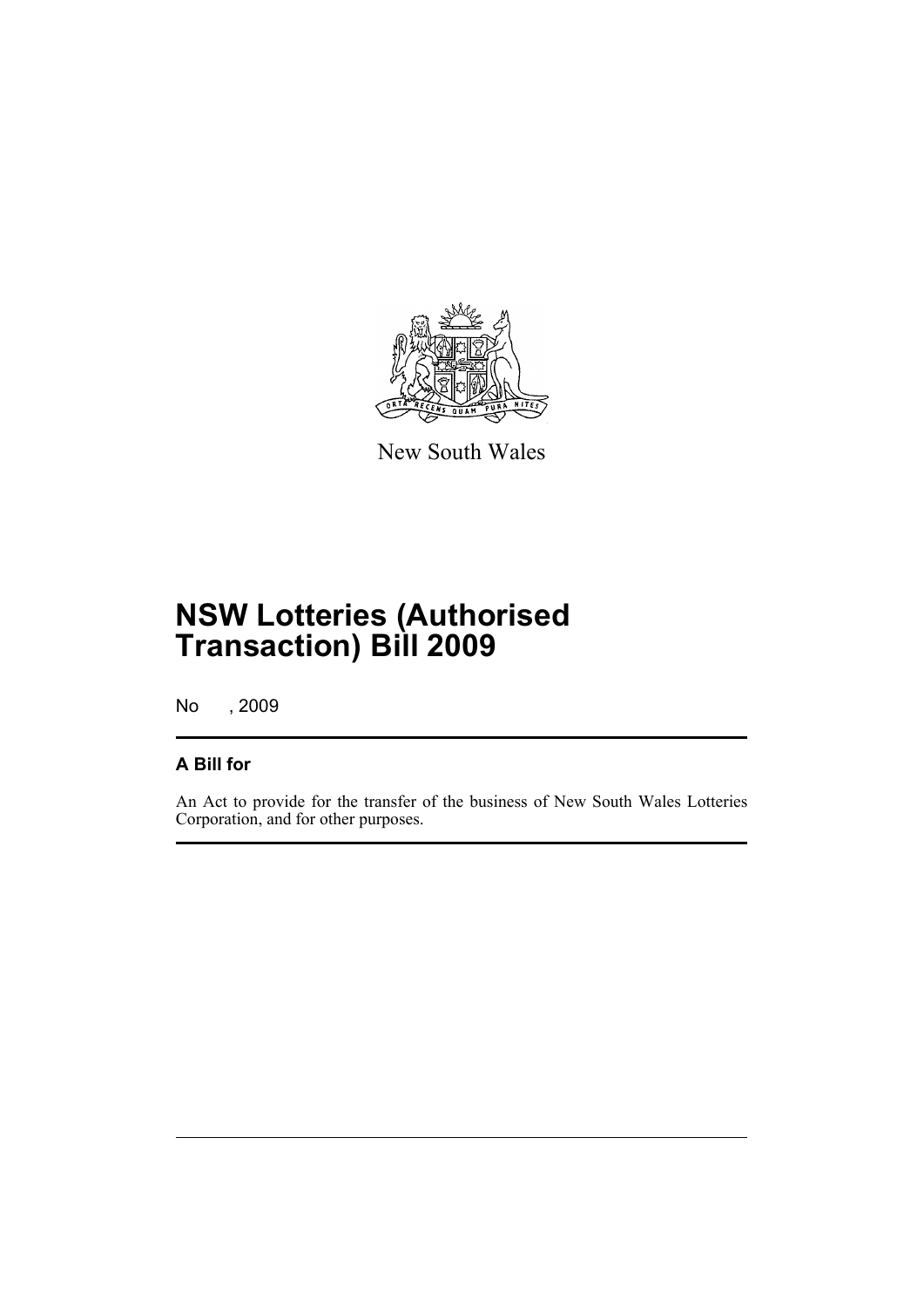New South Wales

# NSW Lotteries (Authorised Transaction) Bill 2009

No , 2009

## A Bill for

An Act to provide for the transfer of the business of New South Wales Lotteries Corporation, and for other purposes.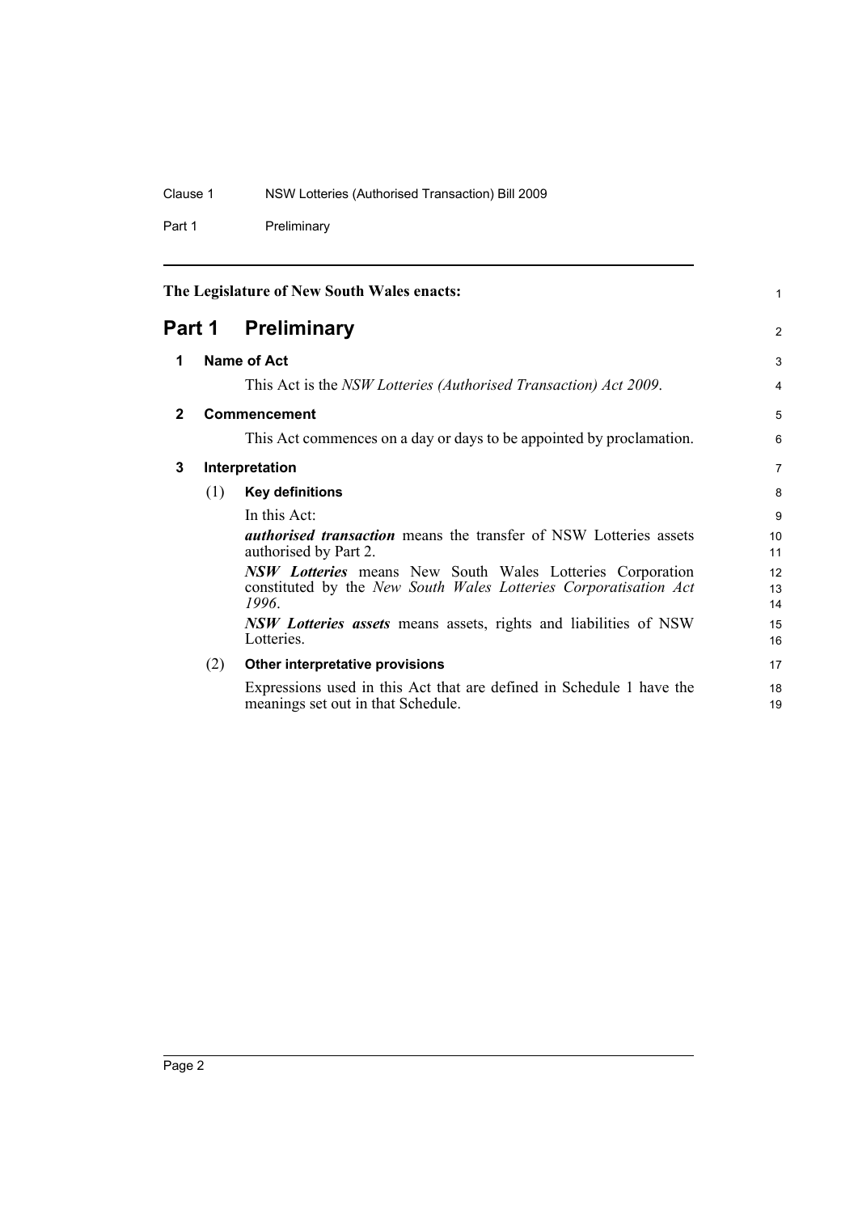The Legislature of New South Wales enacts:

# Part 1 Preliminary

## 1 Name of Act

This Act is the *NSW Lotteries (Authorised Transaction) Act 2009*.

## 2 Commencement

This Act commences on a day or days to be appointed by proclamation.

## 3 Interpretation

(1) **Key definitions**

In this Act:

***authorised transaction*** means the transfer of NSW Lotteries assets authorised by Part 2.

***NSW Lotteries*** means New South Wales Lotteries Corporation constituted by the *New South Wales Lotteries Corporatisation Act 1996*.

***NSW Lotteries assets*** means assets, rights and liabilities of NSW Lotteries.

(2) **Other interpretative provisions**

Expressions used in this Act that are defined in Schedule 1 have the meanings set out in that Schedule.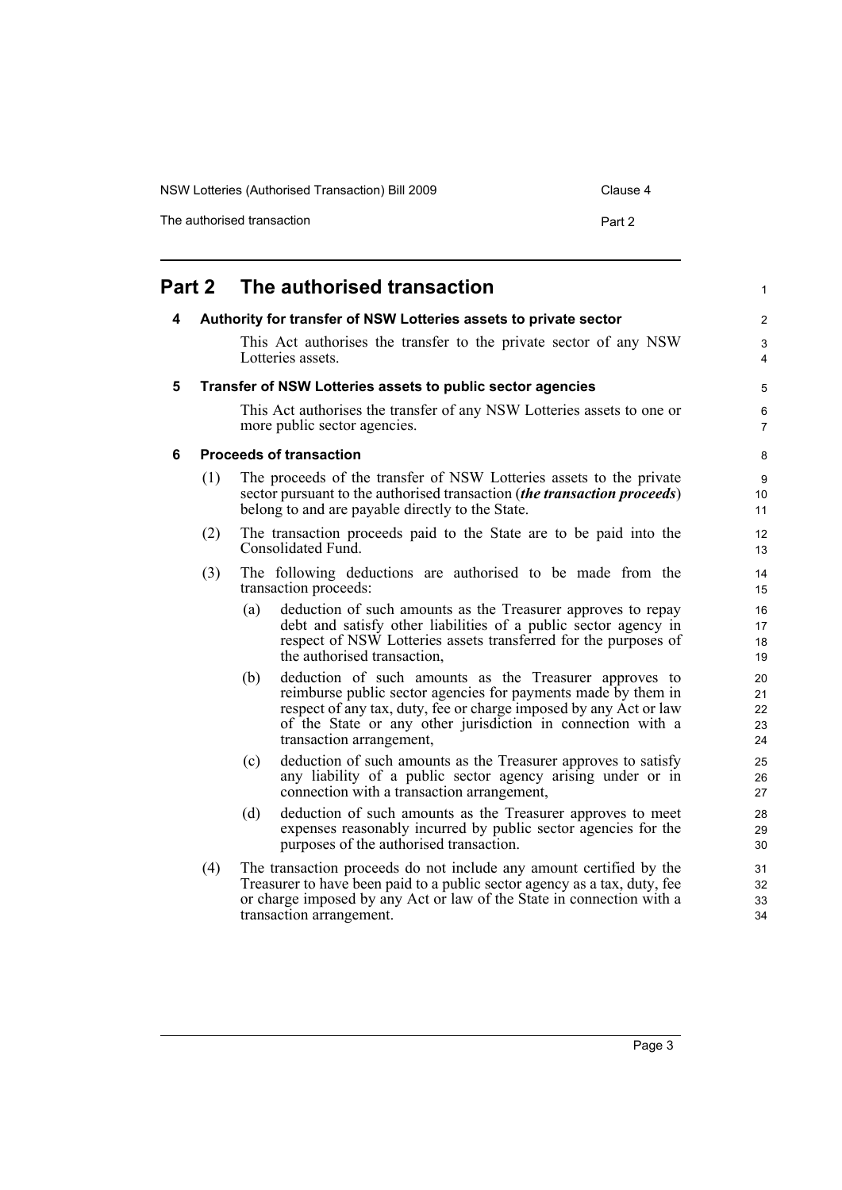# Part 2 The authorised transaction

### 4 Authority for transfer of NSW Lotteries assets to private sector

This Act authorises the transfer to the private sector of any NSW Lotteries assets.

### 5 Transfer of NSW Lotteries assets to public sector agencies

This Act authorises the transfer of any NSW Lotteries assets to one or more public sector agencies.

### 6 Proceeds of transaction

(1) The proceeds of the transfer of NSW Lotteries assets to the private sector pursuant to the authorised transaction (***the transaction proceeds***) belong to and are payable directly to the State.

(2) The transaction proceeds paid to the State are to be paid into the Consolidated Fund.

(3) The following deductions are authorised to be made from the transaction proceeds:

- (a) deduction of such amounts as the Treasurer approves to repay debt and satisfy other liabilities of a public sector agency in respect of NSW Lotteries assets transferred for the purposes of the authorised transaction,
- (b) deduction of such amounts as the Treasurer approves to reimburse public sector agencies for payments made by them in respect of any tax, duty, fee or charge imposed by any Act or law of the State or any other jurisdiction in connection with a transaction arrangement,
- (c) deduction of such amounts as the Treasurer approves to satisfy any liability of a public sector agency arising under or in connection with a transaction arrangement,
- (d) deduction of such amounts as the Treasurer approves to meet expenses reasonably incurred by public sector agencies for the purposes of the authorised transaction.

(4) The transaction proceeds do not include any amount certified by the Treasurer to have been paid to a public sector agency as a tax, duty, fee or charge imposed by any Act or law of the State in connection with a transaction arrangement.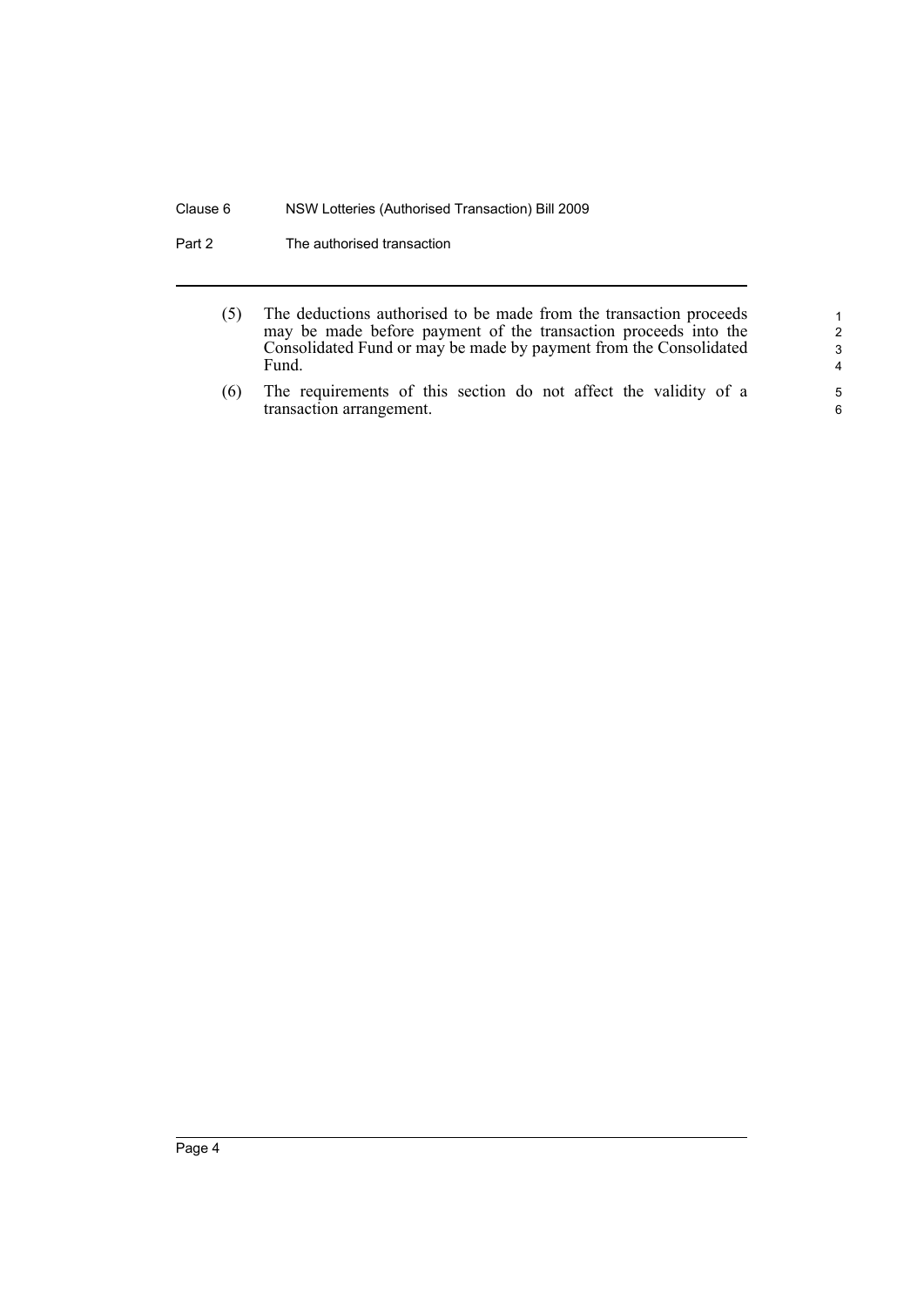(5) The deductions authorised to be made from the transaction proceeds may be made before payment of the transaction proceeds into the Consolidated Fund or may be made by payment from the Consolidated Fund.

(6) The requirements of this section do not affect the validity of a transaction arrangement.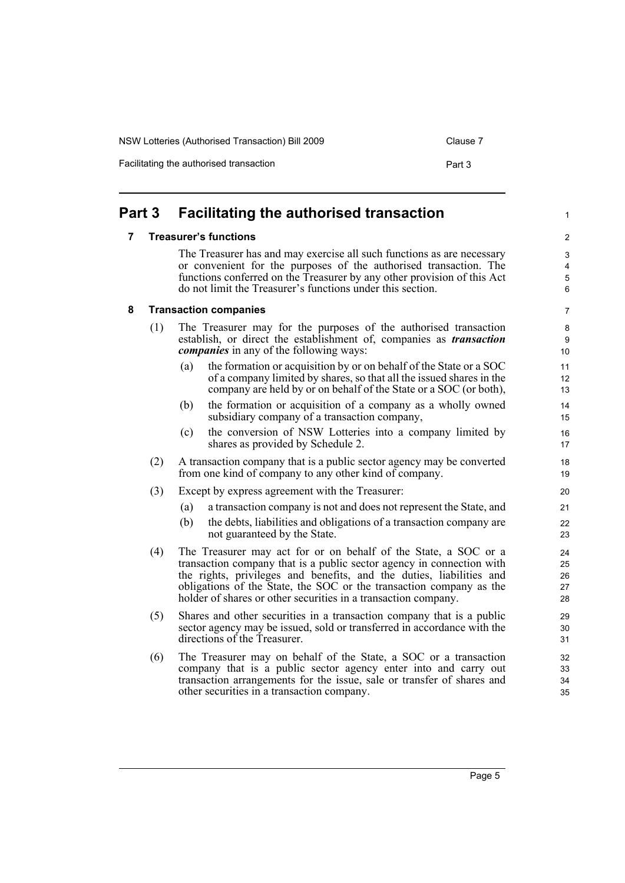# Part 3 Facilitating the authorised transaction

## 7 Treasurer's functions

The Treasurer has and may exercise all such functions as are necessary or convenient for the purposes of the authorised transaction. The functions conferred on the Treasurer by any other provision of this Act do not limit the Treasurer's functions under this section.

## 8 Transaction companies

(1) The Treasurer may for the purposes of the authorised transaction establish, or direct the establishment of, companies as ***transaction companies*** in any of the following ways:

- (a) the formation or acquisition by or on behalf of the State or a SOC of a company limited by shares, so that all the issued shares in the company are held by or on behalf of the State or a SOC (or both),
- (b) the formation or acquisition of a company as a wholly owned subsidiary company of a transaction company,
- (c) the conversion of NSW Lotteries into a company limited by shares as provided by Schedule 2.

(2) A transaction company that is a public sector agency may be converted from one kind of company to any other kind of company.

(3) Except by express agreement with the Treasurer:

- (a) a transaction company is not and does not represent the State, and
- (b) the debts, liabilities and obligations of a transaction company are not guaranteed by the State.

(4) The Treasurer may act for or on behalf of the State, a SOC or a transaction company that is a public sector agency in connection with the rights, privileges and benefits, and the duties, liabilities and obligations of the State, the SOC or the transaction company as the holder of shares or other securities in a transaction company.

(5) Shares and other securities in a transaction company that is a public sector agency may be issued, sold or transferred in accordance with the directions of the Treasurer.

(6) The Treasurer may on behalf of the State, a SOC or a transaction company that is a public sector agency enter into and carry out transaction arrangements for the issue, sale or transfer of shares and other securities in a transaction company.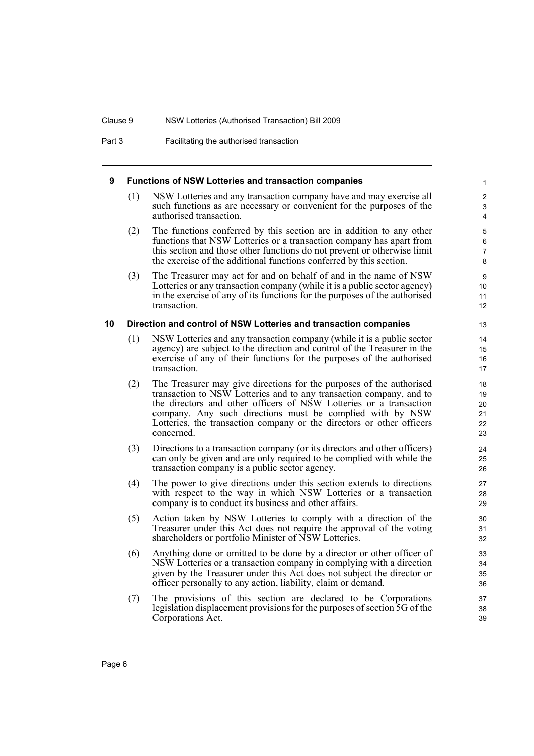## 9 Functions of NSW Lotteries and transaction companies

(1) NSW Lotteries and any transaction company have and may exercise all such functions as are necessary or convenient for the purposes of the authorised transaction.

(2) The functions conferred by this section are in addition to any other functions that NSW Lotteries or a transaction company has apart from this section and those other functions do not prevent or otherwise limit the exercise of the additional functions conferred by this section.

(3) The Treasurer may act for and on behalf of and in the name of NSW Lotteries or any transaction company (while it is a public sector agency) in the exercise of any of its functions for the purposes of the authorised transaction.

## 10 Direction and control of NSW Lotteries and transaction companies

(1) NSW Lotteries and any transaction company (while it is a public sector agency) are subject to the direction and control of the Treasurer in the exercise of any of their functions for the purposes of the authorised transaction.

(2) The Treasurer may give directions for the purposes of the authorised transaction to NSW Lotteries and to any transaction company, and to the directors and other officers of NSW Lotteries or a transaction company. Any such directions must be complied with by NSW Lotteries, the transaction company or the directors or other officers concerned.

(3) Directions to a transaction company (or its directors and other officers) can only be given and are only required to be complied with while the transaction company is a public sector agency.

(4) The power to give directions under this section extends to directions with respect to the way in which NSW Lotteries or a transaction company is to conduct its business and other affairs.

(5) Action taken by NSW Lotteries to comply with a direction of the Treasurer under this Act does not require the approval of the voting shareholders or portfolio Minister of NSW Lotteries.

(6) Anything done or omitted to be done by a director or other officer of NSW Lotteries or a transaction company in complying with a direction given by the Treasurer under this Act does not subject the director or officer personally to any action, liability, claim or demand.

(7) The provisions of this section are declared to be Corporations legislation displacement provisions for the purposes of section 5G of the Corporations Act.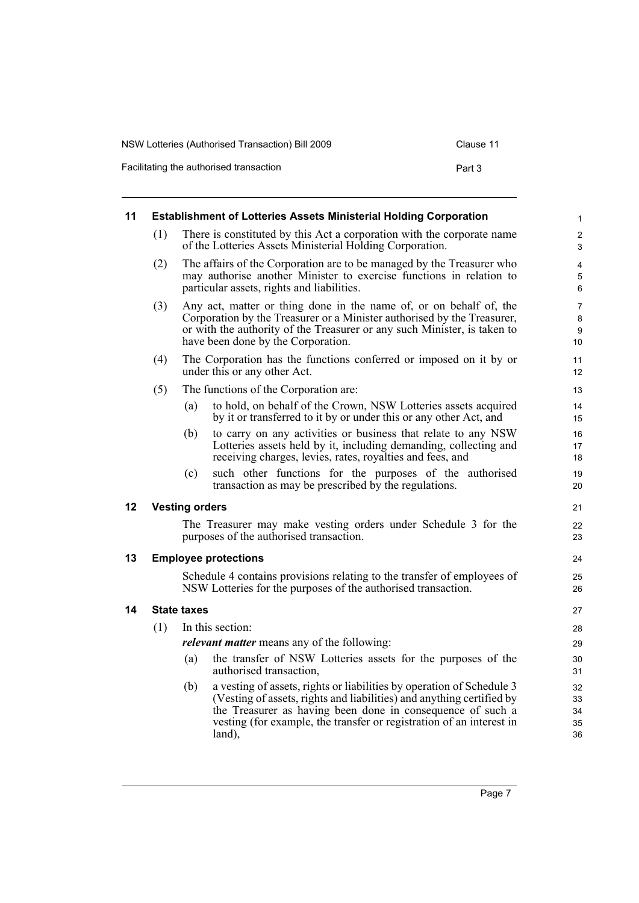## 11 Establishment of Lotteries Assets Ministerial Holding Corporation

(1) There is constituted by this Act a corporation with the corporate name of the Lotteries Assets Ministerial Holding Corporation.

(2) The affairs of the Corporation are to be managed by the Treasurer who may authorise another Minister to exercise functions in relation to particular assets, rights and liabilities.

(3) Any act, matter or thing done in the name of, or on behalf of, the Corporation by the Treasurer or a Minister authorised by the Treasurer, or with the authority of the Treasurer or any such Minister, is taken to have been done by the Corporation.

(4) The Corporation has the functions conferred or imposed on it by or under this or any other Act.

(5) The functions of the Corporation are:

- (a) to hold, on behalf of the Crown, NSW Lotteries assets acquired by it or transferred to it by or under this or any other Act, and
- (b) to carry on any activities or business that relate to any NSW Lotteries assets held by it, including demanding, collecting and receiving charges, levies, rates, royalties and fees, and
- (c) such other functions for the purposes of the authorised transaction as may be prescribed by the regulations.

## 12 Vesting orders

The Treasurer may make vesting orders under Schedule 3 for the purposes of the authorised transaction.

## 13 Employee protections

Schedule 4 contains provisions relating to the transfer of employees of NSW Lotteries for the purposes of the authorised transaction.

## 14 State taxes

(1) In this section:

***relevant matter*** means any of the following:

- (a) the transfer of NSW Lotteries assets for the purposes of the authorised transaction,
- (b) a vesting of assets, rights or liabilities by operation of Schedule 3 (Vesting of assets, rights and liabilities) and anything certified by the Treasurer as having been done in consequence of such a vesting (for example, the transfer or registration of an interest in land),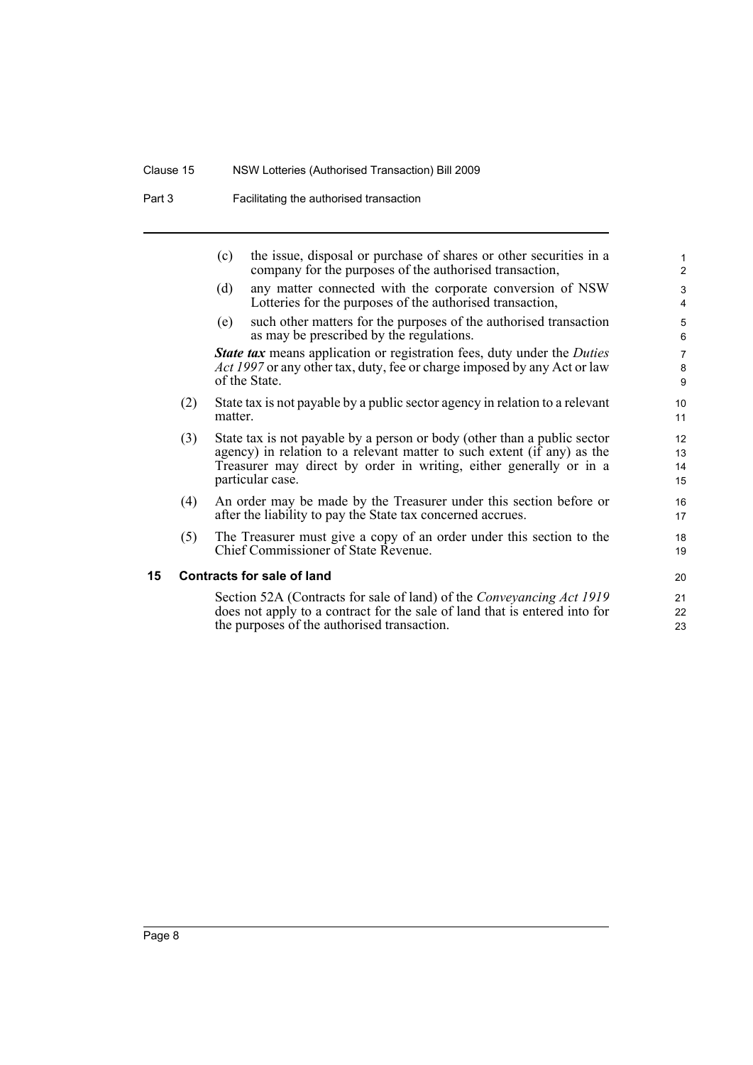(c) the issue, disposal or purchase of shares or other securities in a company for the purposes of the authorised transaction,

(d) any matter connected with the corporate conversion of NSW Lotteries for the purposes of the authorised transaction,

(e) such other matters for the purposes of the authorised transaction as may be prescribed by the regulations.

***State tax*** means application or registration fees, duty under the *Duties Act 1997* or any other tax, duty, fee or charge imposed by any Act or law of the State.

(2) State tax is not payable by a public sector agency in relation to a relevant matter.

(3) State tax is not payable by a person or body (other than a public sector agency) in relation to a relevant matter to such extent (if any) as the Treasurer may direct by order in writing, either generally or in a particular case.

(4) An order may be made by the Treasurer under this section before or after the liability to pay the State tax concerned accrues.

(5) The Treasurer must give a copy of an order under this section to the Chief Commissioner of State Revenue.

### 15 Contracts for sale of land

Section 52A (Contracts for sale of land) of the *Conveyancing Act 1919* does not apply to a contract for the sale of land that is entered into for the purposes of the authorised transaction.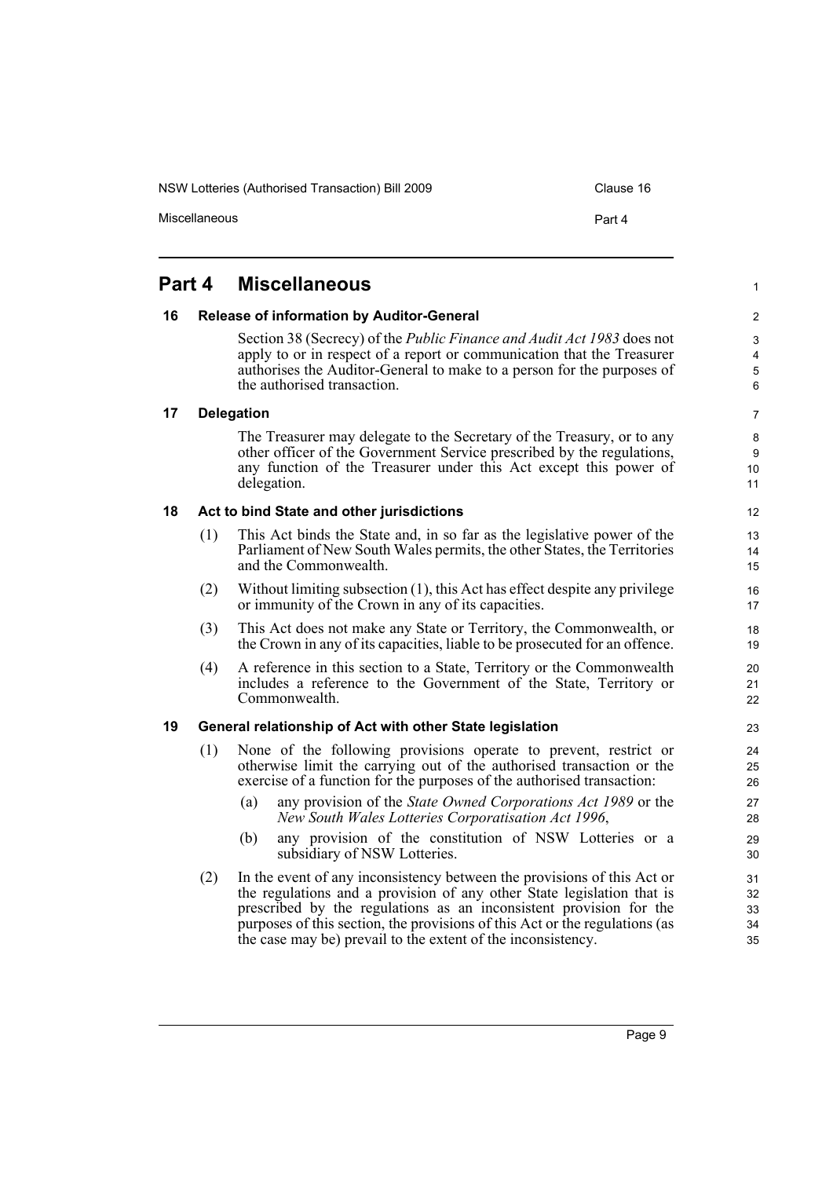# Part 4 Miscellaneous

## 16 Release of information by Auditor-General

Section 38 (Secrecy) of the *Public Finance and Audit Act 1983* does not apply to or in respect of a report or communication that the Treasurer authorises the Auditor-General to make to a person for the purposes of the authorised transaction.

## 17 Delegation

The Treasurer may delegate to the Secretary of the Treasury, or to any other officer of the Government Service prescribed by the regulations, any function of the Treasurer under this Act except this power of delegation.

## 18 Act to bind State and other jurisdictions

(1) This Act binds the State and, in so far as the legislative power of the Parliament of New South Wales permits, the other States, the Territories and the Commonwealth.

(2) Without limiting subsection (1), this Act has effect despite any privilege or immunity of the Crown in any of its capacities.

(3) This Act does not make any State or Territory, the Commonwealth, or the Crown in any of its capacities, liable to be prosecuted for an offence.

(4) A reference in this section to a State, Territory or the Commonwealth includes a reference to the Government of the State, Territory or Commonwealth.

## 19 General relationship of Act with other State legislation

(1) None of the following provisions operate to prevent, restrict or otherwise limit the carrying out of the authorised transaction or the exercise of a function for the purposes of the authorised transaction:

- (a) any provision of the *State Owned Corporations Act 1989* or the *New South Wales Lotteries Corporatisation Act 1996*,
- (b) any provision of the constitution of NSW Lotteries or a subsidiary of NSW Lotteries.

(2) In the event of any inconsistency between the provisions of this Act or the regulations and a provision of any other State legislation that is prescribed by the regulations as an inconsistent provision for the purposes of this section, the provisions of this Act or the regulations (as the case may be) prevail to the extent of the inconsistency.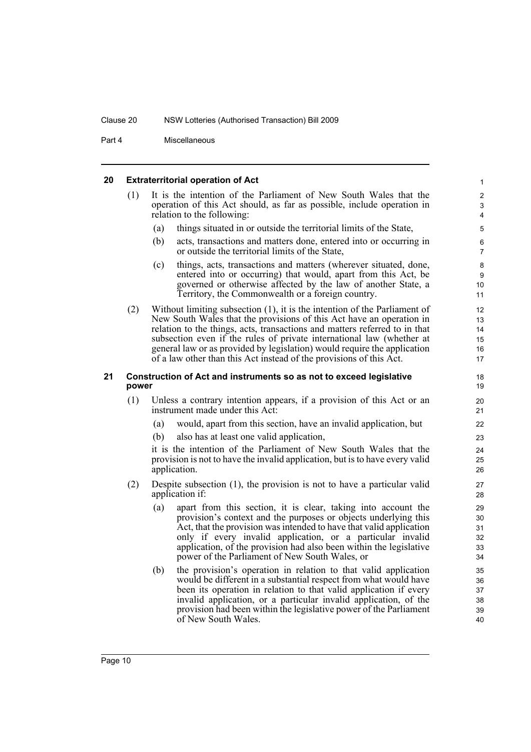## 20 Extraterritorial operation of Act

(1) It is the intention of the Parliament of New South Wales that the operation of this Act should, as far as possible, include operation in relation to the following:

- (a) things situated in or outside the territorial limits of the State,
- (b) acts, transactions and matters done, entered into or occurring in or outside the territorial limits of the State,
- (c) things, acts, transactions and matters (wherever situated, done, entered into or occurring) that would, apart from this Act, be governed or otherwise affected by the law of another State, a Territory, the Commonwealth or a foreign country.

(2) Without limiting subsection (1), it is the intention of the Parliament of New South Wales that the provisions of this Act have an operation in relation to the things, acts, transactions and matters referred to in that subsection even if the rules of private international law (whether at general law or as provided by legislation) would require the application of a law other than this Act instead of the provisions of this Act.

## 21 Construction of Act and instruments so as not to exceed legislative power

(1) Unless a contrary intention appears, if a provision of this Act or an instrument made under this Act:

- (a) would, apart from this section, have an invalid application, but
- (b) also has at least one valid application,

it is the intention of the Parliament of New South Wales that the provision is not to have the invalid application, but is to have every valid application.

(2) Despite subsection (1), the provision is not to have a particular valid application if:

- (a) apart from this section, it is clear, taking into account the provision's context and the purposes or objects underlying this Act, that the provision was intended to have that valid application only if every invalid application, or a particular invalid application, of the provision had also been within the legislative power of the Parliament of New South Wales, or
- (b) the provision's operation in relation to that valid application would be different in a substantial respect from what would have been its operation in relation to that valid application if every invalid application, or a particular invalid application, of the provision had been within the legislative power of the Parliament of New South Wales.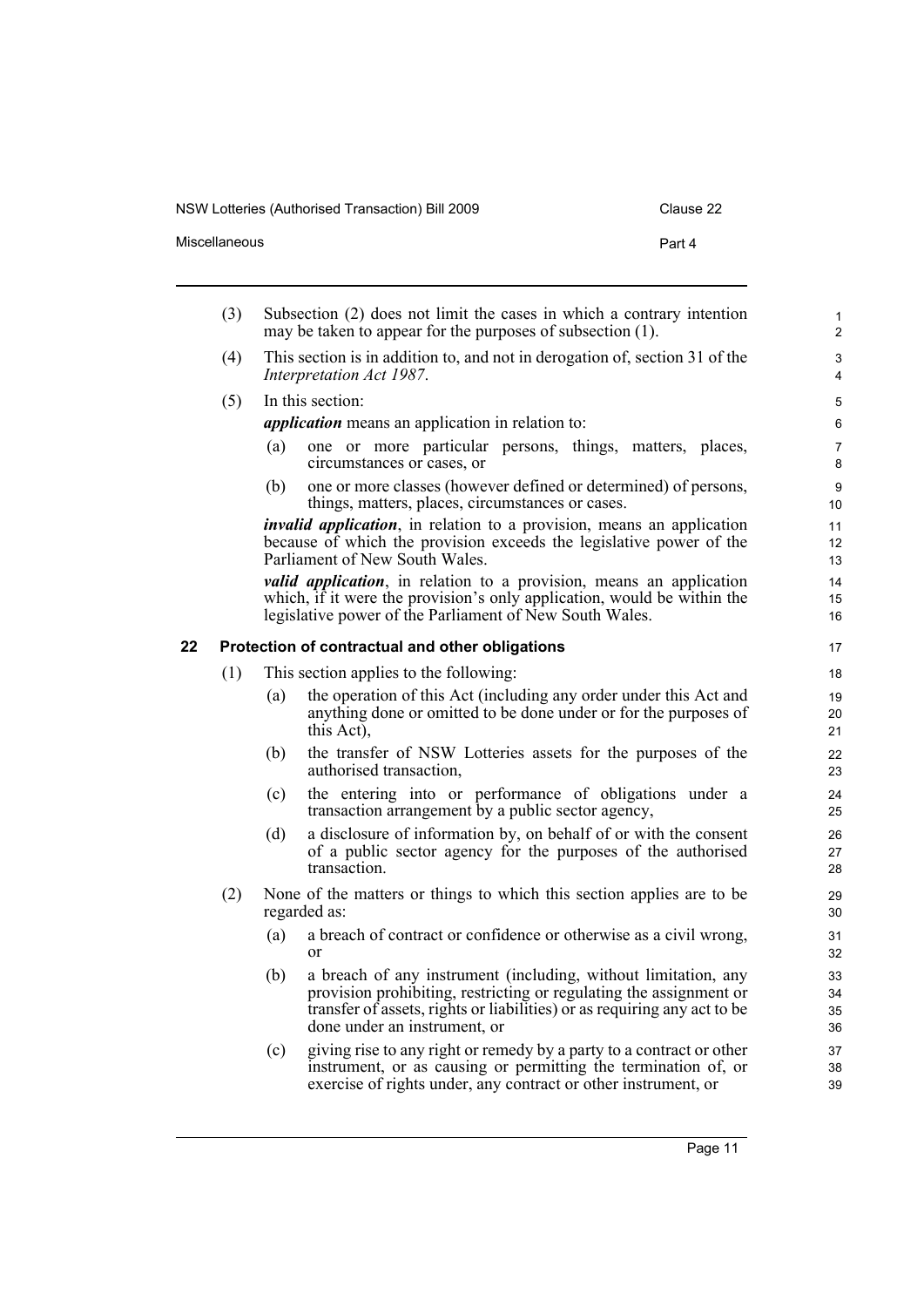(3) Subsection (2) does not limit the cases in which a contrary intention may be taken to appear for the purposes of subsection (1).

(4) This section is in addition to, and not in derogation of, section 31 of the *Interpretation Act 1987*.

(5) In this section:

***application*** means an application in relation to:

(a) one or more particular persons, things, matters, places, circumstances or cases, or

(b) one or more classes (however defined or determined) of persons, things, matters, places, circumstances or cases.

***invalid application***, in relation to a provision, means an application because of which the provision exceeds the legislative power of the Parliament of New South Wales.

***valid application***, in relation to a provision, means an application which, if it were the provision's only application, would be within the legislative power of the Parliament of New South Wales.

### 22 Protection of contractual and other obligations

(1) This section applies to the following:

(a) the operation of this Act (including any order under this Act and anything done or omitted to be done under or for the purposes of this Act),

(b) the transfer of NSW Lotteries assets for the purposes of the authorised transaction,

(c) the entering into or performance of obligations under a transaction arrangement by a public sector agency,

(d) a disclosure of information by, on behalf of or with the consent of a public sector agency for the purposes of the authorised transaction.

(2) None of the matters or things to which this section applies are to be regarded as:

(a) a breach of contract or confidence or otherwise as a civil wrong, or

(b) a breach of any instrument (including, without limitation, any provision prohibiting, restricting or regulating the assignment or transfer of assets, rights or liabilities) or as requiring any act to be done under an instrument, or

(c) giving rise to any right or remedy by a party to a contract or other instrument, or as causing or permitting the termination of, or exercise of rights under, any contract or other instrument, or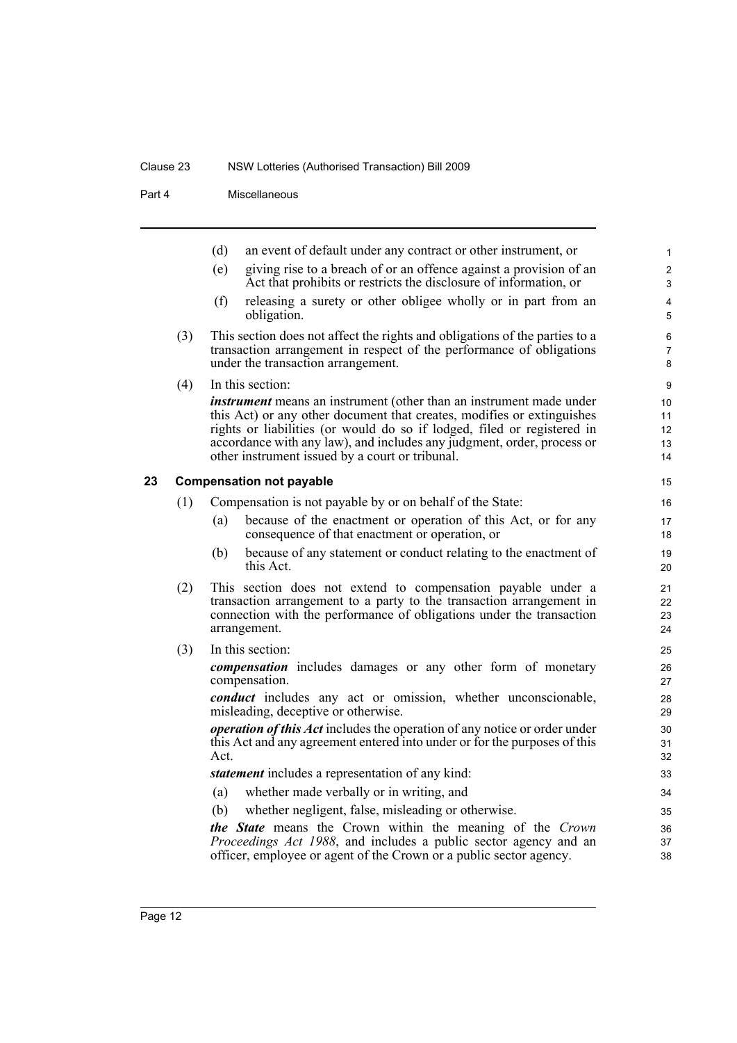(d) an event of default under any contract or other instrument, or

(e) giving rise to a breach of or an offence against a provision of an Act that prohibits or restricts the disclosure of information, or

(f) releasing a surety or other obligee wholly or in part from an obligation.

(3) This section does not affect the rights and obligations of the parties to a transaction arrangement in respect of the performance of obligations under the transaction arrangement.

(4) In this section:

***instrument*** means an instrument (other than an instrument made under this Act) or any other document that creates, modifies or extinguishes rights or liabilities (or would do so if lodged, filed or registered in accordance with any law), and includes any judgment, order, process or other instrument issued by a court or tribunal.

### 23 Compensation not payable

(1) Compensation is not payable by or on behalf of the State:

(a) because of the enactment or operation of this Act, or for any consequence of that enactment or operation, or

(b) because of any statement or conduct relating to the enactment of this Act.

(2) This section does not extend to compensation payable under a transaction arrangement to a party to the transaction arrangement in connection with the performance of obligations under the transaction arrangement.

(3) In this section:

***compensation*** includes damages or any other form of monetary compensation.

***conduct*** includes any act or omission, whether unconscionable, misleading, deceptive or otherwise.

***operation of this Act*** includes the operation of any notice or order under this Act and any agreement entered into under or for the purposes of this Act.

***statement*** includes a representation of any kind:

(a) whether made verbally or in writing, and

(b) whether negligent, false, misleading or otherwise.

***the State*** means the Crown within the meaning of the *Crown Proceedings Act 1988*, and includes a public sector agency and an officer, employee or agent of the Crown or a public sector agency.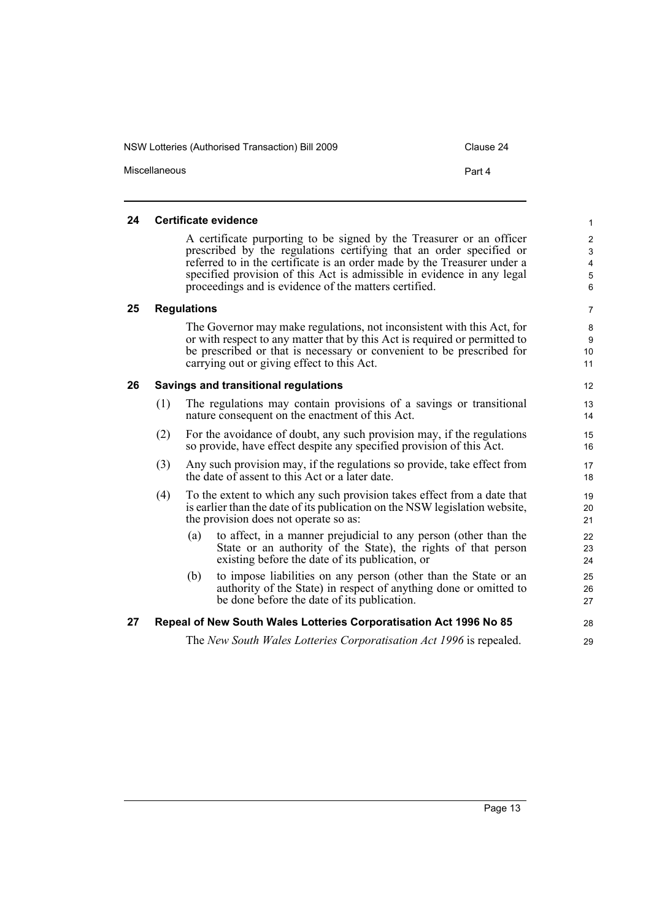### 24 Certificate evidence

A certificate purporting to be signed by the Treasurer or an officer prescribed by the regulations certifying that an order specified or referred to in the certificate is an order made by the Treasurer under a specified provision of this Act is admissible in evidence in any legal proceedings and is evidence of the matters certified.

### 25 Regulations

The Governor may make regulations, not inconsistent with this Act, for or with respect to any matter that by this Act is required or permitted to be prescribed or that is necessary or convenient to be prescribed for carrying out or giving effect to this Act.

### 26 Savings and transitional regulations

(1) The regulations may contain provisions of a savings or transitional nature consequent on the enactment of this Act.

(2) For the avoidance of doubt, any such provision may, if the regulations so provide, have effect despite any specified provision of this Act.

(3) Any such provision may, if the regulations so provide, take effect from the date of assent to this Act or a later date.

(4) To the extent to which any such provision takes effect from a date that is earlier than the date of its publication on the NSW legislation website, the provision does not operate so as:

(a) to affect, in a manner prejudicial to any person (other than the State or an authority of the State), the rights of that person existing before the date of its publication, or

(b) to impose liabilities on any person (other than the State or an authority of the State) in respect of anything done or omitted to be done before the date of its publication.

### 27 Repeal of New South Wales Lotteries Corporatisation Act 1996 No 85

The *New South Wales Lotteries Corporatisation Act 1996* is repealed.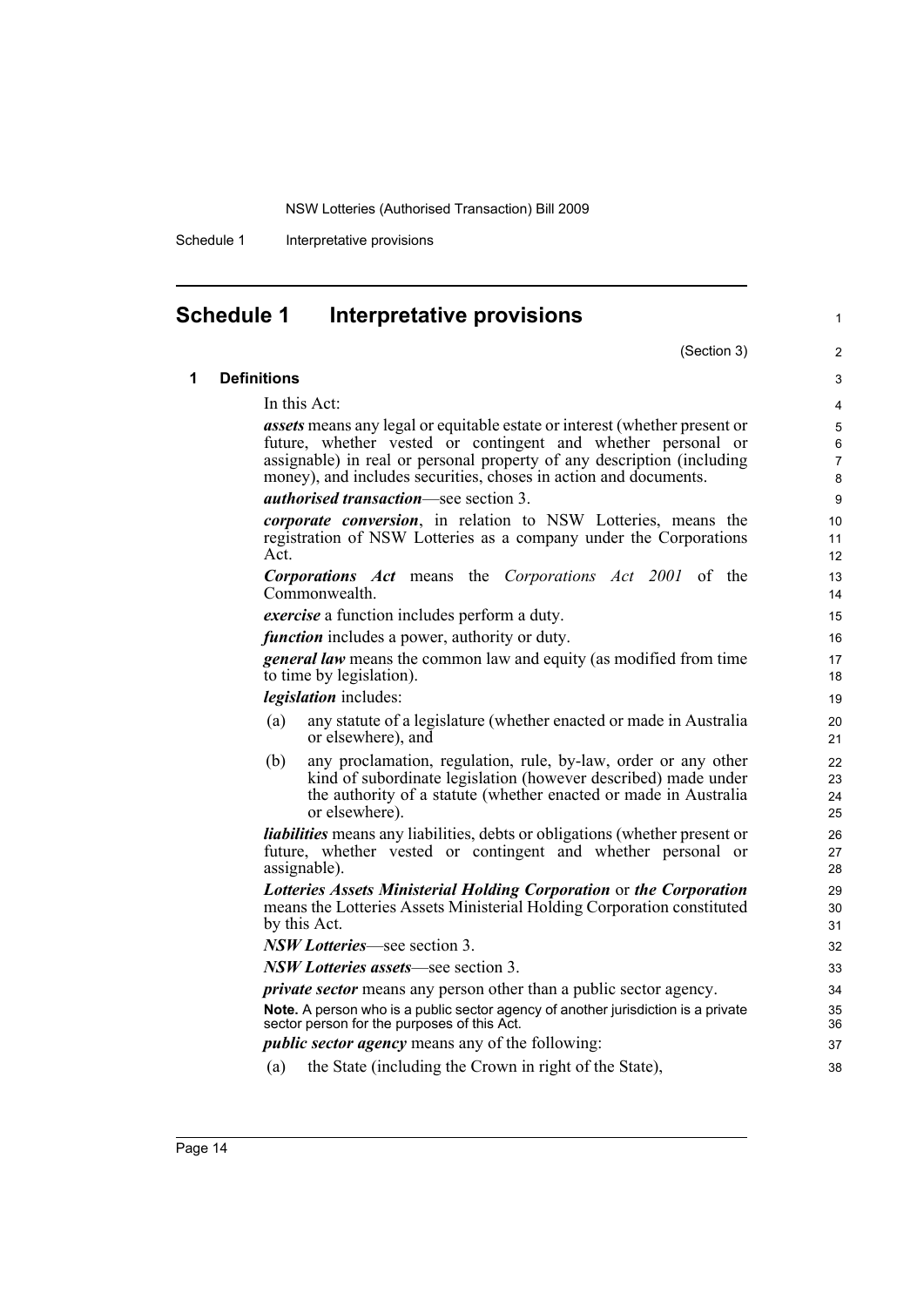# Schedule 1 Interpretative provisions

(Section 3)

## 1 Definitions

In this Act:

***assets*** means any legal or equitable estate or interest (whether present or future, whether vested or contingent and whether personal or assignable) in real or personal property of any description (including money), and includes securities, choses in action and documents.

***authorised transaction***—see section 3.

***corporate conversion***, in relation to NSW Lotteries, means the registration of NSW Lotteries as a company under the Corporations Act.

***Corporations Act*** means the *Corporations Act 2001* of the Commonwealth.

***exercise*** a function includes perform a duty.

***function*** includes a power, authority or duty.

***general law*** means the common law and equity (as modified from time to time by legislation).

***legislation*** includes:

(a) any statute of a legislature (whether enacted or made in Australia or elsewhere), and

(b) any proclamation, regulation, rule, by-law, order or any other kind of subordinate legislation (however described) made under the authority of a statute (whether enacted or made in Australia or elsewhere).

***liabilities*** means any liabilities, debts or obligations (whether present or future, whether vested or contingent and whether personal or assignable).

***Lotteries Assets Ministerial Holding Corporation*** or ***the Corporation*** means the Lotteries Assets Ministerial Holding Corporation constituted by this Act.

***NSW Lotteries***—see section 3.

***NSW Lotteries assets***—see section 3.

***private sector*** means any person other than a public sector agency.

**Note.** A person who is a public sector agency of another jurisdiction is a private sector person for the purposes of this Act.

***public sector agency*** means any of the following:

(a) the State (including the Crown in right of the State),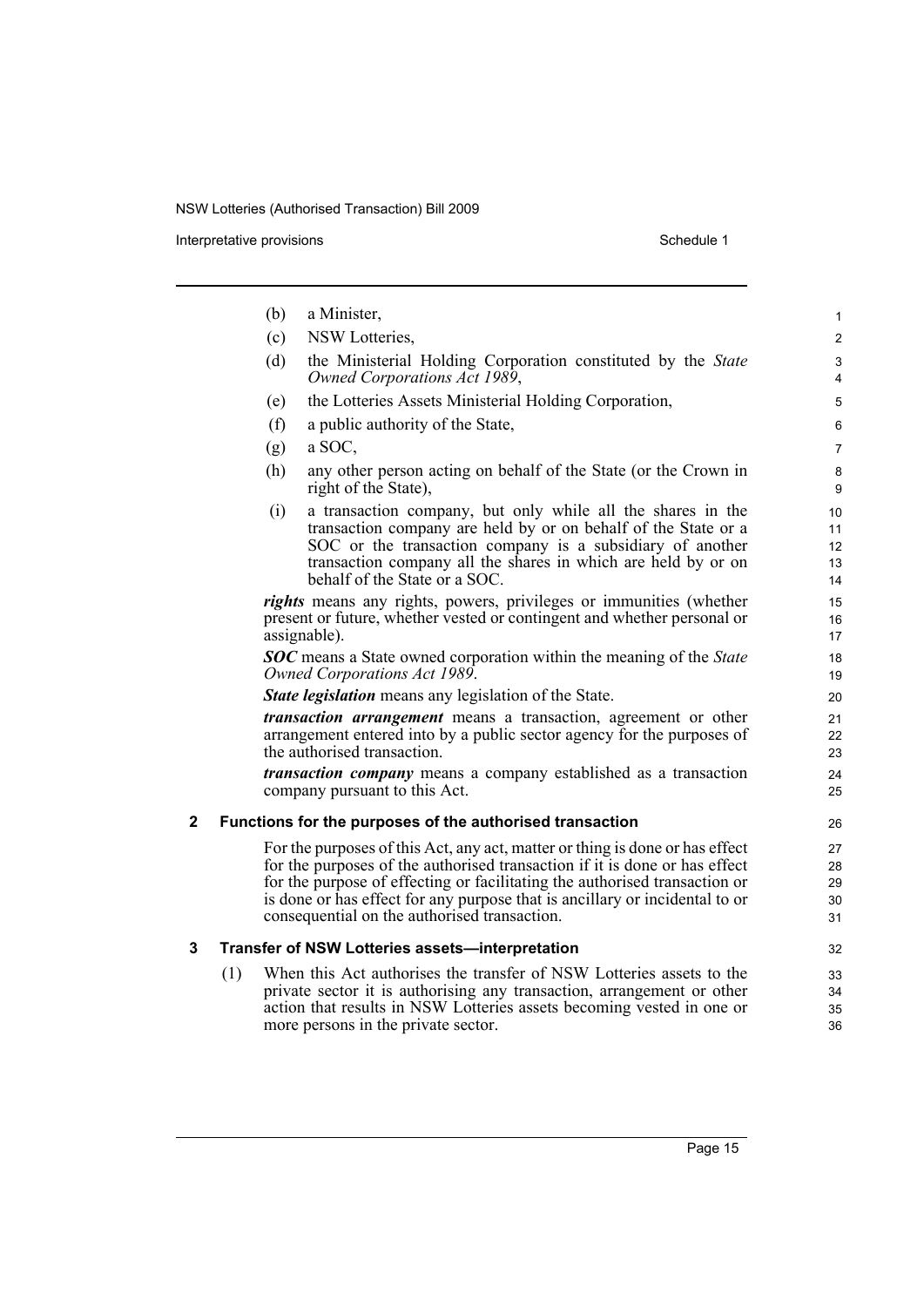(b) a Minister,

(c) NSW Lotteries,

(d) the Ministerial Holding Corporation constituted by the *State Owned Corporations Act 1989*,

(e) the Lotteries Assets Ministerial Holding Corporation,

(f) a public authority of the State,

(g) a SOC,

(h) any other person acting on behalf of the State (or the Crown in right of the State),

(i) a transaction company, but only while all the shares in the transaction company are held by or on behalf of the State or a SOC or the transaction company is a subsidiary of another transaction company all the shares in which are held by or on behalf of the State or a SOC.

***rights*** means any rights, powers, privileges or immunities (whether present or future, whether vested or contingent and whether personal or assignable).

***SOC*** means a State owned corporation within the meaning of the *State Owned Corporations Act 1989*.

***State legislation*** means any legislation of the State.

***transaction arrangement*** means a transaction, agreement or other arrangement entered into by a public sector agency for the purposes of the authorised transaction.

***transaction company*** means a company established as a transaction company pursuant to this Act.

### 2 Functions for the purposes of the authorised transaction

For the purposes of this Act, any act, matter or thing is done or has effect for the purposes of the authorised transaction if it is done or has effect for the purpose of effecting or facilitating the authorised transaction or is done or has effect for any purpose that is ancillary or incidental to or consequential on the authorised transaction.

### 3 Transfer of NSW Lotteries assets—interpretation

(1) When this Act authorises the transfer of NSW Lotteries assets to the private sector it is authorising any transaction, arrangement or other action that results in NSW Lotteries assets becoming vested in one or more persons in the private sector.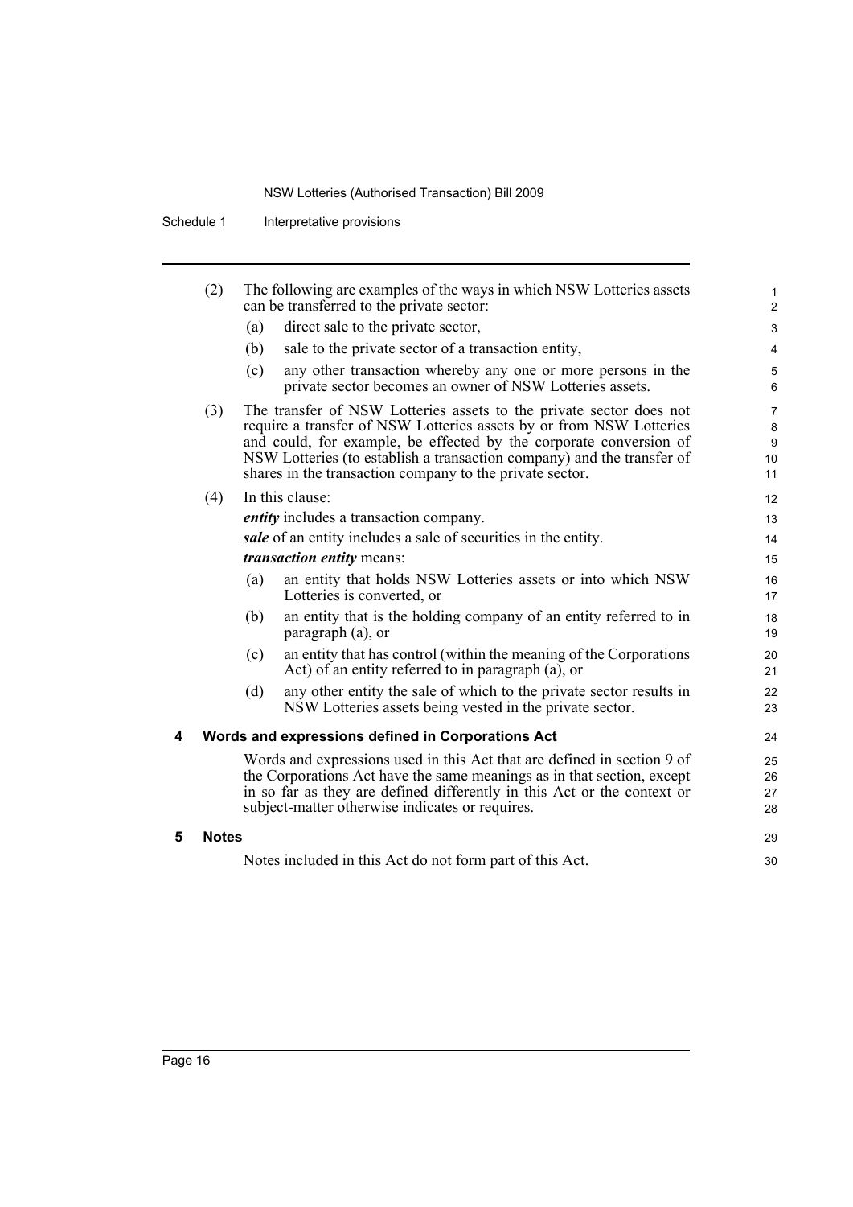(2) The following are examples of the ways in which NSW Lotteries assets can be transferred to the private sector:

(a) direct sale to the private sector,

(b) sale to the private sector of a transaction entity,

(c) any other transaction whereby any one or more persons in the private sector becomes an owner of NSW Lotteries assets.

(3) The transfer of NSW Lotteries assets to the private sector does not require a transfer of NSW Lotteries assets by or from NSW Lotteries and could, for example, be effected by the corporate conversion of NSW Lotteries (to establish a transaction company) and the transfer of shares in the transaction company to the private sector.

(4) In this clause:

***entity*** includes a transaction company.

***sale*** of an entity includes a sale of securities in the entity.

***transaction entity*** means:

(a) an entity that holds NSW Lotteries assets or into which NSW Lotteries is converted, or

(b) an entity that is the holding company of an entity referred to in paragraph (a), or

(c) an entity that has control (within the meaning of the Corporations Act) of an entity referred to in paragraph (a), or

(d) any other entity the sale of which to the private sector results in NSW Lotteries assets being vested in the private sector.

## 4 Words and expressions defined in Corporations Act

Words and expressions used in this Act that are defined in section 9 of the Corporations Act have the same meanings as in that section, except in so far as they are defined differently in this Act or the context or subject-matter otherwise indicates or requires.

## 5 Notes

Notes included in this Act do not form part of this Act.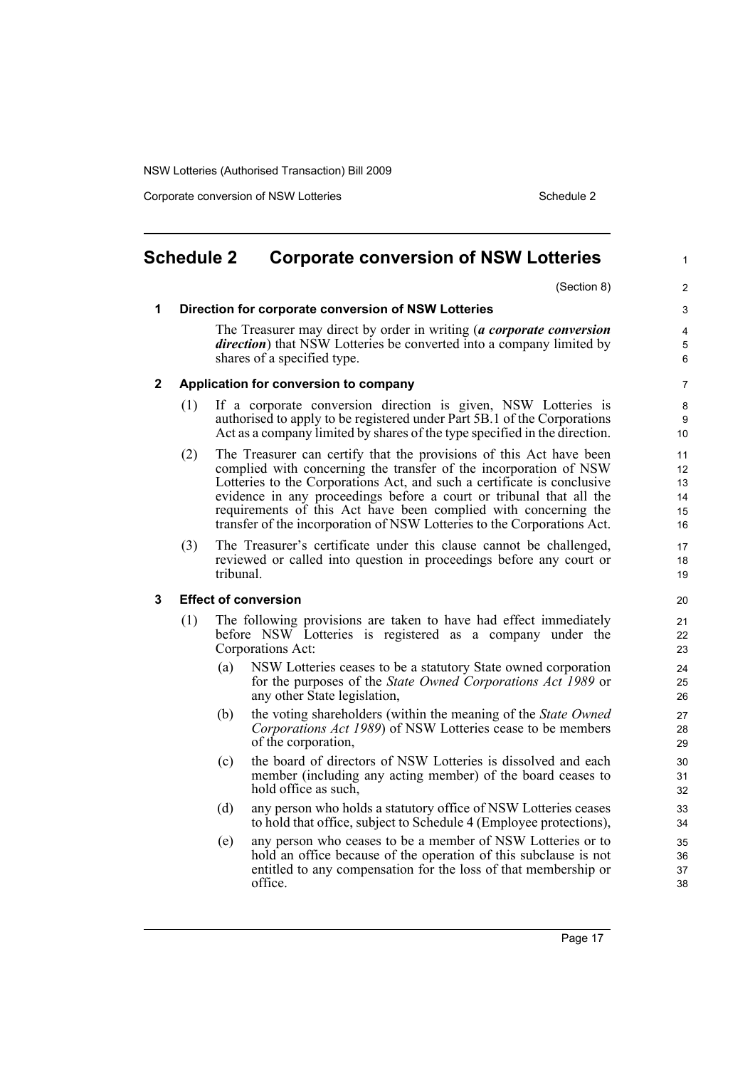## Schedule 2 Corporate conversion of NSW Lotteries

(Section 8)

### 1 Direction for corporate conversion of NSW Lotteries

The Treasurer may direct by order in writing (***a corporate conversion direction***) that NSW Lotteries be converted into a company limited by shares of a specified type.

### 2 Application for conversion to company

(1) If a corporate conversion direction is given, NSW Lotteries is authorised to apply to be registered under Part 5B.1 of the Corporations Act as a company limited by shares of the type specified in the direction.

(2) The Treasurer can certify that the provisions of this Act have been complied with concerning the transfer of the incorporation of NSW Lotteries to the Corporations Act, and such a certificate is conclusive evidence in any proceedings before a court or tribunal that all the requirements of this Act have been complied with concerning the transfer of the incorporation of NSW Lotteries to the Corporations Act.

(3) The Treasurer's certificate under this clause cannot be challenged, reviewed or called into question in proceedings before any court or tribunal.

### 3 Effect of conversion

(1) The following provisions are taken to have had effect immediately before NSW Lotteries is registered as a company under the Corporations Act:

(a) NSW Lotteries ceases to be a statutory State owned corporation for the purposes of the *State Owned Corporations Act 1989* or any other State legislation,

(b) the voting shareholders (within the meaning of the *State Owned Corporations Act 1989*) of NSW Lotteries cease to be members of the corporation,

(c) the board of directors of NSW Lotteries is dissolved and each member (including any acting member) of the board ceases to hold office as such,

(d) any person who holds a statutory office of NSW Lotteries ceases to hold that office, subject to Schedule 4 (Employee protections),

(e) any person who ceases to be a member of NSW Lotteries or to hold an office because of the operation of this subclause is not entitled to any compensation for the loss of that membership or office.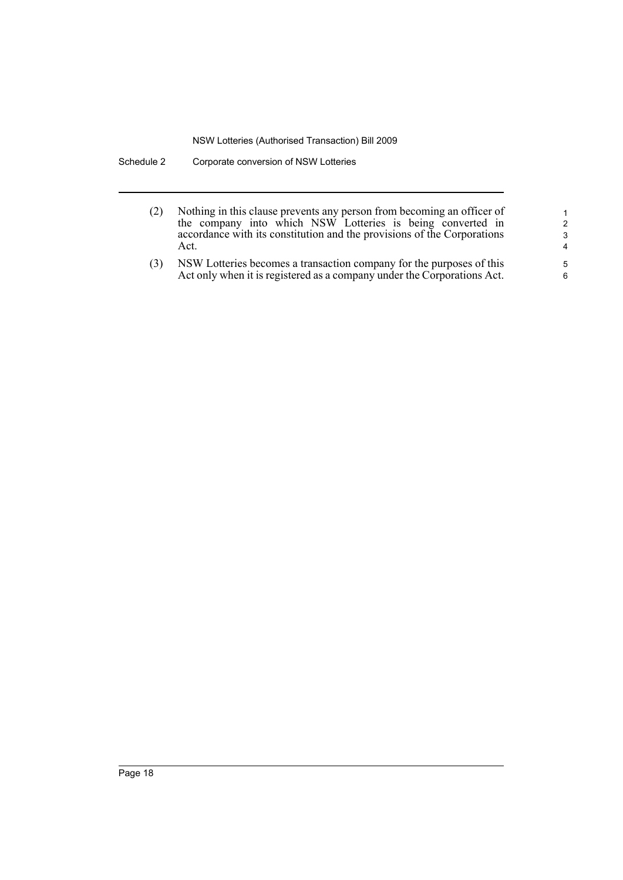(2) Nothing in this clause prevents any person from becoming an officer of the company into which NSW Lotteries is being converted in accordance with its constitution and the provisions of the Corporations Act.

(3) NSW Lotteries becomes a transaction company for the purposes of this Act only when it is registered as a company under the Corporations Act.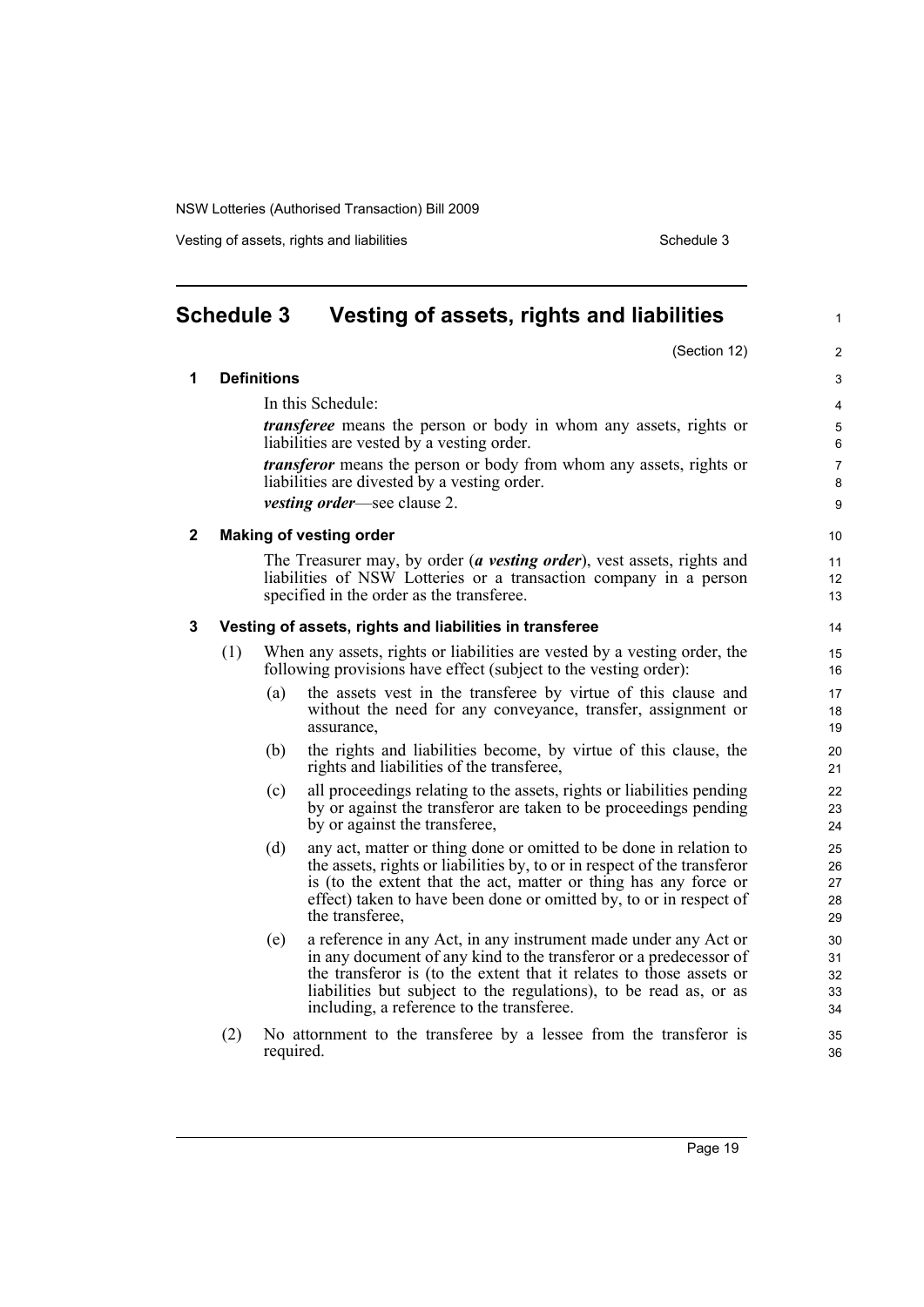# Schedule 3 Vesting of assets, rights and liabilities

(Section 12)

## 1 Definitions

In this Schedule:

***transferee*** means the person or body in whom any assets, rights or liabilities are vested by a vesting order.

***transferor*** means the person or body from whom any assets, rights or liabilities are divested by a vesting order.

***vesting order***—see clause 2.

## 2 Making of vesting order

The Treasurer may, by order (***a vesting order***), vest assets, rights and liabilities of NSW Lotteries or a transaction company in a person specified in the order as the transferee.

## 3 Vesting of assets, rights and liabilities in transferee

(1) When any assets, rights or liabilities are vested by a vesting order, the following provisions have effect (subject to the vesting order):

- (a) the assets vest in the transferee by virtue of this clause and without the need for any conveyance, transfer, assignment or assurance,
- (b) the rights and liabilities become, by virtue of this clause, the rights and liabilities of the transferee,
- (c) all proceedings relating to the assets, rights or liabilities pending by or against the transferor are taken to be proceedings pending by or against the transferee,
- (d) any act, matter or thing done or omitted to be done in relation to the assets, rights or liabilities by, to or in respect of the transferor is (to the extent that the act, matter or thing has any force or effect) taken to have been done or omitted by, to or in respect of the transferee,
- (e) a reference in any Act, in any instrument made under any Act or in any document of any kind to the transferor or a predecessor of the transferor is (to the extent that it relates to those assets or liabilities but subject to the regulations), to be read as, or as including, a reference to the transferee.

(2) No attornment to the transferee by a lessee from the transferor is required.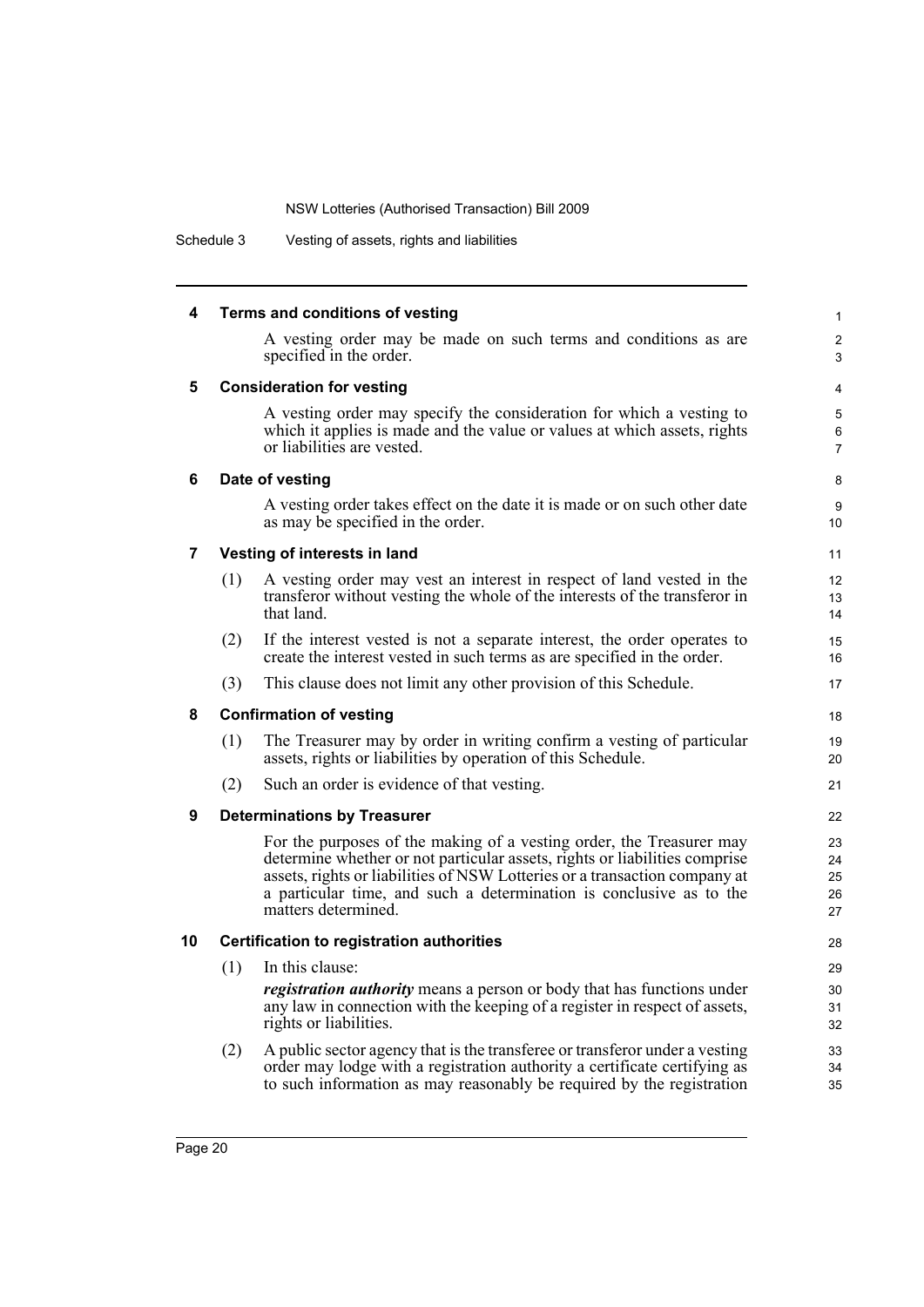#### 4 Terms and conditions of vesting

A vesting order may be made on such terms and conditions as are specified in the order.

#### 5 Consideration for vesting

A vesting order may specify the consideration for which a vesting to which it applies is made and the value or values at which assets, rights or liabilities are vested.

#### 6 Date of vesting

A vesting order takes effect on the date it is made or on such other date as may be specified in the order.

#### 7 Vesting of interests in land

(1) A vesting order may vest an interest in respect of land vested in the transferor without vesting the whole of the interests of the transferor in that land.

(2) If the interest vested is not a separate interest, the order operates to create the interest vested in such terms as are specified in the order.

(3) This clause does not limit any other provision of this Schedule.

#### 8 Confirmation of vesting

(1) The Treasurer may by order in writing confirm a vesting of particular assets, rights or liabilities by operation of this Schedule.

(2) Such an order is evidence of that vesting.

#### 9 Determinations by Treasurer

For the purposes of the making of a vesting order, the Treasurer may determine whether or not particular assets, rights or liabilities comprise assets, rights or liabilities of NSW Lotteries or a transaction company at a particular time, and such a determination is conclusive as to the matters determined.

#### 10 Certification to registration authorities

(1) In this clause:

***registration authority*** means a person or body that has functions under any law in connection with the keeping of a register in respect of assets, rights or liabilities.

(2) A public sector agency that is the transferee or transferor under a vesting order may lodge with a registration authority a certificate certifying as to such information as may reasonably be required by the registration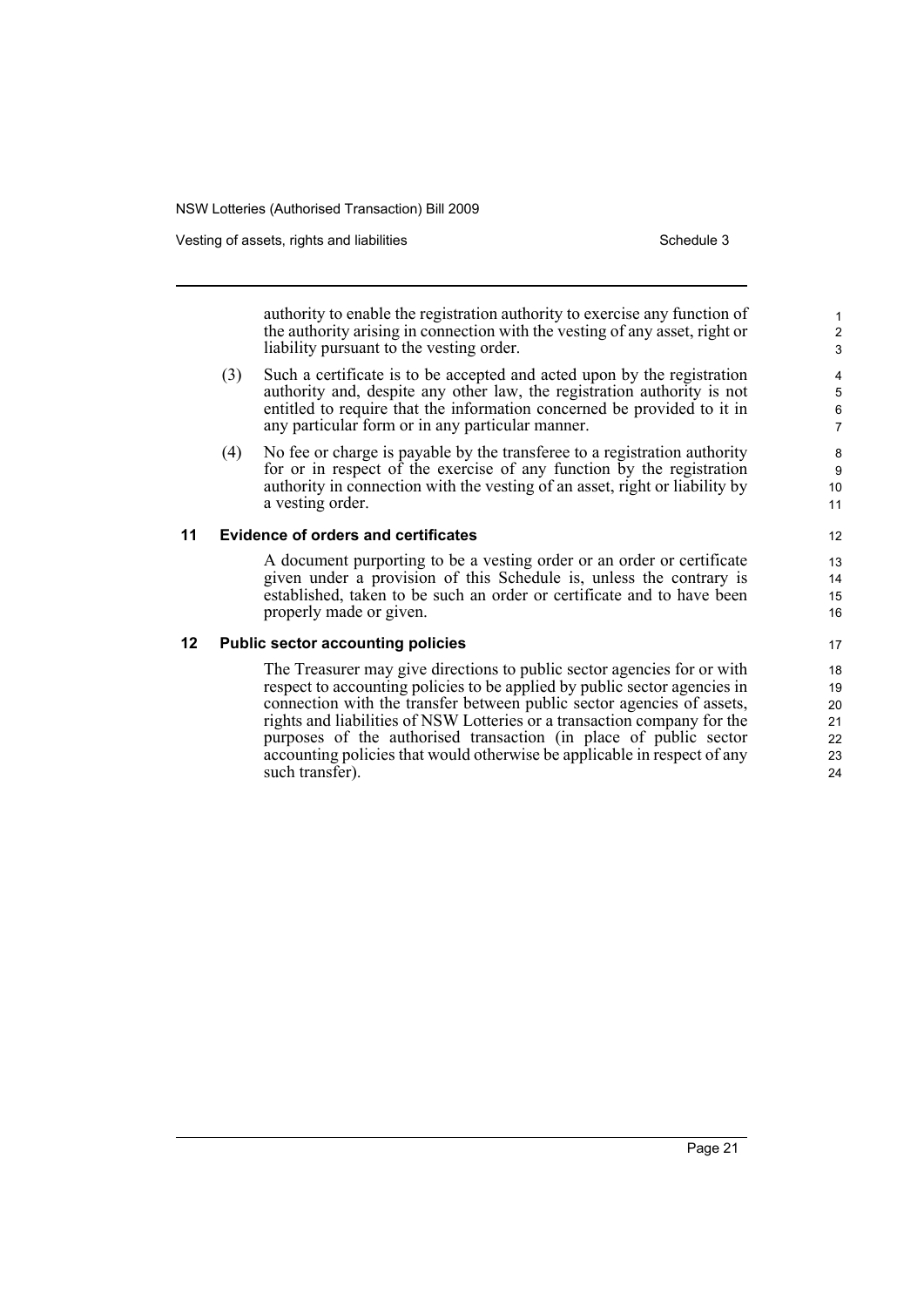authority to enable the registration authority to exercise any function of the authority arising in connection with the vesting of any asset, right or liability pursuant to the vesting order.

(3) Such a certificate is to be accepted and acted upon by the registration authority and, despite any other law, the registration authority is not entitled to require that the information concerned be provided to it in any particular form or in any particular manner.

(4) No fee or charge is payable by the transferee to a registration authority for or in respect of the exercise of any function by the registration authority in connection with the vesting of an asset, right or liability by a vesting order.

## 11 Evidence of orders and certificates

A document purporting to be a vesting order or an order or certificate given under a provision of this Schedule is, unless the contrary is established, taken to be such an order or certificate and to have been properly made or given.

## 12 Public sector accounting policies

The Treasurer may give directions to public sector agencies for or with respect to accounting policies to be applied by public sector agencies in connection with the transfer between public sector agencies of assets, rights and liabilities of NSW Lotteries or a transaction company for the purposes of the authorised transaction (in place of public sector accounting policies that would otherwise be applicable in respect of any such transfer).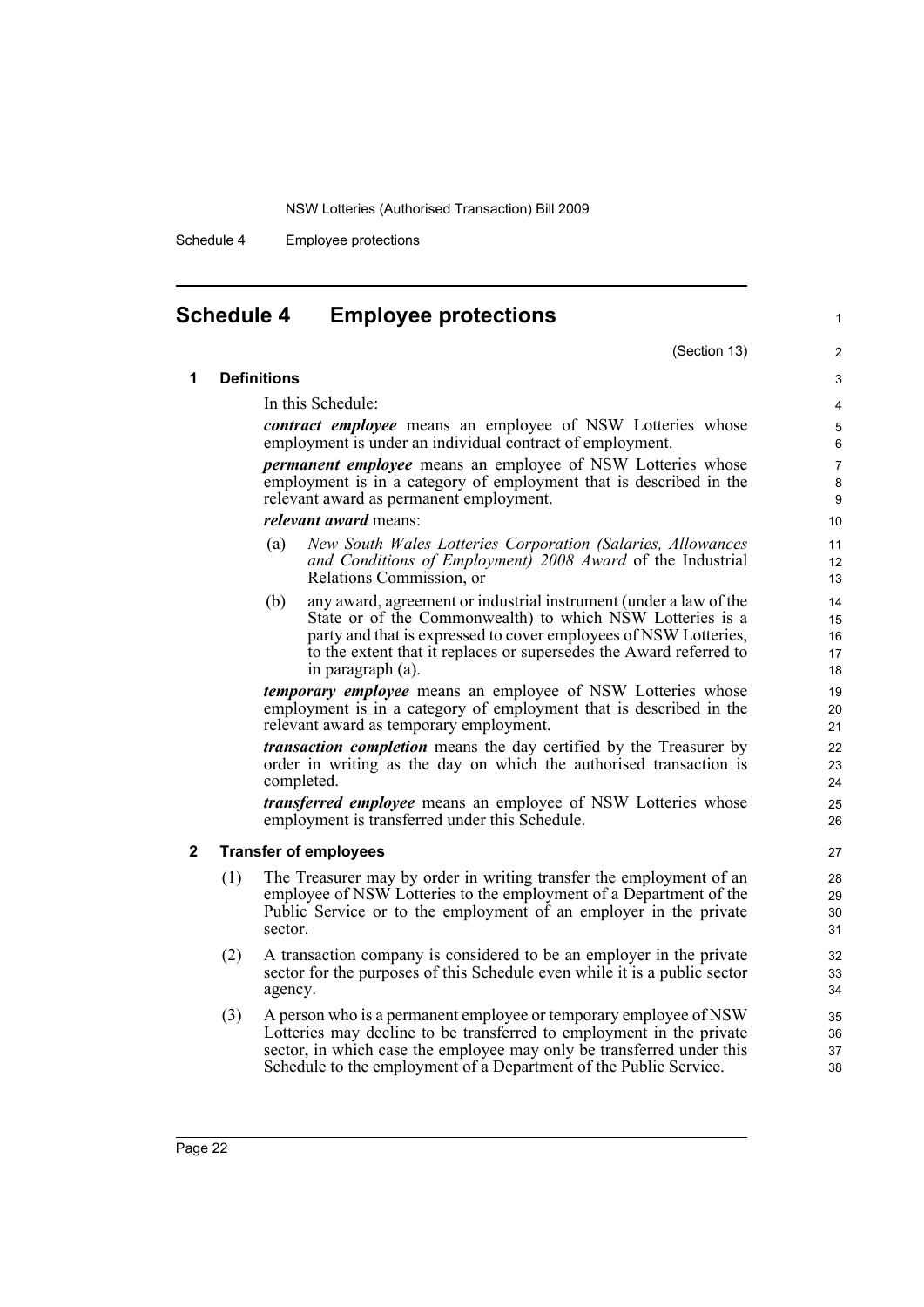# Schedule 4 Employee protections

(Section 13)

## 1 Definitions

In this Schedule:

***contract employee*** means an employee of NSW Lotteries whose employment is under an individual contract of employment.

***permanent employee*** means an employee of NSW Lotteries whose employment is in a category of employment that is described in the relevant award as permanent employment.

***relevant award*** means:

(a) *New South Wales Lotteries Corporation (Salaries, Allowances and Conditions of Employment) 2008 Award* of the Industrial Relations Commission, or

(b) any award, agreement or industrial instrument (under a law of the State or of the Commonwealth) to which NSW Lotteries is a party and that is expressed to cover employees of NSW Lotteries, to the extent that it replaces or supersedes the Award referred to in paragraph (a).

***temporary employee*** means an employee of NSW Lotteries whose employment is in a category of employment that is described in the relevant award as temporary employment.

***transaction completion*** means the day certified by the Treasurer by order in writing as the day on which the authorised transaction is completed.

***transferred employee*** means an employee of NSW Lotteries whose employment is transferred under this Schedule.

## 2 Transfer of employees

(1) The Treasurer may by order in writing transfer the employment of an employee of NSW Lotteries to the employment of a Department of the Public Service or to the employment of an employer in the private sector.

(2) A transaction company is considered to be an employer in the private sector for the purposes of this Schedule even while it is a public sector agency.

(3) A person who is a permanent employee or temporary employee of NSW Lotteries may decline to be transferred to employment in the private sector, in which case the employee may only be transferred under this Schedule to the employment of a Department of the Public Service.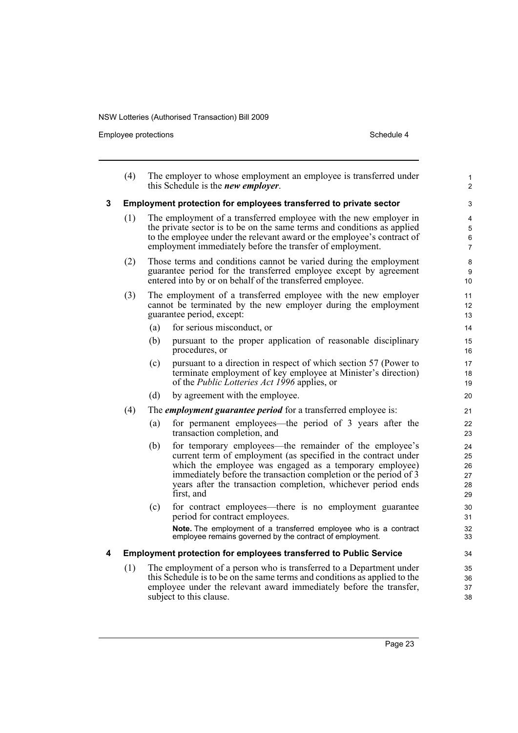(4) The employer to whose employment an employee is transferred under this Schedule is the ***new employer***.

### 3 Employment protection for employees transferred to private sector

(1) The employment of a transferred employee with the new employer in the private sector is to be on the same terms and conditions as applied to the employee under the relevant award or the employee's contract of employment immediately before the transfer of employment.

(2) Those terms and conditions cannot be varied during the employment guarantee period for the transferred employee except by agreement entered into by or on behalf of the transferred employee.

(3) The employment of a transferred employee with the new employer cannot be terminated by the new employer during the employment guarantee period, except:

(a) for serious misconduct, or

(b) pursuant to the proper application of reasonable disciplinary procedures, or

(c) pursuant to a direction in respect of which section 57 (Power to terminate employment of key employee at Minister's direction) of the *Public Lotteries Act 1996* applies, or

(d) by agreement with the employee.

(4) The ***employment guarantee period*** for a transferred employee is:

(a) for permanent employees—the period of 3 years after the transaction completion, and

(b) for temporary employees—the remainder of the employee's current term of employment (as specified in the contract under which the employee was engaged as a temporary employee) immediately before the transaction completion or the period of 3 years after the transaction completion, whichever period ends first, and

(c) for contract employees—there is no employment guarantee period for contract employees.

**Note.** The employment of a transferred employee who is a contract employee remains governed by the contract of employment.

### 4 Employment protection for employees transferred to Public Service

(1) The employment of a person who is transferred to a Department under this Schedule is to be on the same terms and conditions as applied to the employee under the relevant award immediately before the transfer, subject to this clause.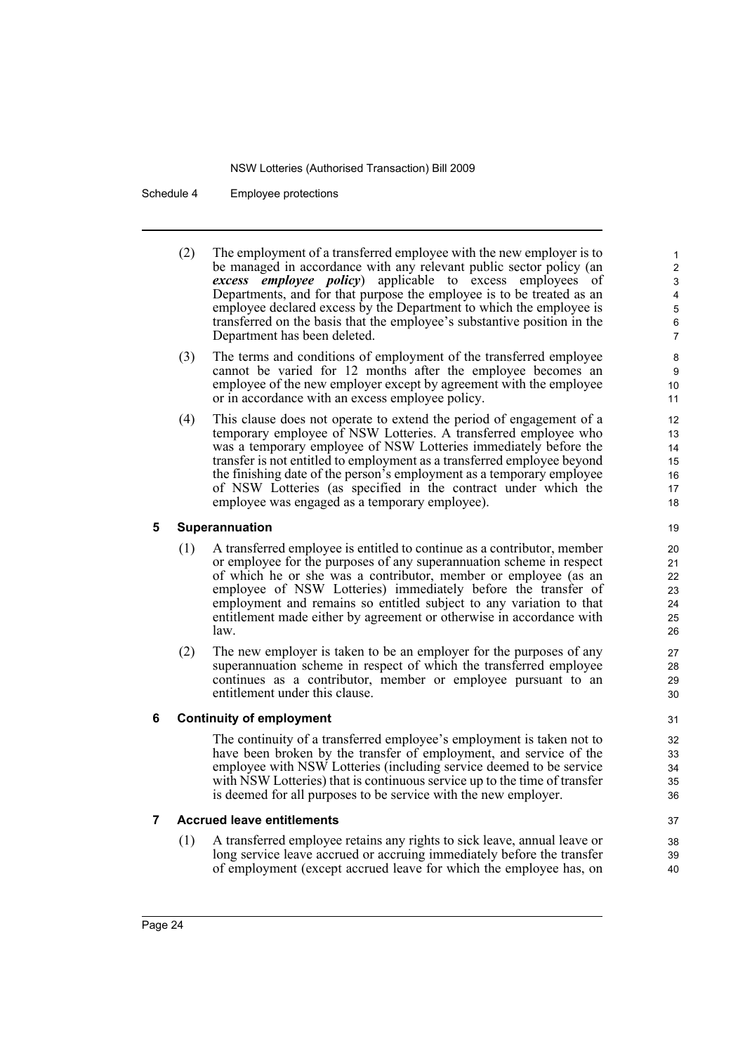(2) The employment of a transferred employee with the new employer is to be managed in accordance with any relevant public sector policy (an ***excess employee policy***) applicable to excess employees of Departments, and for that purpose the employee is to be treated as an employee declared excess by the Department to which the employee is transferred on the basis that the employee's substantive position in the Department has been deleted.

(3) The terms and conditions of employment of the transferred employee cannot be varied for 12 months after the employee becomes an employee of the new employer except by agreement with the employee or in accordance with an excess employee policy.

(4) This clause does not operate to extend the period of engagement of a temporary employee of NSW Lotteries. A transferred employee who was a temporary employee of NSW Lotteries immediately before the transfer is not entitled to employment as a transferred employee beyond the finishing date of the person's employment as a temporary employee of NSW Lotteries (as specified in the contract under which the employee was engaged as a temporary employee).

## 5 Superannuation

(1) A transferred employee is entitled to continue as a contributor, member or employee for the purposes of any superannuation scheme in respect of which he or she was a contributor, member or employee (as an employee of NSW Lotteries) immediately before the transfer of employment and remains so entitled subject to any variation to that entitlement made either by agreement or otherwise in accordance with law.

(2) The new employer is taken to be an employer for the purposes of any superannuation scheme in respect of which the transferred employee continues as a contributor, member or employee pursuant to an entitlement under this clause.

## 6 Continuity of employment

The continuity of a transferred employee's employment is taken not to have been broken by the transfer of employment, and service of the employee with NSW Lotteries (including service deemed to be service with NSW Lotteries) that is continuous service up to the time of transfer is deemed for all purposes to be service with the new employer.

## 7 Accrued leave entitlements

(1) A transferred employee retains any rights to sick leave, annual leave or long service leave accrued or accruing immediately before the transfer of employment (except accrued leave for which the employee has, on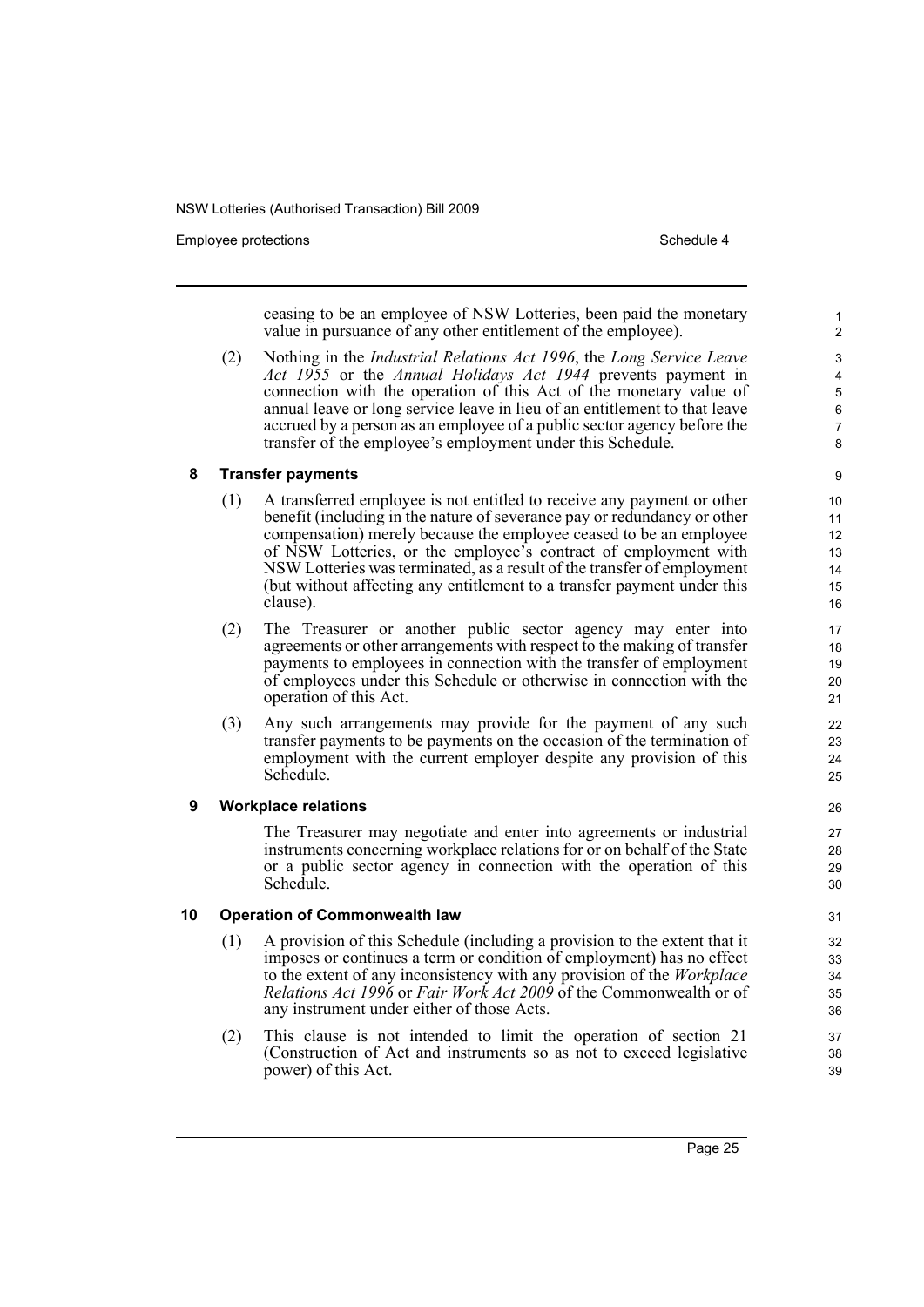ceasing to be an employee of NSW Lotteries, been paid the monetary value in pursuance of any other entitlement of the employee).

(2) Nothing in the *Industrial Relations Act 1996*, the *Long Service Leave Act 1955* or the *Annual Holidays Act 1944* prevents payment in connection with the operation of this Act of the monetary value of annual leave or long service leave in lieu of an entitlement to that leave accrued by a person as an employee of a public sector agency before the transfer of the employee's employment under this Schedule.

### 8 Transfer payments

(1) A transferred employee is not entitled to receive any payment or other benefit (including in the nature of severance pay or redundancy or other compensation) merely because the employee ceased to be an employee of NSW Lotteries, or the employee's contract of employment with NSW Lotteries was terminated, as a result of the transfer of employment (but without affecting any entitlement to a transfer payment under this clause).

(2) The Treasurer or another public sector agency may enter into agreements or other arrangements with respect to the making of transfer payments to employees in connection with the transfer of employment of employees under this Schedule or otherwise in connection with the operation of this Act.

(3) Any such arrangements may provide for the payment of any such transfer payments to be payments on the occasion of the termination of employment with the current employer despite any provision of this Schedule.

### 9 Workplace relations

The Treasurer may negotiate and enter into agreements or industrial instruments concerning workplace relations for or on behalf of the State or a public sector agency in connection with the operation of this Schedule.

### 10 Operation of Commonwealth law

(1) A provision of this Schedule (including a provision to the extent that it imposes or continues a term or condition of employment) has no effect to the extent of any inconsistency with any provision of the *Workplace Relations Act 1996* or *Fair Work Act 2009* of the Commonwealth or of any instrument under either of those Acts.

(2) This clause is not intended to limit the operation of section 21 (Construction of Act and instruments so as not to exceed legislative power) of this Act.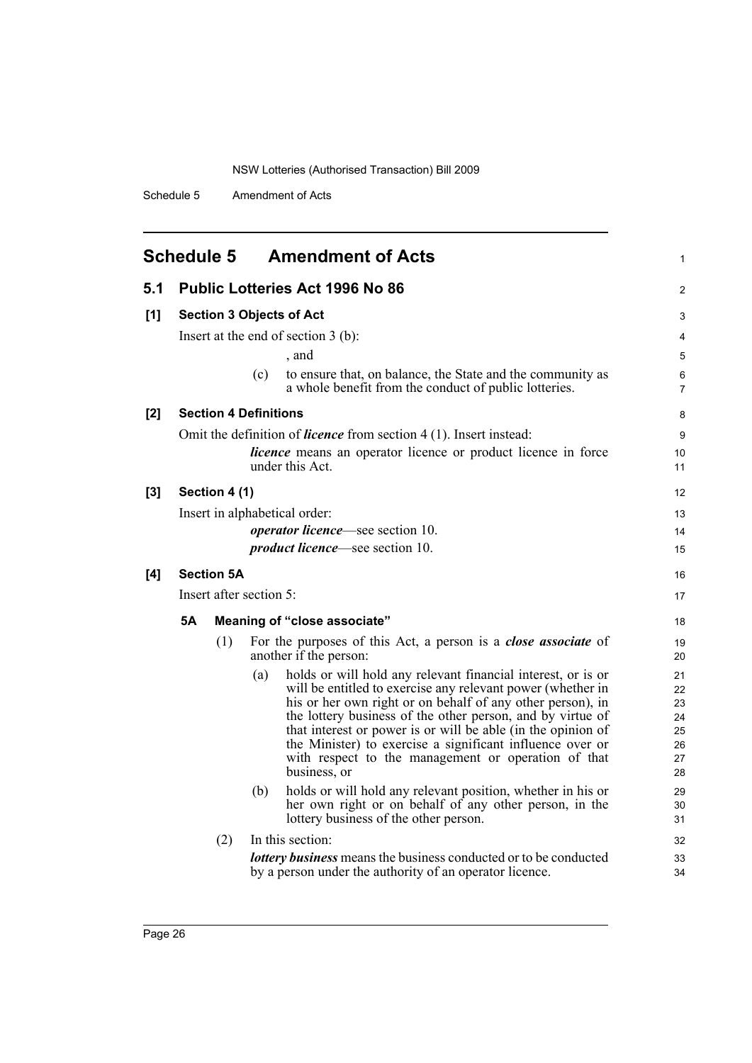# Schedule 5 Amendment of Acts

## 5.1 Public Lotteries Act 1996 No 86

### [1] Section 3 Objects of Act

Insert at the end of section 3 (b):

, and

(c) to ensure that, on balance, the State and the community as a whole benefit from the conduct of public lotteries.

### [2] Section 4 Definitions

Omit the definition of ***licence*** from section 4 (1). Insert instead:

***licence*** means an operator licence or product licence in force under this Act.

### [3] Section 4 (1)

Insert in alphabetical order:

***operator licence***—see section 10.

***product licence***—see section 10.

### [4] Section 5A

Insert after section 5:

**5A Meaning of "close associate"**

(1) For the purposes of this Act, a person is a ***close associate*** of another if the person:

(a) holds or will hold any relevant financial interest, or is or will be entitled to exercise any relevant power (whether in his or her own right or on behalf of any other person), in the lottery business of the other person, and by virtue of that interest or power is or will be able (in the opinion of the Minister) to exercise a significant influence over or with respect to the management or operation of that business, or

(b) holds or will hold any relevant position, whether in his or her own right or on behalf of any other person, in the lottery business of the other person.

(2) In this section:

***lottery business*** means the business conducted or to be conducted by a person under the authority of an operator licence.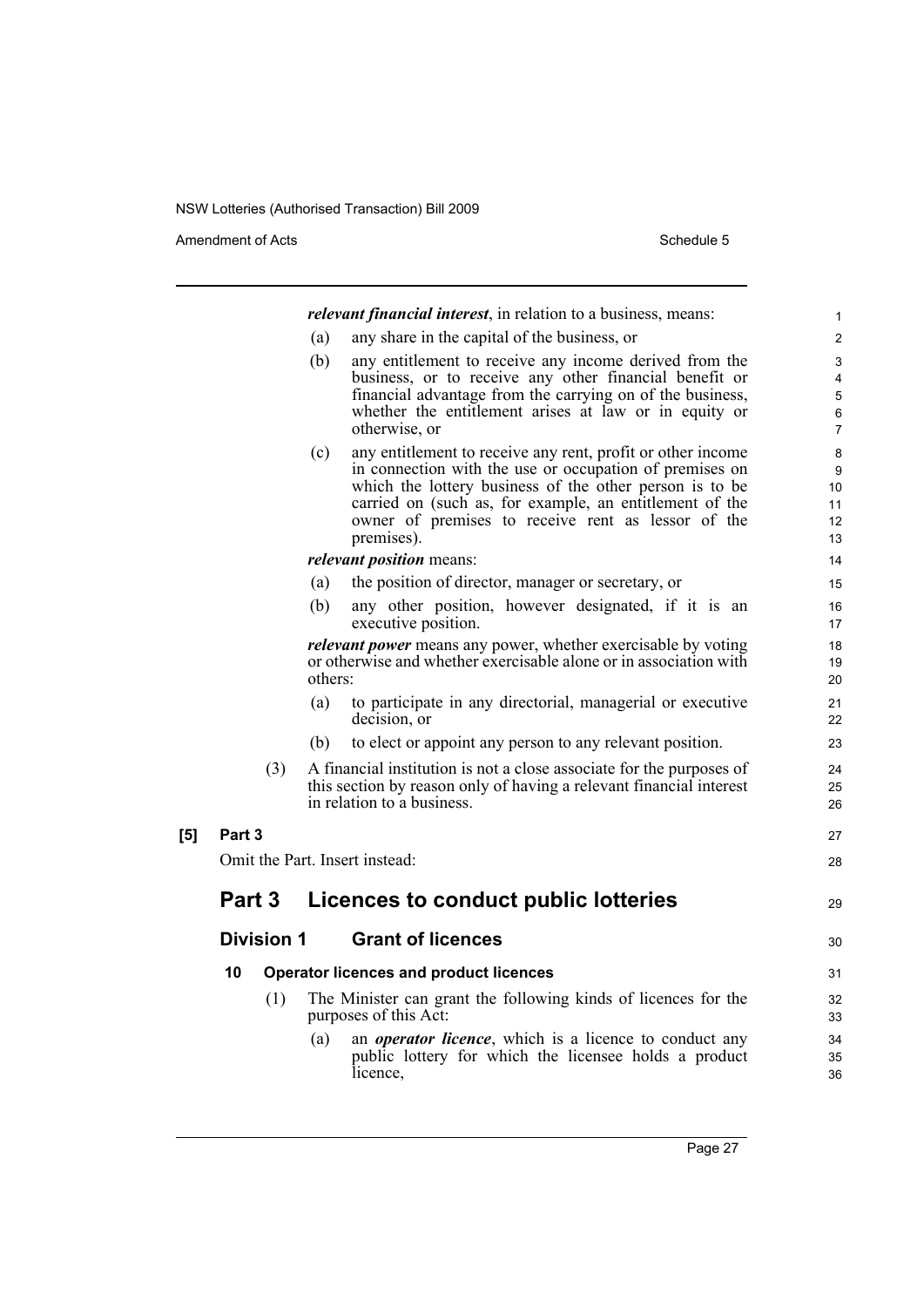***relevant financial interest***, in relation to a business, means:

(a) any share in the capital of the business, or

(b) any entitlement to receive any income derived from the business, or to receive any other financial benefit or financial advantage from the carrying on of the business, whether the entitlement arises at law or in equity or otherwise, or

(c) any entitlement to receive any rent, profit or other income in connection with the use or occupation of premises on which the lottery business of the other person is to be carried on (such as, for example, an entitlement of the owner of premises to receive rent as lessor of the premises).

***relevant position*** means:

(a) the position of director, manager or secretary, or

(b) any other position, however designated, if it is an executive position.

***relevant power*** means any power, whether exercisable by voting or otherwise and whether exercisable alone or in association with others:

(a) to participate in any directorial, managerial or executive decision, or

(b) to elect or appoint any person to any relevant position.

(3) A financial institution is not a close associate for the purposes of this section by reason only of having a relevant financial interest in relation to a business.

**[5] Part 3**

Omit the Part. Insert instead:

# Part 3 Licences to conduct public lotteries

## Division 1 Grant of licences

### 10 Operator licences and product licences

(1) The Minister can grant the following kinds of licences for the purposes of this Act:

(a) an ***operator licence***, which is a licence to conduct any public lottery for which the licensee holds a product licence,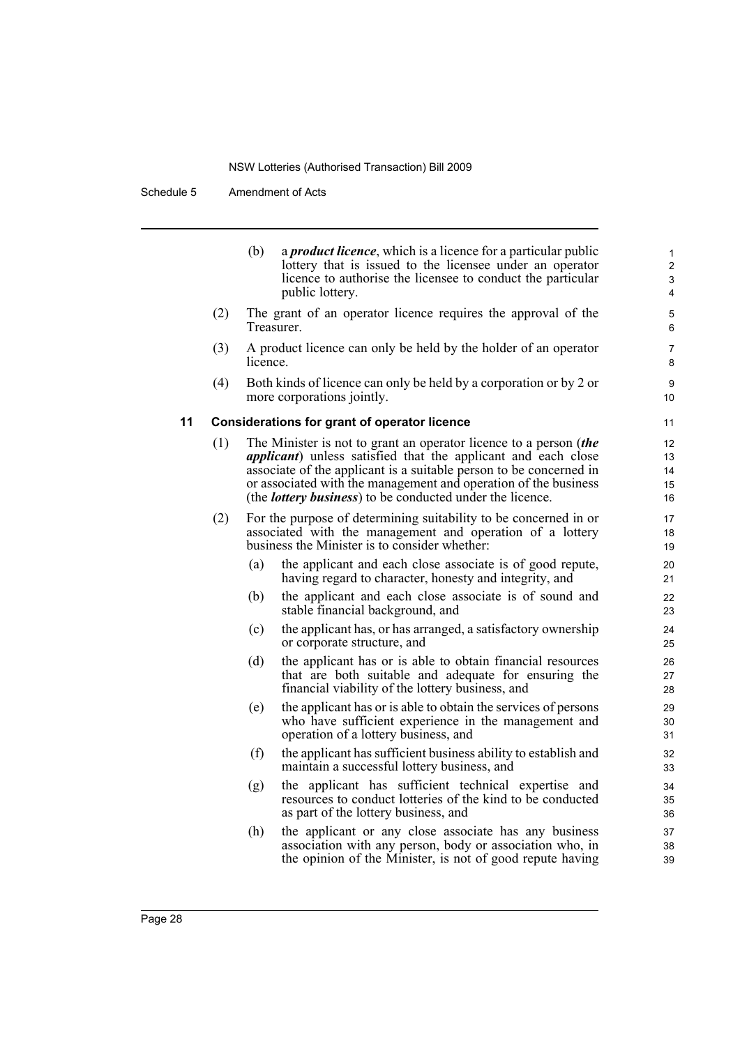(b) a ***product licence***, which is a licence for a particular public lottery that is issued to the licensee under an operator licence to authorise the licensee to conduct the particular public lottery.

(2) The grant of an operator licence requires the approval of the Treasurer.

(3) A product licence can only be held by the holder of an operator licence.

(4) Both kinds of licence can only be held by a corporation or by 2 or more corporations jointly.

### 11 Considerations for grant of operator licence

(1) The Minister is not to grant an operator licence to a person (***the applicant***) unless satisfied that the applicant and each close associate of the applicant is a suitable person to be concerned in or associated with the management and operation of the business (the ***lottery business***) to be conducted under the licence.

(2) For the purpose of determining suitability to be concerned in or associated with the management and operation of a lottery business the Minister is to consider whether:

(a) the applicant and each close associate is of good repute, having regard to character, honesty and integrity, and

(b) the applicant and each close associate is of sound and stable financial background, and

(c) the applicant has, or has arranged, a satisfactory ownership or corporate structure, and

(d) the applicant has or is able to obtain financial resources that are both suitable and adequate for ensuring the financial viability of the lottery business, and

(e) the applicant has or is able to obtain the services of persons who have sufficient experience in the management and operation of a lottery business, and

(f) the applicant has sufficient business ability to establish and maintain a successful lottery business, and

(g) the applicant has sufficient technical expertise and resources to conduct lotteries of the kind to be conducted as part of the lottery business, and

(h) the applicant or any close associate has any business association with any person, body or association who, in the opinion of the Minister, is not of good repute having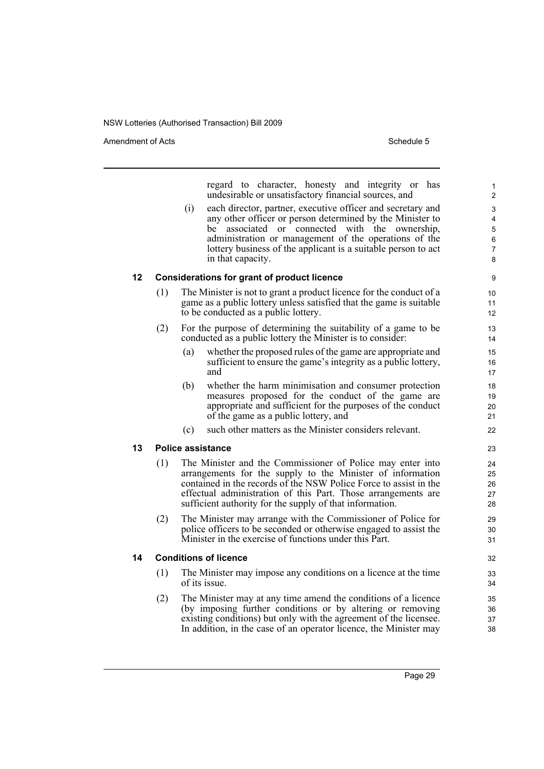regard to character, honesty and integrity or has undesirable or unsatisfactory financial sources, and

(i) each director, partner, executive officer and secretary and any other officer or person determined by the Minister to be associated or connected with the ownership, administration or management of the operations of the lottery business of the applicant is a suitable person to act in that capacity.

**12 Considerations for grant of product licence**

(1) The Minister is not to grant a product licence for the conduct of a game as a public lottery unless satisfied that the game is suitable to be conducted as a public lottery.

(2) For the purpose of determining the suitability of a game to be conducted as a public lottery the Minister is to consider:

(a) whether the proposed rules of the game are appropriate and sufficient to ensure the game's integrity as a public lottery, and

(b) whether the harm minimisation and consumer protection measures proposed for the conduct of the game are appropriate and sufficient for the purposes of the conduct of the game as a public lottery, and

(c) such other matters as the Minister considers relevant.

**13 Police assistance**

(1) The Minister and the Commissioner of Police may enter into arrangements for the supply to the Minister of information contained in the records of the NSW Police Force to assist in the effectual administration of this Part. Those arrangements are sufficient authority for the supply of that information.

(2) The Minister may arrange with the Commissioner of Police for police officers to be seconded or otherwise engaged to assist the Minister in the exercise of functions under this Part.

**14 Conditions of licence**

(1) The Minister may impose any conditions on a licence at the time of its issue.

(2) The Minister may at any time amend the conditions of a licence (by imposing further conditions or by altering or removing existing conditions) but only with the agreement of the licensee. In addition, in the case of an operator licence, the Minister may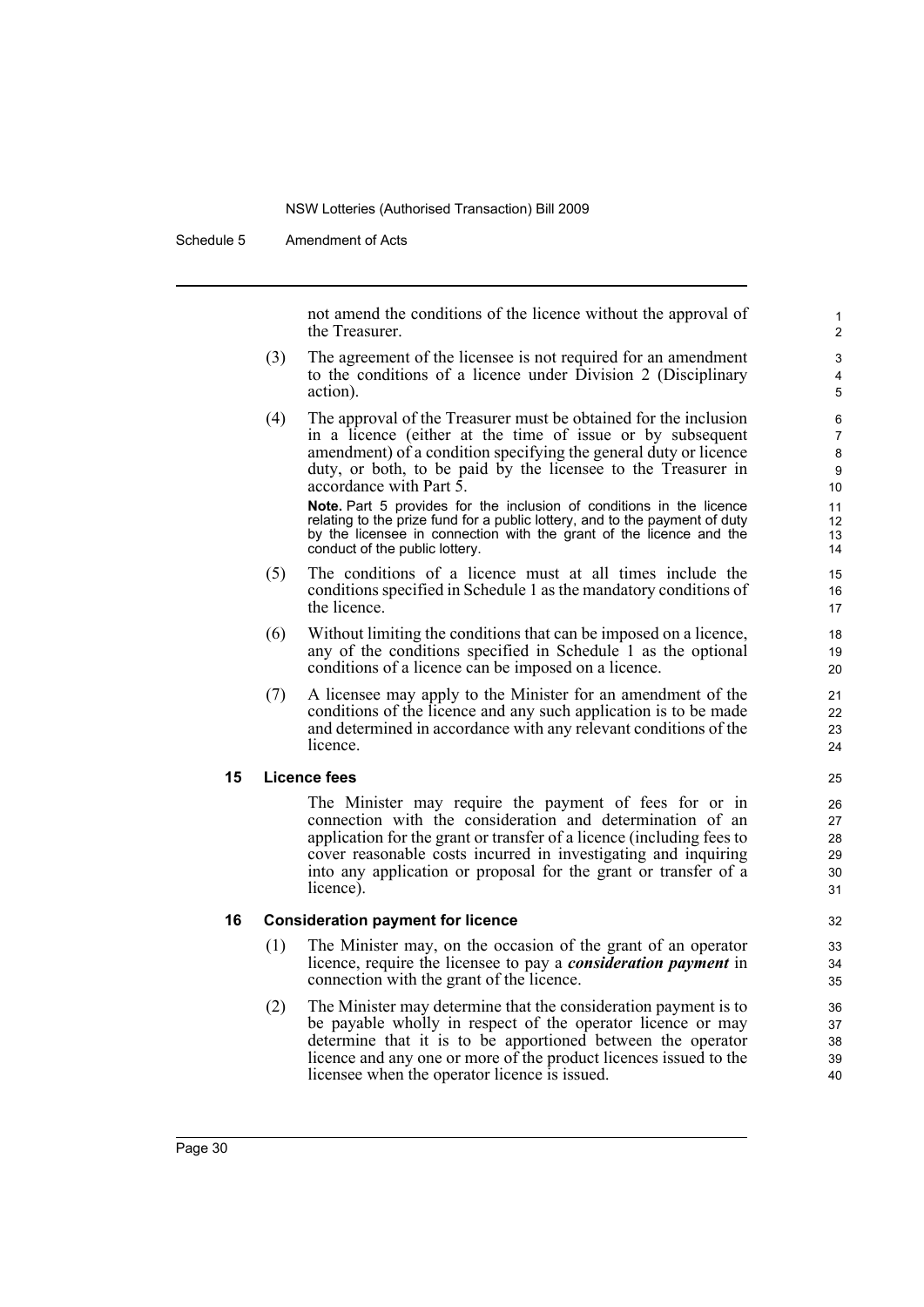not amend the conditions of the licence without the approval of the Treasurer.

(3) The agreement of the licensee is not required for an amendment to the conditions of a licence under Division 2 (Disciplinary action).

(4) The approval of the Treasurer must be obtained for the inclusion in a licence (either at the time of issue or by subsequent amendment) of a condition specifying the general duty or licence duty, or both, to be paid by the licensee to the Treasurer in accordance with Part 5.

**Note.** Part 5 provides for the inclusion of conditions in the licence relating to the prize fund for a public lottery, and to the payment of duty by the licensee in connection with the grant of the licence and the conduct of the public lottery.

(5) The conditions of a licence must at all times include the conditions specified in Schedule 1 as the mandatory conditions of the licence.

(6) Without limiting the conditions that can be imposed on a licence, any of the conditions specified in Schedule 1 as the optional conditions of a licence can be imposed on a licence.

(7) A licensee may apply to the Minister for an amendment of the conditions of the licence and any such application is to be made and determined in accordance with any relevant conditions of the licence.

### 15 Licence fees

The Minister may require the payment of fees for or in connection with the consideration and determination of an application for the grant or transfer of a licence (including fees to cover reasonable costs incurred in investigating and inquiring into any application or proposal for the grant or transfer of a licence).

### 16 Consideration payment for licence

(1) The Minister may, on the occasion of the grant of an operator licence, require the licensee to pay a ***consideration payment*** in connection with the grant of the licence.

(2) The Minister may determine that the consideration payment is to be payable wholly in respect of the operator licence or may determine that it is to be apportioned between the operator licence and any one or more of the product licences issued to the licensee when the operator licence is issued.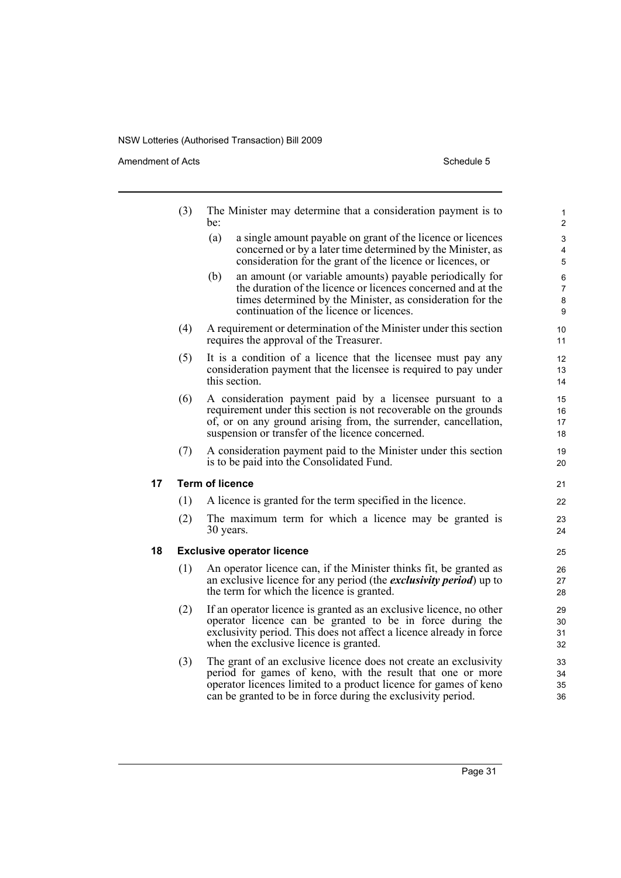(3) The Minister may determine that a consideration payment is to be:

(a) a single amount payable on grant of the licence or licences concerned or by a later time determined by the Minister, as consideration for the grant of the licence or licences, or

(b) an amount (or variable amounts) payable periodically for the duration of the licence or licences concerned and at the times determined by the Minister, as consideration for the continuation of the licence or licences.

(4) A requirement or determination of the Minister under this section requires the approval of the Treasurer.

(5) It is a condition of a licence that the licensee must pay any consideration payment that the licensee is required to pay under this section.

(6) A consideration payment paid by a licensee pursuant to a requirement under this section is not recoverable on the grounds of, or on any ground arising from, the surrender, cancellation, suspension or transfer of the licence concerned.

(7) A consideration payment paid to the Minister under this section is to be paid into the Consolidated Fund.

### 17 Term of licence

(1) A licence is granted for the term specified in the licence.

(2) The maximum term for which a licence may be granted is 30 years.

### 18 Exclusive operator licence

(1) An operator licence can, if the Minister thinks fit, be granted as an exclusive licence for any period (the ***exclusivity period***) up to the term for which the licence is granted.

(2) If an operator licence is granted as an exclusive licence, no other operator licence can be granted to be in force during the exclusivity period. This does not affect a licence already in force when the exclusive licence is granted.

(3) The grant of an exclusive licence does not create an exclusivity period for games of keno, with the result that one or more operator licences limited to a product licence for games of keno can be granted to be in force during the exclusivity period.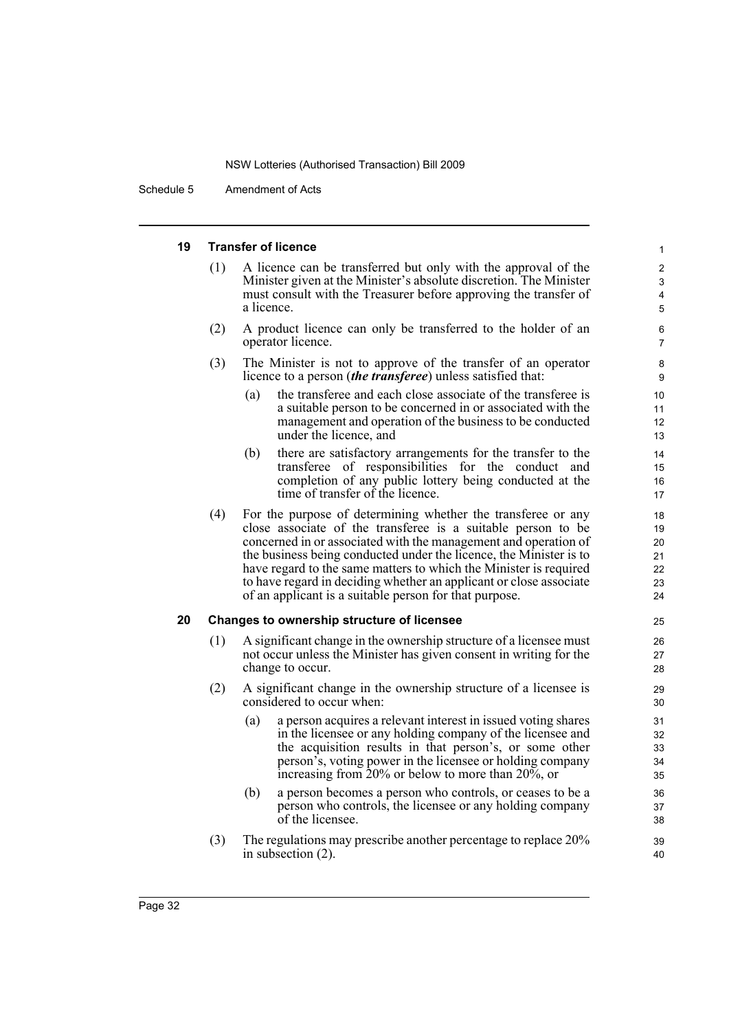#### 19 Transfer of licence

(1) A licence can be transferred but only with the approval of the Minister given at the Minister's absolute discretion. The Minister must consult with the Treasurer before approving the transfer of a licence.

(2) A product licence can only be transferred to the holder of an operator licence.

(3) The Minister is not to approve of the transfer of an operator licence to a person (***the transferee***) unless satisfied that:

- (a) the transferee and each close associate of the transferee is a suitable person to be concerned in or associated with the management and operation of the business to be conducted under the licence, and
- (b) there are satisfactory arrangements for the transfer to the transferee of responsibilities for the conduct and completion of any public lottery being conducted at the time of transfer of the licence.

(4) For the purpose of determining whether the transferee or any close associate of the transferee is a suitable person to be concerned in or associated with the management and operation of the business being conducted under the licence, the Minister is to have regard to the same matters to which the Minister is required to have regard in deciding whether an applicant or close associate of an applicant is a suitable person for that purpose.

#### 20 Changes to ownership structure of licensee

(1) A significant change in the ownership structure of a licensee must not occur unless the Minister has given consent in writing for the change to occur.

(2) A significant change in the ownership structure of a licensee is considered to occur when:

- (a) a person acquires a relevant interest in issued voting shares in the licensee or any holding company of the licensee and the acquisition results in that person's, or some other person's, voting power in the licensee or holding company increasing from 20% or below to more than 20%, or
- (b) a person becomes a person who controls, or ceases to be a person who controls, the licensee or any holding company of the licensee.

(3) The regulations may prescribe another percentage to replace 20% in subsection (2).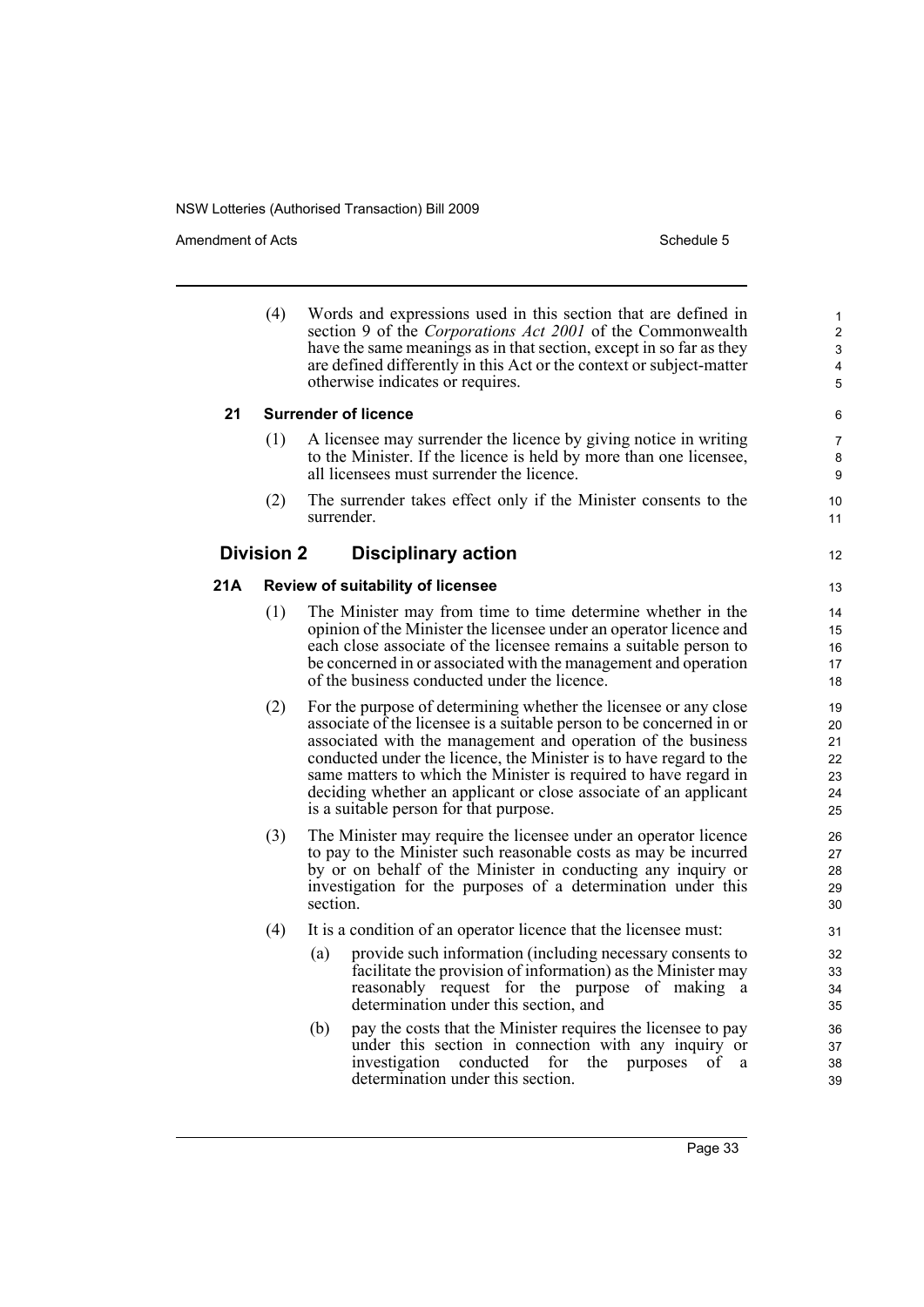(4) Words and expressions used in this section that are defined in section 9 of the *Corporations Act 2001* of the Commonwealth have the same meanings as in that section, except in so far as they are defined differently in this Act or the context or subject-matter otherwise indicates or requires.

**21 Surrender of licence**

(1) A licensee may surrender the licence by giving notice in writing to the Minister. If the licence is held by more than one licensee, all licensees must surrender the licence.

(2) The surrender takes effect only if the Minister consents to the surrender.

## Division 2 Disciplinary action

**21A Review of suitability of licensee**

(1) The Minister may from time to time determine whether in the opinion of the Minister the licensee under an operator licence and each close associate of the licensee remains a suitable person to be concerned in or associated with the management and operation of the business conducted under the licence.

(2) For the purpose of determining whether the licensee or any close associate of the licensee is a suitable person to be concerned in or associated with the management and operation of the business conducted under the licence, the Minister is to have regard to the same matters to which the Minister is required to have regard in deciding whether an applicant or close associate of an applicant is a suitable person for that purpose.

(3) The Minister may require the licensee under an operator licence to pay to the Minister such reasonable costs as may be incurred by or on behalf of the Minister in conducting any inquiry or investigation for the purposes of a determination under this section.

(4) It is a condition of an operator licence that the licensee must:

(a) provide such information (including necessary consents to facilitate the provision of information) as the Minister may reasonably request for the purpose of making a determination under this section, and

(b) pay the costs that the Minister requires the licensee to pay under this section in connection with any inquiry or investigation conducted for the purposes of a determination under this section.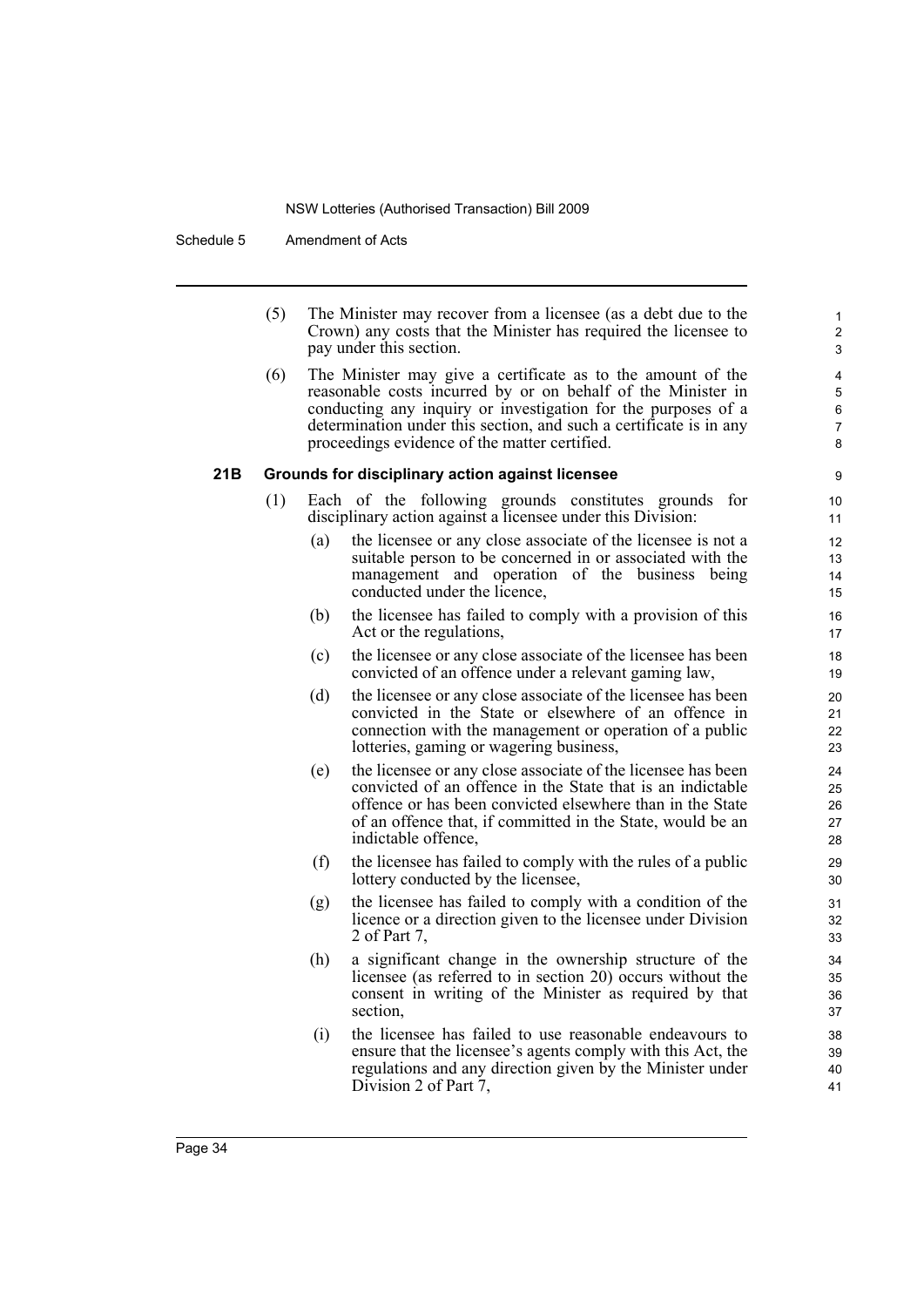(5) The Minister may recover from a licensee (as a debt due to the Crown) any costs that the Minister has required the licensee to pay under this section.

(6) The Minister may give a certificate as to the amount of the reasonable costs incurred by or on behalf of the Minister in conducting any inquiry or investigation for the purposes of a determination under this section, and such a certificate is in any proceedings evidence of the matter certified.

### 21B Grounds for disciplinary action against licensee

(1) Each of the following grounds constitutes grounds for disciplinary action against a licensee under this Division:

(a) the licensee or any close associate of the licensee is not a suitable person to be concerned in or associated with the management and operation of the business being conducted under the licence,

(b) the licensee has failed to comply with a provision of this Act or the regulations,

(c) the licensee or any close associate of the licensee has been convicted of an offence under a relevant gaming law,

(d) the licensee or any close associate of the licensee has been convicted in the State or elsewhere of an offence in connection with the management or operation of a public lotteries, gaming or wagering business,

(e) the licensee or any close associate of the licensee has been convicted of an offence in the State that is an indictable offence or has been convicted elsewhere than in the State of an offence that, if committed in the State, would be an indictable offence,

(f) the licensee has failed to comply with the rules of a public lottery conducted by the licensee,

(g) the licensee has failed to comply with a condition of the licence or a direction given to the licensee under Division 2 of Part 7,

(h) a significant change in the ownership structure of the licensee (as referred to in section 20) occurs without the consent in writing of the Minister as required by that section,

(i) the licensee has failed to use reasonable endeavours to ensure that the licensee's agents comply with this Act, the regulations and any direction given by the Minister under Division 2 of Part 7,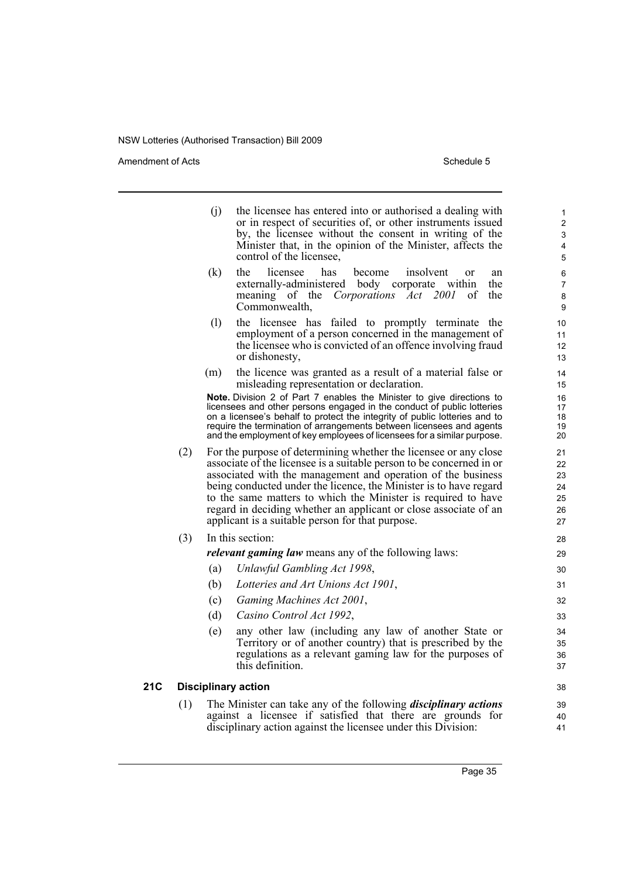(j) the licensee has entered into or authorised a dealing with or in respect of securities of, or other instruments issued by, the licensee without the consent in writing of the Minister that, in the opinion of the Minister, affects the control of the licensee,

(k) the licensee has become insolvent or an externally-administered body corporate within the meaning of the *Corporations Act 2001* of the Commonwealth,

(l) the licensee has failed to promptly terminate the employment of a person concerned in the management of the licensee who is convicted of an offence involving fraud or dishonesty,

(m) the licence was granted as a result of a material false or misleading representation or declaration.

**Note.** Division 2 of Part 7 enables the Minister to give directions to licensees and other persons engaged in the conduct of public lotteries on a licensee's behalf to protect the integrity of public lotteries and to require the termination of arrangements between licensees and agents and the employment of key employees of licensees for a similar purpose.

(2) For the purpose of determining whether the licensee or any close associate of the licensee is a suitable person to be concerned in or associated with the management and operation of the business being conducted under the licence, the Minister is to have regard to the same matters to which the Minister is required to have regard in deciding whether an applicant or close associate of an applicant is a suitable person for that purpose.

(3) In this section:

***relevant gaming law*** means any of the following laws:

(a) *Unlawful Gambling Act 1998*,

(b) *Lotteries and Art Unions Act 1901*,

(c) *Gaming Machines Act 2001*,

(d) *Casino Control Act 1992*,

(e) any other law (including any law of another State or Territory or of another country) that is prescribed by the regulations as a relevant gaming law for the purposes of this definition.

### 21C Disciplinary action

(1) The Minister can take any of the following ***disciplinary actions*** against a licensee if satisfied that there are grounds for disciplinary action against the licensee under this Division: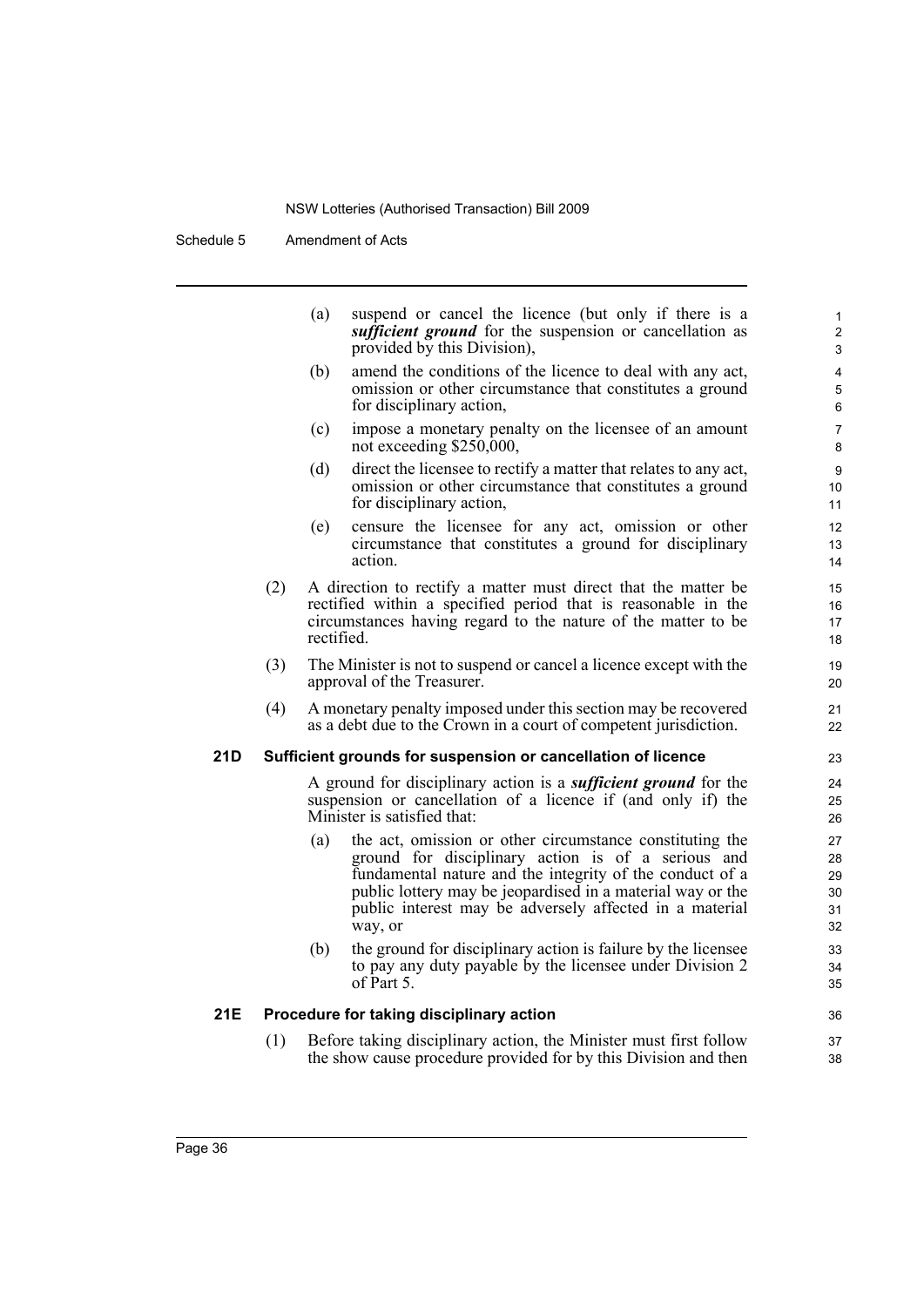(a) suspend or cancel the licence (but only if there is a ***sufficient ground*** for the suspension or cancellation as provided by this Division),

(b) amend the conditions of the licence to deal with any act, omission or other circumstance that constitutes a ground for disciplinary action,

(c) impose a monetary penalty on the licensee of an amount not exceeding $250,000,

(d) direct the licensee to rectify a matter that relates to any act, omission or other circumstance that constitutes a ground for disciplinary action,

(e) censure the licensee for any act, omission or other circumstance that constitutes a ground for disciplinary action.

(2) A direction to rectify a matter must direct that the matter be rectified within a specified period that is reasonable in the circumstances having regard to the nature of the matter to be rectified.

(3) The Minister is not to suspend or cancel a licence except with the approval of the Treasurer.

(4) A monetary penalty imposed under this section may be recovered as a debt due to the Crown in a court of competent jurisdiction.

**21D Sufficient grounds for suspension or cancellation of licence**

A ground for disciplinary action is a ***sufficient ground*** for the suspension or cancellation of a licence if (and only if) the Minister is satisfied that:

(a) the act, omission or other circumstance constituting the ground for disciplinary action is of a serious and fundamental nature and the integrity of the conduct of a public lottery may be jeopardised in a material way or the public interest may be adversely affected in a material way, or

(b) the ground for disciplinary action is failure by the licensee to pay any duty payable by the licensee under Division 2 of Part 5.

**21E Procedure for taking disciplinary action**

(1) Before taking disciplinary action, the Minister must first follow the show cause procedure provided for by this Division and then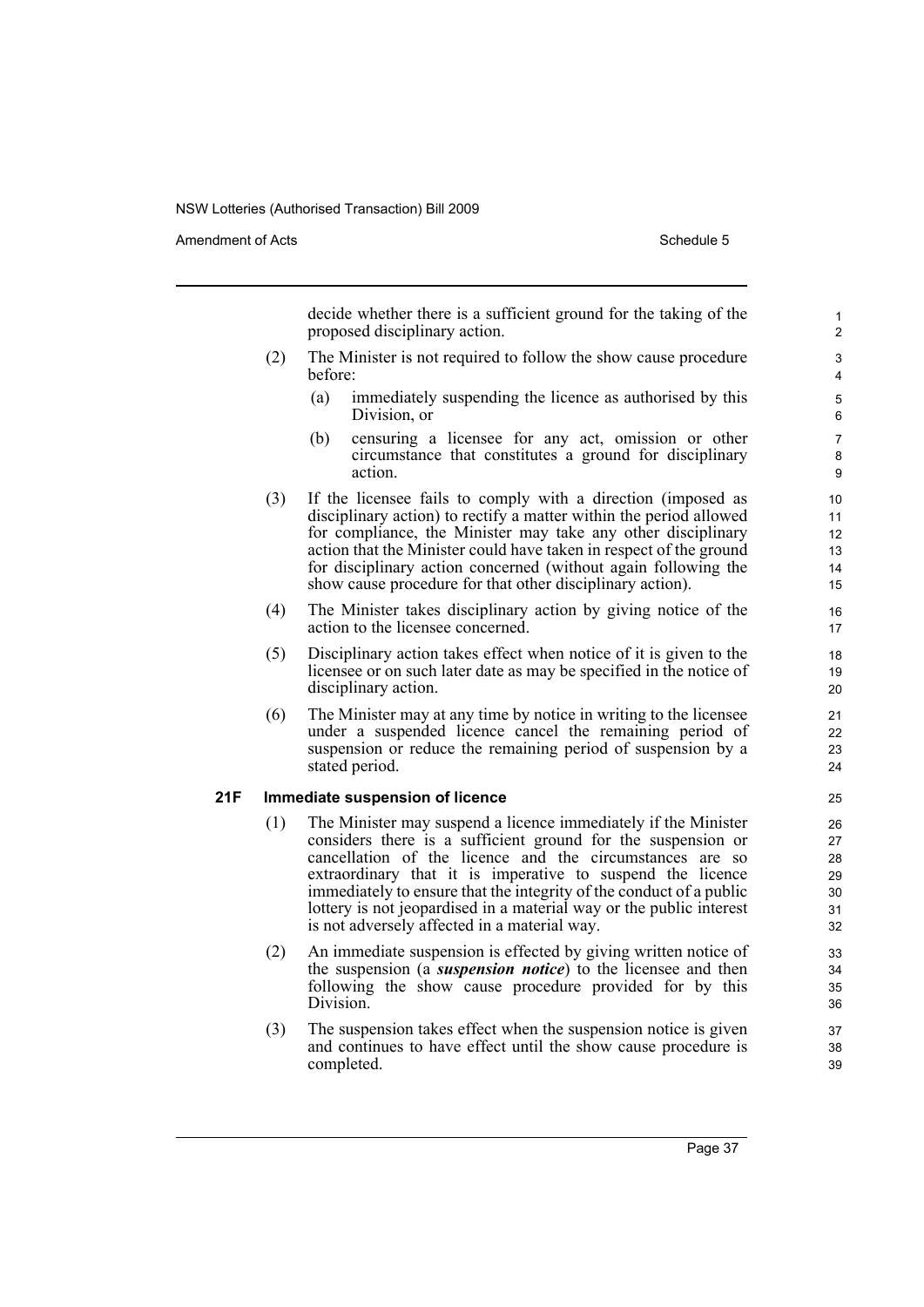decide whether there is a sufficient ground for the taking of the proposed disciplinary action.

(2) The Minister is not required to follow the show cause procedure before:

(a) immediately suspending the licence as authorised by this Division, or

(b) censuring a licensee for any act, omission or other circumstance that constitutes a ground for disciplinary action.

(3) If the licensee fails to comply with a direction (imposed as disciplinary action) to rectify a matter within the period allowed for compliance, the Minister may take any other disciplinary action that the Minister could have taken in respect of the ground for disciplinary action concerned (without again following the show cause procedure for that other disciplinary action).

(4) The Minister takes disciplinary action by giving notice of the action to the licensee concerned.

(5) Disciplinary action takes effect when notice of it is given to the licensee or on such later date as may be specified in the notice of disciplinary action.

(6) The Minister may at any time by notice in writing to the licensee under a suspended licence cancel the remaining period of suspension or reduce the remaining period of suspension by a stated period.

**21F Immediate suspension of licence**

(1) The Minister may suspend a licence immediately if the Minister considers there is a sufficient ground for the suspension or cancellation of the licence and the circumstances are so extraordinary that it is imperative to suspend the licence immediately to ensure that the integrity of the conduct of a public lottery is not jeopardised in a material way or the public interest is not adversely affected in a material way.

(2) An immediate suspension is effected by giving written notice of the suspension (a ***suspension notice***) to the licensee and then following the show cause procedure provided for by this Division.

(3) The suspension takes effect when the suspension notice is given and continues to have effect until the show cause procedure is completed.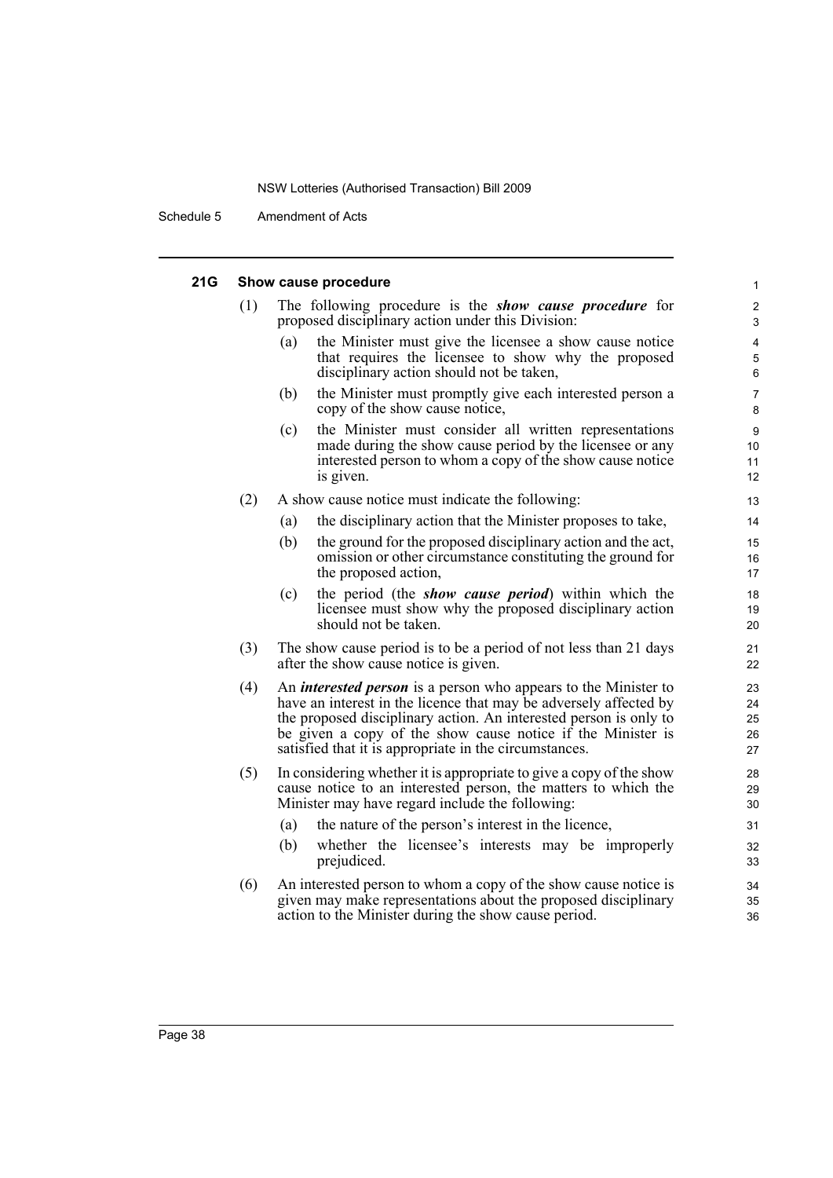### 21G Show cause procedure

(1) The following procedure is the ***show cause procedure*** for proposed disciplinary action under this Division:

- (a) the Minister must give the licensee a show cause notice that requires the licensee to show why the proposed disciplinary action should not be taken,
- (b) the Minister must promptly give each interested person a copy of the show cause notice,
- (c) the Minister must consider all written representations made during the show cause period by the licensee or any interested person to whom a copy of the show cause notice is given.

(2) A show cause notice must indicate the following:

- (a) the disciplinary action that the Minister proposes to take,
- (b) the ground for the proposed disciplinary action and the act, omission or other circumstance constituting the ground for the proposed action,
- (c) the period (the ***show cause period***) within which the licensee must show why the proposed disciplinary action should not be taken.

(3) The show cause period is to be a period of not less than 21 days after the show cause notice is given.

(4) An ***interested person*** is a person who appears to the Minister to have an interest in the licence that may be adversely affected by the proposed disciplinary action. An interested person is only to be given a copy of the show cause notice if the Minister is satisfied that it is appropriate in the circumstances.

(5) In considering whether it is appropriate to give a copy of the show cause notice to an interested person, the matters to which the Minister may have regard include the following:

- (a) the nature of the person's interest in the licence,
- (b) whether the licensee's interests may be improperly prejudiced.

(6) An interested person to whom a copy of the show cause notice is given may make representations about the proposed disciplinary action to the Minister during the show cause period.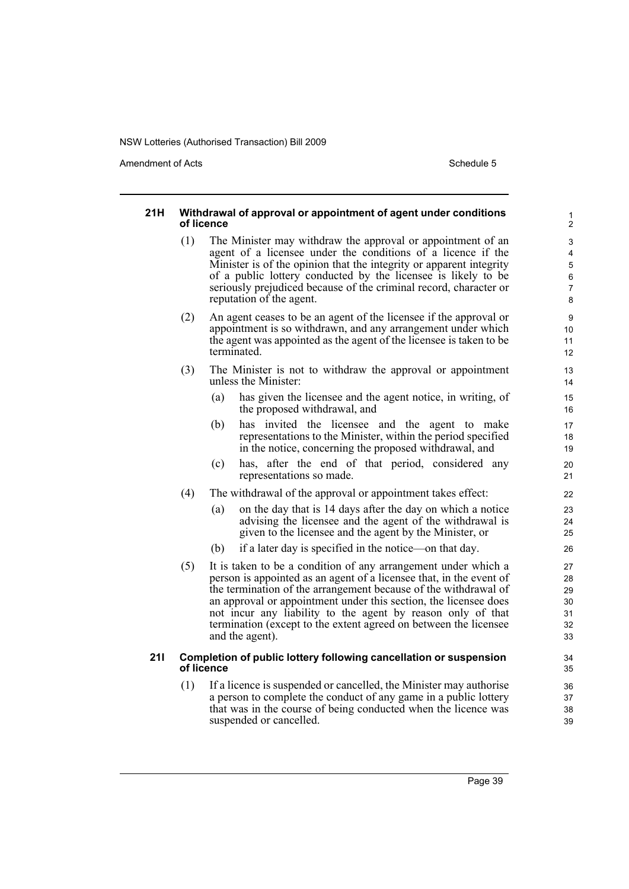#### 21H Withdrawal of approval or appointment of agent under conditions of licence

(1) The Minister may withdraw the approval or appointment of an agent of a licensee under the conditions of a licence if the Minister is of the opinion that the integrity or apparent integrity of a public lottery conducted by the licensee is likely to be seriously prejudiced because of the criminal record, character or reputation of the agent.

(2) An agent ceases to be an agent of the licensee if the approval or appointment is so withdrawn, and any arrangement under which the agent was appointed as the agent of the licensee is taken to be terminated.

(3) The Minister is not to withdraw the approval or appointment unless the Minister:

(a) has given the licensee and the agent notice, in writing, of the proposed withdrawal, and

(b) has invited the licensee and the agent to make representations to the Minister, within the period specified in the notice, concerning the proposed withdrawal, and

(c) has, after the end of that period, considered any representations so made.

(4) The withdrawal of the approval or appointment takes effect:

(a) on the day that is 14 days after the day on which a notice advising the licensee and the agent of the withdrawal is given to the licensee and the agent by the Minister, or

(b) if a later day is specified in the notice—on that day.

(5) It is taken to be a condition of any arrangement under which a person is appointed as an agent of a licensee that, in the event of the termination of the arrangement because of the withdrawal of an approval or appointment under this section, the licensee does not incur any liability to the agent by reason only of that termination (except to the extent agreed on between the licensee and the agent).

#### 21I Completion of public lottery following cancellation or suspension of licence

(1) If a licence is suspended or cancelled, the Minister may authorise a person to complete the conduct of any game in a public lottery that was in the course of being conducted when the licence was suspended or cancelled.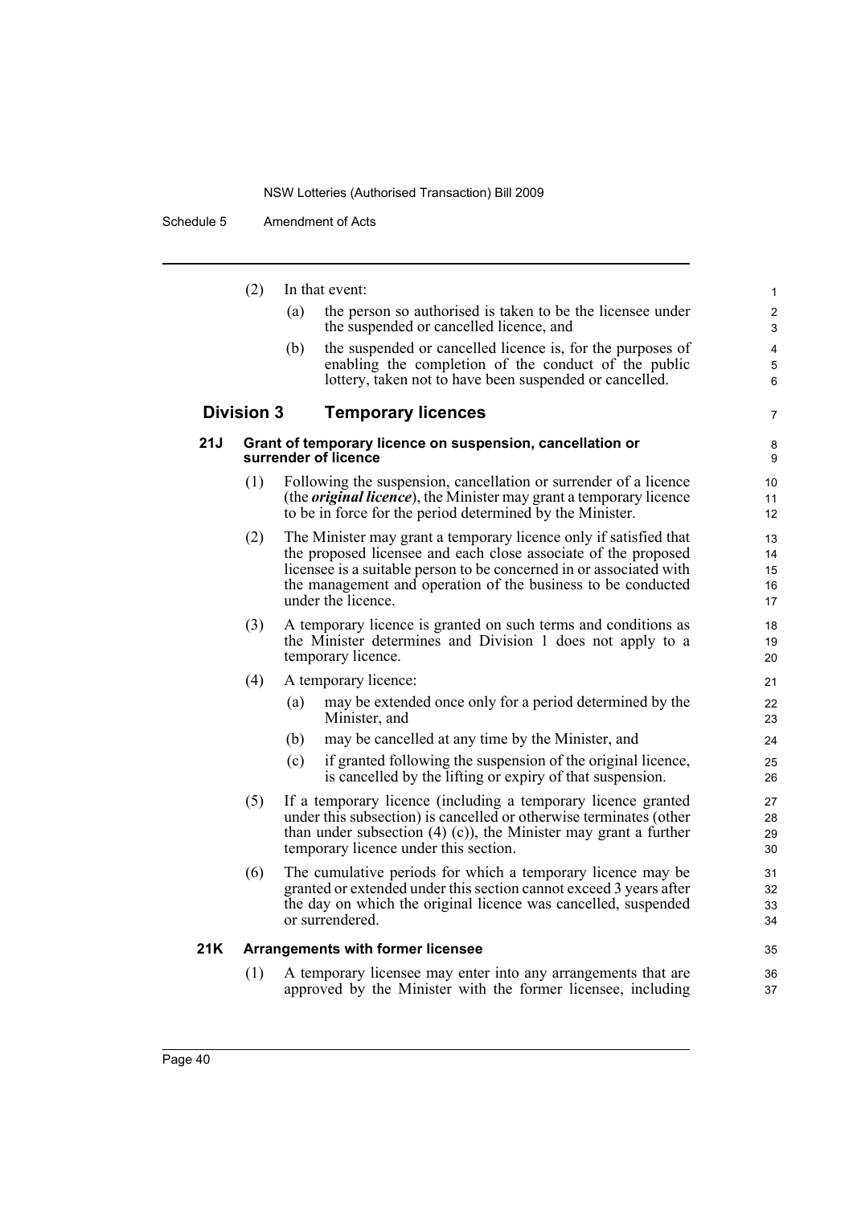(2) In that event:

(a) the person so authorised is taken to be the licensee under the suspended or cancelled licence, and

(b) the suspended or cancelled licence is, for the purposes of enabling the completion of the conduct of the public lottery, taken not to have been suspended or cancelled.

## Division 3 Temporary licences

### 21J Grant of temporary licence on suspension, cancellation or surrender of licence

(1) Following the suspension, cancellation or surrender of a licence (the ***original licence***), the Minister may grant a temporary licence to be in force for the period determined by the Minister.

(2) The Minister may grant a temporary licence only if satisfied that the proposed licensee and each close associate of the proposed licensee is a suitable person to be concerned in or associated with the management and operation of the business to be conducted under the licence.

(3) A temporary licence is granted on such terms and conditions as the Minister determines and Division 1 does not apply to a temporary licence.

(4) A temporary licence:

(a) may be extended once only for a period determined by the Minister, and

(b) may be cancelled at any time by the Minister, and

(c) if granted following the suspension of the original licence, is cancelled by the lifting or expiry of that suspension.

(5) If a temporary licence (including a temporary licence granted under this subsection) is cancelled or otherwise terminates (other than under subsection (4) (c)), the Minister may grant a further temporary licence under this section.

(6) The cumulative periods for which a temporary licence may be granted or extended under this section cannot exceed 3 years after the day on which the original licence was cancelled, suspended or surrendered.

### 21K Arrangements with former licensee

(1) A temporary licensee may enter into any arrangements that are approved by the Minister with the former licensee, including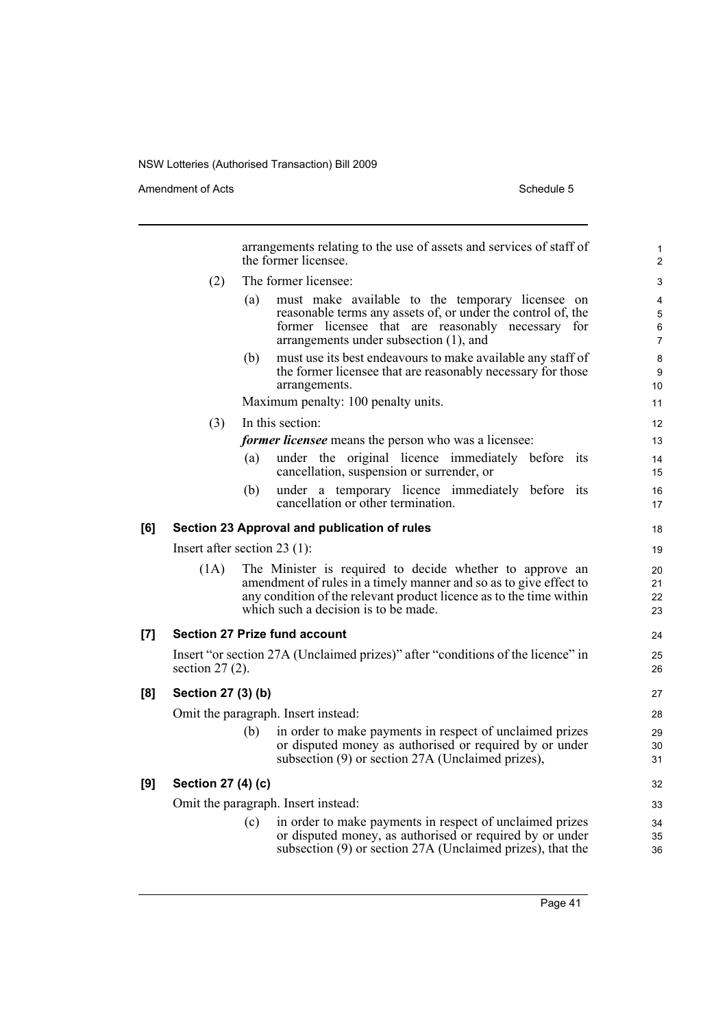arrangements relating to the use of assets and services of staff of the former licensee.

(2) The former licensee:

(a) must make available to the temporary licensee on reasonable terms any assets of, or under the control of, the former licensee that are reasonably necessary for arrangements under subsection (1), and

(b) must use its best endeavours to make available any staff of the former licensee that are reasonably necessary for those arrangements.

Maximum penalty: 100 penalty units.

(3) In this section:

***former licensee*** means the person who was a licensee:

(a) under the original licence immediately before its cancellation, suspension or surrender, or

(b) under a temporary licence immediately before its cancellation or other termination.

### [6] Section 23 Approval and publication of rules

Insert after section 23 (1):

(1A) The Minister is required to decide whether to approve an amendment of rules in a timely manner and so as to give effect to any condition of the relevant product licence as to the time within which such a decision is to be made.

### [7] Section 27 Prize fund account

Insert "or section 27A (Unclaimed prizes)" after "conditions of the licence" in section 27 (2).

### [8] Section 27 (3) (b)

Omit the paragraph. Insert instead:

(b) in order to make payments in respect of unclaimed prizes or disputed money as authorised or required by or under subsection (9) or section 27A (Unclaimed prizes),

### [9] Section 27 (4) (c)

Omit the paragraph. Insert instead:

(c) in order to make payments in respect of unclaimed prizes or disputed money, as authorised or required by or under subsection (9) or section 27A (Unclaimed prizes), that the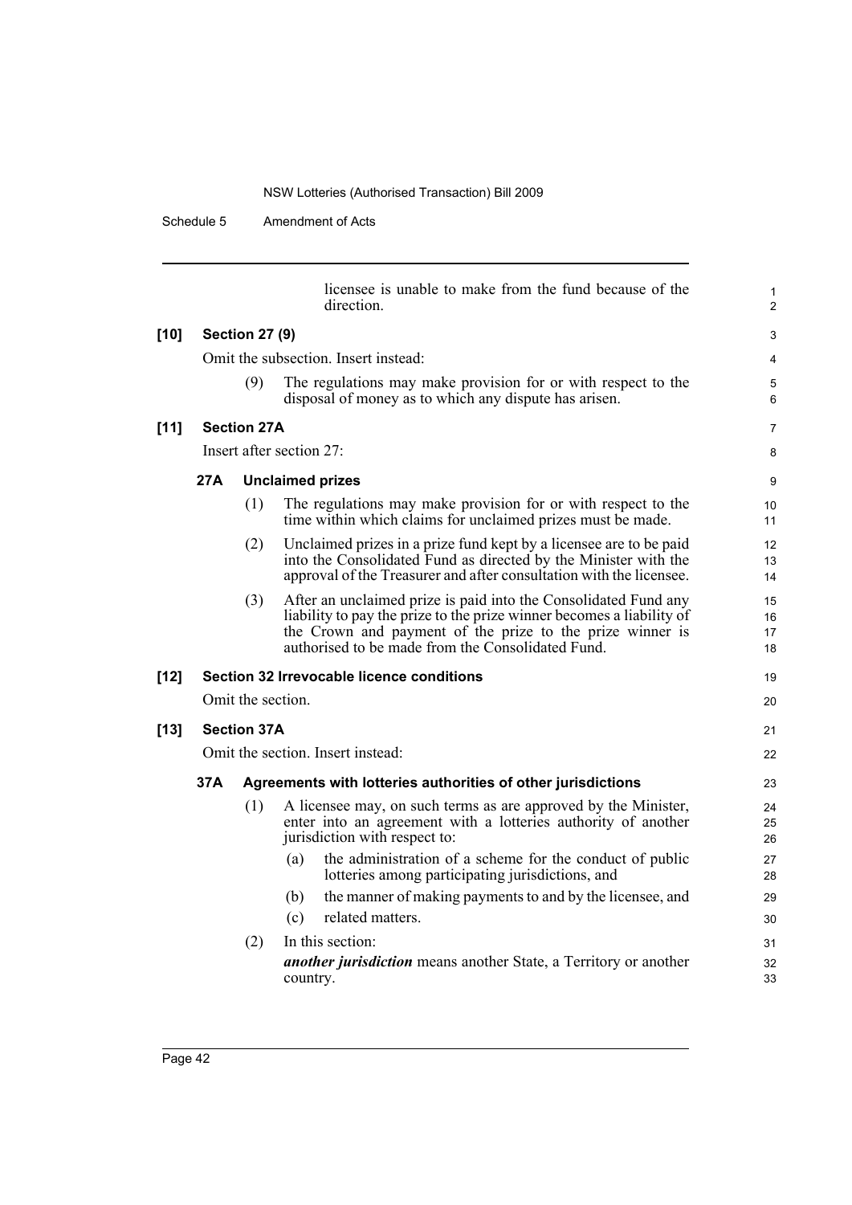licensee is unable to make from the fund because of the direction.

**[10] Section 27 (9)**

Omit the subsection. Insert instead:

(9) The regulations may make provision for or with respect to the disposal of money as to which any dispute has arisen.

**[11] Section 27A**

Insert after section 27:

**27A Unclaimed prizes**

(1) The regulations may make provision for or with respect to the time within which claims for unclaimed prizes must be made.

(2) Unclaimed prizes in a prize fund kept by a licensee are to be paid into the Consolidated Fund as directed by the Minister with the approval of the Treasurer and after consultation with the licensee.

(3) After an unclaimed prize is paid into the Consolidated Fund any liability to pay the prize to the prize winner becomes a liability of the Crown and payment of the prize to the prize winner is authorised to be made from the Consolidated Fund.

**[12] Section 32 Irrevocable licence conditions**

Omit the section.

**[13] Section 37A**

Omit the section. Insert instead:

**37A Agreements with lotteries authorities of other jurisdictions**

(1) A licensee may, on such terms as are approved by the Minister, enter into an agreement with a lotteries authority of another jurisdiction with respect to:

- (a) the administration of a scheme for the conduct of public lotteries among participating jurisdictions, and
- (b) the manner of making payments to and by the licensee, and
- (c) related matters.

(2) In this section:

***another jurisdiction*** means another State, a Territory or another country.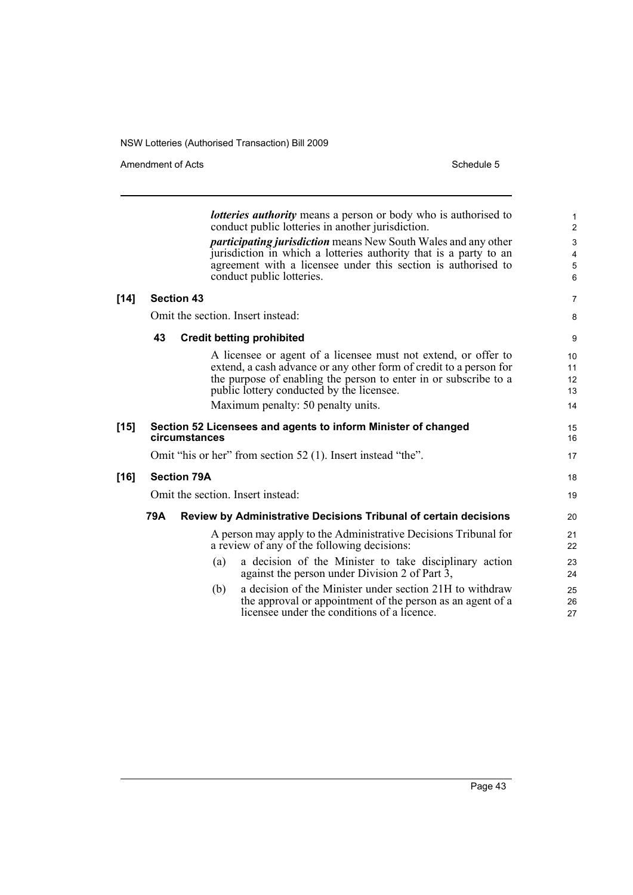***lotteries authority*** means a person or body who is authorised to conduct public lotteries in another jurisdiction.

***participating jurisdiction*** means New South Wales and any other jurisdiction in which a lotteries authority that is a party to an agreement with a licensee under this section is authorised to conduct public lotteries.

**[14] Section 43**

Omit the section. Insert instead:

**43 Credit betting prohibited**

A licensee or agent of a licensee must not extend, or offer to extend, a cash advance or any other form of credit to a person for the purpose of enabling the person to enter in or subscribe to a public lottery conducted by the licensee.

Maximum penalty: 50 penalty units.

**[15] Section 52 Licensees and agents to inform Minister of changed circumstances**

Omit "his or her" from section 52 (1). Insert instead "the".

**[16] Section 79A**

Omit the section. Insert instead:

**79A Review by Administrative Decisions Tribunal of certain decisions**

A person may apply to the Administrative Decisions Tribunal for a review of any of the following decisions:

(a) a decision of the Minister to take disciplinary action against the person under Division 2 of Part 3,

(b) a decision of the Minister under section 21H to withdraw the approval or appointment of the person as an agent of a licensee under the conditions of a licence.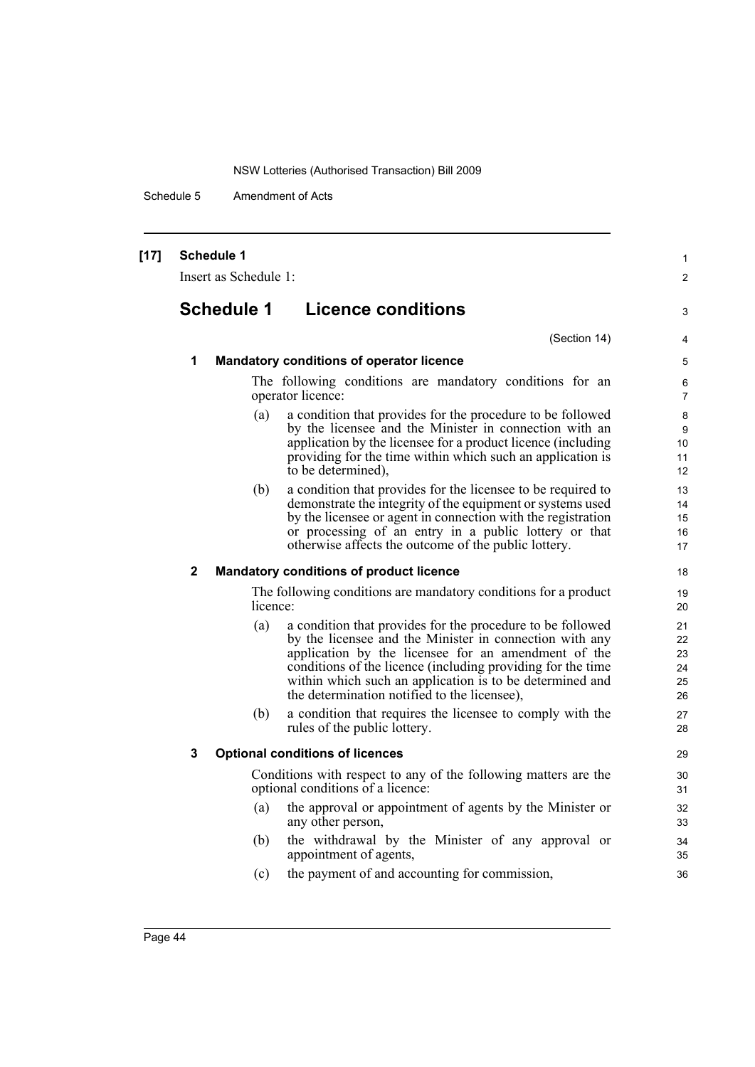**[17] Schedule 1**

Insert as Schedule 1:

# Schedule 1 Licence conditions

(Section 14)

**1 Mandatory conditions of operator licence**

The following conditions are mandatory conditions for an operator licence:

(a) a condition that provides for the procedure to be followed by the licensee and the Minister in connection with an application by the licensee for a product licence (including providing for the time within which such an application is to be determined),

(b) a condition that provides for the licensee to be required to demonstrate the integrity of the equipment or systems used by the licensee or agent in connection with the registration or processing of an entry in a public lottery or that otherwise affects the outcome of the public lottery.

**2 Mandatory conditions of product licence**

The following conditions are mandatory conditions for a product licence:

(a) a condition that provides for the procedure to be followed by the licensee and the Minister in connection with any application by the licensee for an amendment of the conditions of the licence (including providing for the time within which such an application is to be determined and the determination notified to the licensee),

(b) a condition that requires the licensee to comply with the rules of the public lottery.

**3 Optional conditions of licences**

Conditions with respect to any of the following matters are the optional conditions of a licence:

(a) the approval or appointment of agents by the Minister or any other person,

(b) the withdrawal by the Minister of any approval or appointment of agents,

(c) the payment of and accounting for commission,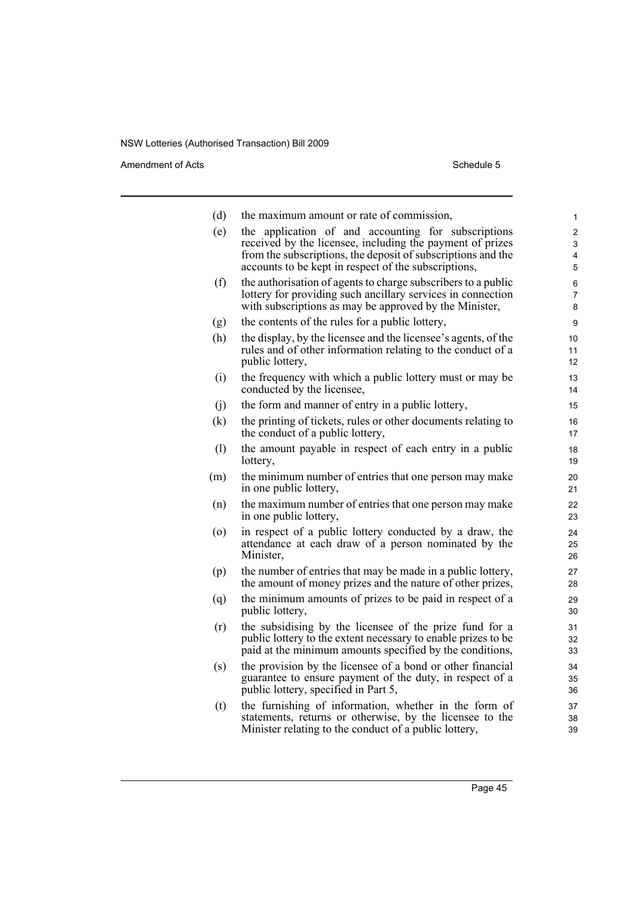(d) the maximum amount or rate of commission,

(e) the application of and accounting for subscriptions received by the licensee, including the payment of prizes from the subscriptions, the deposit of subscriptions and the accounts to be kept in respect of the subscriptions,

(f) the authorisation of agents to charge subscribers to a public lottery for providing such ancillary services in connection with subscriptions as may be approved by the Minister,

(g) the contents of the rules for a public lottery,

(h) the display, by the licensee and the licensee's agents, of the rules and of other information relating to the conduct of a public lottery,

(i) the frequency with which a public lottery must or may be conducted by the licensee,

(j) the form and manner of entry in a public lottery,

(k) the printing of tickets, rules or other documents relating to the conduct of a public lottery,

(l) the amount payable in respect of each entry in a public lottery,

(m) the minimum number of entries that one person may make in one public lottery,

(n) the maximum number of entries that one person may make in one public lottery,

(o) in respect of a public lottery conducted by a draw, the attendance at each draw of a person nominated by the Minister,

(p) the number of entries that may be made in a public lottery, the amount of money prizes and the nature of other prizes,

(q) the minimum amounts of prizes to be paid in respect of a public lottery,

(r) the subsidising by the licensee of the prize fund for a public lottery to the extent necessary to enable prizes to be paid at the minimum amounts specified by the conditions,

(s) the provision by the licensee of a bond or other financial guarantee to ensure payment of the duty, in respect of a public lottery, specified in Part 5,

(t) the furnishing of information, whether in the form of statements, returns or otherwise, by the licensee to the Minister relating to the conduct of a public lottery,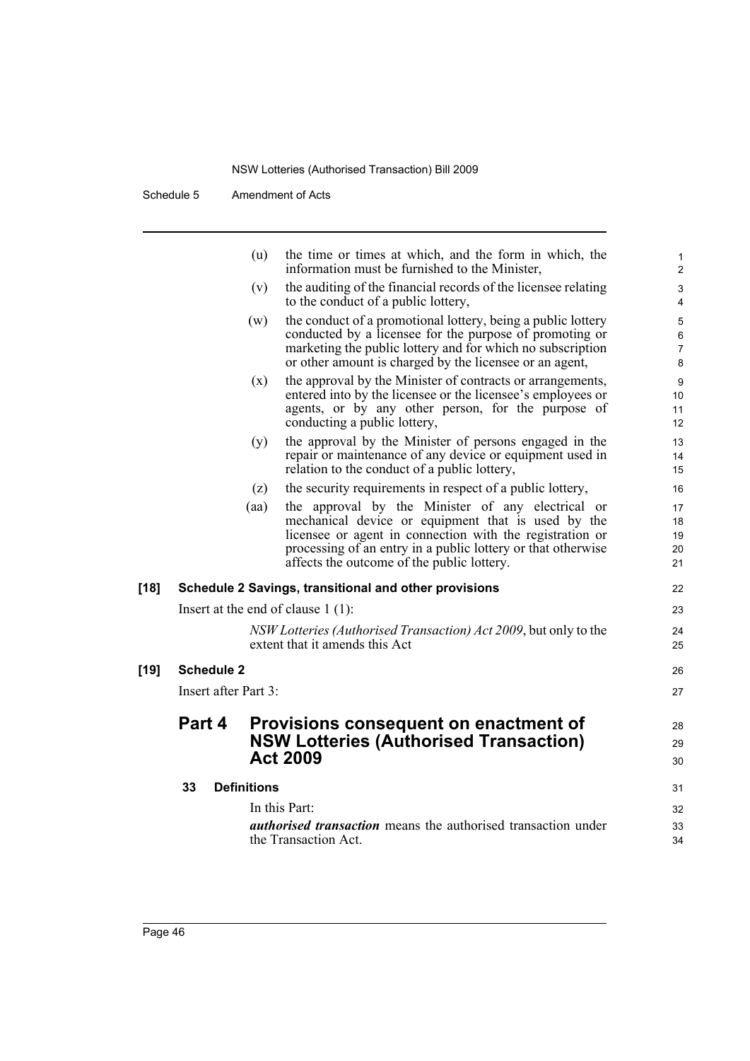(u) the time or times at which, and the form in which, the information must be furnished to the Minister,

(v) the auditing of the financial records of the licensee relating to the conduct of a public lottery,

(w) the conduct of a promotional lottery, being a public lottery conducted by a licensee for the purpose of promoting or marketing the public lottery and for which no subscription or other amount is charged by the licensee or an agent,

(x) the approval by the Minister of contracts or arrangements, entered into by the licensee or the licensee's employees or agents, or by any other person, for the purpose of conducting a public lottery,

(y) the approval by the Minister of persons engaged in the repair or maintenance of any device or equipment used in relation to the conduct of a public lottery,

(z) the security requirements in respect of a public lottery,

(aa) the approval by the Minister of any electrical or mechanical device or equipment that is used by the licensee or agent in connection with the registration or processing of an entry in a public lottery or that otherwise affects the outcome of the public lottery.

**[18] Schedule 2 Savings, transitional and other provisions**

Insert at the end of clause 1 (1):

*NSW Lotteries (Authorised Transaction) Act 2009*, but only to the extent that it amends this Act

**[19] Schedule 2**

Insert after Part 3:

## Part 4 Provisions consequent on enactment of NSW Lotteries (Authorised Transaction) Act 2009

### 33 Definitions

In this Part:

***authorised transaction*** means the authorised transaction under the Transaction Act.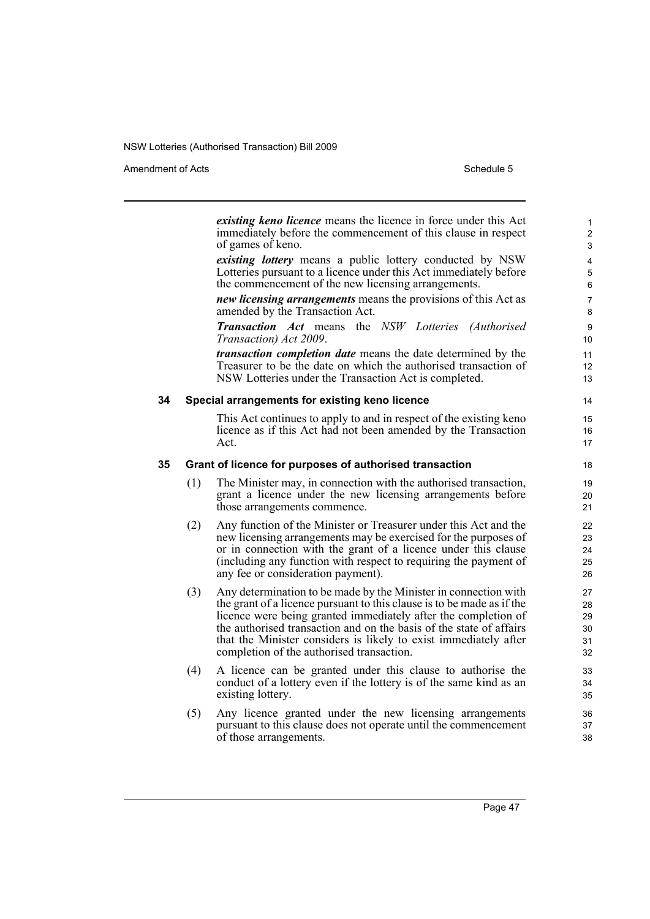*existing keno licence* means the licence in force under this Act immediately before the commencement of this clause in respect of games of keno.

*existing lottery* means a public lottery conducted by NSW Lotteries pursuant to a licence under this Act immediately before the commencement of the new licensing arrangements.

*new licensing arrangements* means the provisions of this Act as amended by the Transaction Act.

*Transaction Act* means the *NSW Lotteries (Authorised Transaction) Act 2009*.

*transaction completion date* means the date determined by the Treasurer to be the date on which the authorised transaction of NSW Lotteries under the Transaction Act is completed.

**34 Special arrangements for existing keno licence**

This Act continues to apply to and in respect of the existing keno licence as if this Act had not been amended by the Transaction Act.

**35 Grant of licence for purposes of authorised transaction**

(1) The Minister may, in connection with the authorised transaction, grant a licence under the new licensing arrangements before those arrangements commence.

(2) Any function of the Minister or Treasurer under this Act and the new licensing arrangements may be exercised for the purposes of or in connection with the grant of a licence under this clause (including any function with respect to requiring the payment of any fee or consideration payment).

(3) Any determination to be made by the Minister in connection with the grant of a licence pursuant to this clause is to be made as if the licence were being granted immediately after the completion of the authorised transaction and on the basis of the state of affairs that the Minister considers is likely to exist immediately after completion of the authorised transaction.

(4) A licence can be granted under this clause to authorise the conduct of a lottery even if the lottery is of the same kind as an existing lottery.

(5) Any licence granted under the new licensing arrangements pursuant to this clause does not operate until the commencement of those arrangements.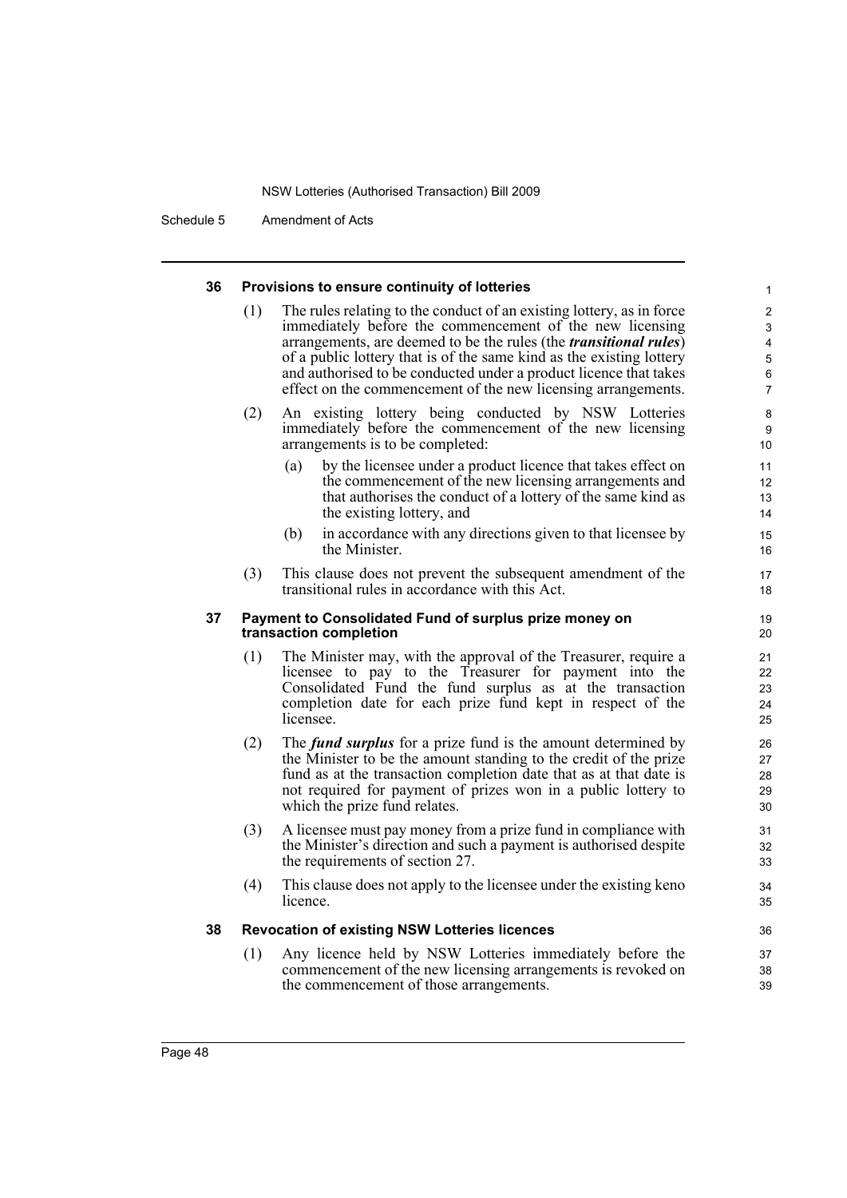#### 36 Provisions to ensure continuity of lotteries

(1) The rules relating to the conduct of an existing lottery, as in force immediately before the commencement of the new licensing arrangements, are deemed to be the rules (the ***transitional rules***) of a public lottery that is of the same kind as the existing lottery and authorised to be conducted under a product licence that takes effect on the commencement of the new licensing arrangements.

(2) An existing lottery being conducted by NSW Lotteries immediately before the commencement of the new licensing arrangements is to be completed:

- (a) by the licensee under a product licence that takes effect on the commencement of the new licensing arrangements and that authorises the conduct of a lottery of the same kind as the existing lottery, and
- (b) in accordance with any directions given to that licensee by the Minister.

(3) This clause does not prevent the subsequent amendment of the transitional rules in accordance with this Act.

#### 37 Payment to Consolidated Fund of surplus prize money on transaction completion

(1) The Minister may, with the approval of the Treasurer, require a licensee to pay to the Treasurer for payment into the Consolidated Fund the fund surplus as at the transaction completion date for each prize fund kept in respect of the licensee.

(2) The ***fund surplus*** for a prize fund is the amount determined by the Minister to be the amount standing to the credit of the prize fund as at the transaction completion date that as at that date is not required for payment of prizes won in a public lottery to which the prize fund relates.

(3) A licensee must pay money from a prize fund in compliance with the Minister's direction and such a payment is authorised despite the requirements of section 27.

(4) This clause does not apply to the licensee under the existing keno licence.

#### 38 Revocation of existing NSW Lotteries licences

(1) Any licence held by NSW Lotteries immediately before the commencement of the new licensing arrangements is revoked on the commencement of those arrangements.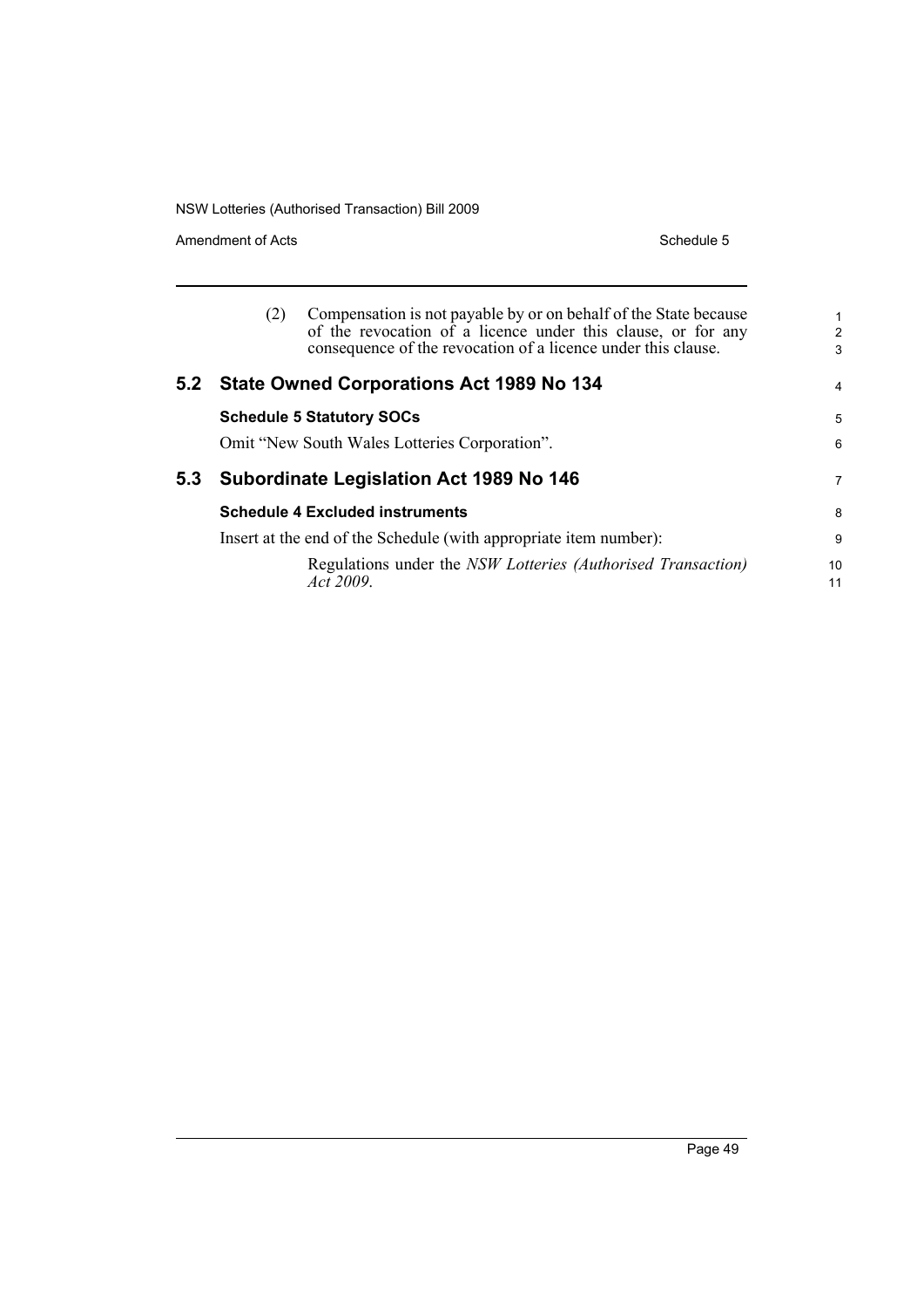(2) Compensation is not payable by or on behalf of the State because of the revocation of a licence under this clause, or for any consequence of the revocation of a licence under this clause.

## 5.2 State Owned Corporations Act 1989 No 134

**Schedule 5 Statutory SOCs**

Omit "New South Wales Lotteries Corporation".

## 5.3 Subordinate Legislation Act 1989 No 146

**Schedule 4 Excluded instruments**

Insert at the end of the Schedule (with appropriate item number):

Regulations under the *NSW Lotteries (Authorised Transaction) Act 2009*.